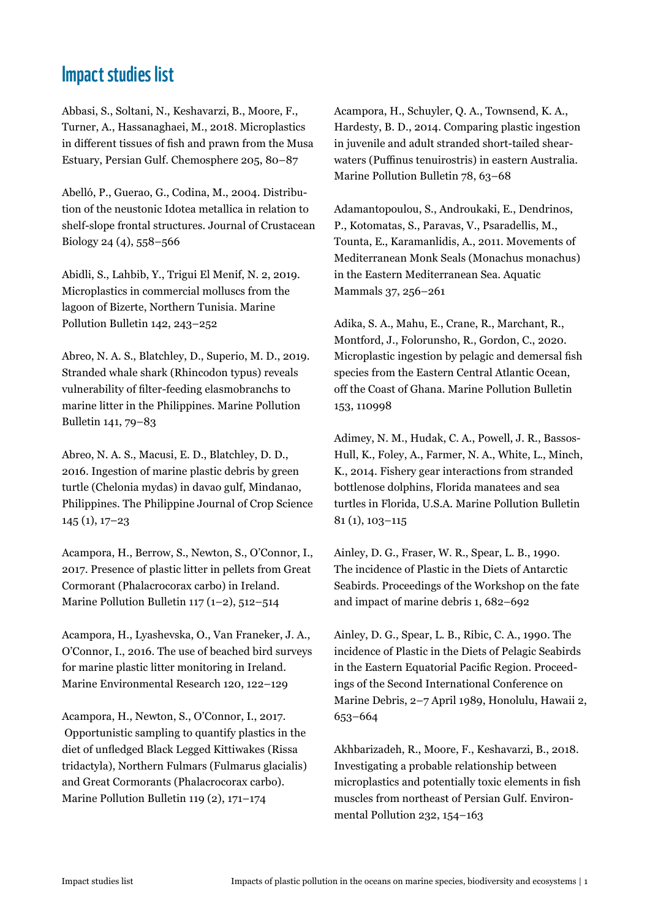# Impact studies list

Abbasi, S., Soltani, N., Keshavarzi, B., Moore, F., Turner, A., Hassanaghaei, M., 2018. Microplastics in different tissues of fish and prawn from the Musa Estuary, Persian Gulf. Chemosphere 205, 80–87

Abelló, P., Guerao, G., Codina, M., 2004. Distribution of the neustonic Idotea metallica in relation to shelf-slope frontal structures. Journal of Crustacean Biology 24 (4), 558–566

Abidli, S., Lahbib, Y., Trigui El Menif, N. 2, 2019. Microplastics in commercial molluscs from the lagoon of Bizerte, Northern Tunisia. Marine Pollution Bulletin 142, 243–252

Abreo, N. A. S., Blatchley, D., Superio, M. D., 2019. Stranded whale shark (Rhincodon typus) reveals vulnerability of filter-feeding elasmobranchs to marine litter in the Philippines. Marine Pollution Bulletin 141, 79–83

Abreo, N. A. S., Macusi, E. D., Blatchley, D. D., 2016. Ingestion of marine plastic debris by green turtle (Chelonia mydas) in davao gulf, Mindanao, Philippines. The Philippine Journal of Crop Science 145 (1), 17–23

Acampora, H., Berrow, S., Newton, S., O'Connor, I., 2017. Presence of plastic litter in pellets from Great Cormorant (Phalacrocorax carbo) in Ireland. Marine Pollution Bulletin 117 (1–2), 512–514

Acampora, H., Lyashevska, O., Van Franeker, J. A., O'Connor, I., 2016. The use of beached bird surveys for marine plastic litter monitoring in Ireland. Marine Environmental Research 120, 122–129

Acampora, H., Newton, S., O'Connor, I., 2017. Opportunistic sampling to quantify plastics in the diet of unfledged Black Legged Kittiwakes (Rissa tridactyla), Northern Fulmars (Fulmarus glacialis) and Great Cormorants (Phalacrocorax carbo). Marine Pollution Bulletin 119 (2), 171–174

Acampora, H., Schuyler, Q. A., Townsend, K. A., Hardesty, B. D., 2014. Comparing plastic ingestion in juvenile and adult stranded short-tailed shearwaters (Puffinus tenuirostris) in eastern Australia. Marine Pollution Bulletin 78, 63–68

Adamantopoulou, S., Androukaki, E., Dendrinos, P., Kotomatas, S., Paravas, V., Psaradellis, M., Tounta, E., Karamanlidis, A., 2011. Movements of Mediterranean Monk Seals (Monachus monachus) in the Eastern Mediterranean Sea. Aquatic Mammals 37, 256–261

Adika, S. A., Mahu, E., Crane, R., Marchant, R., Montford, J., Folorunsho, R., Gordon, C., 2020. Microplastic ingestion by pelagic and demersal fish species from the Eastern Central Atlantic Ocean, off the Coast of Ghana. Marine Pollution Bulletin 153, 110998

Adimey, N. M., Hudak, C. A., Powell, J. R., Bassos-Hull, K., Foley, A., Farmer, N. A., White, L., Minch, K., 2014. Fishery gear interactions from stranded bottlenose dolphins, Florida manatees and sea turtles in Florida, U.S.A. Marine Pollution Bulletin 81 (1), 103–115

Ainley, D. G., Fraser, W. R., Spear, L. B., 1990. The incidence of Plastic in the Diets of Antarctic Seabirds. Proceedings of the Workshop on the fate and impact of marine debris 1, 682–692

Ainley, D. G., Spear, L. B., Ribic, C. A., 1990. The incidence of Plastic in the Diets of Pelagic Seabirds in the Eastern Equatorial Pacific Region. Proceedings of the Second International Conference on Marine Debris, 2–7 April 1989, Honolulu, Hawaii 2, 653–664

Akhbarizadeh, R., Moore, F., Keshavarzi, B., 2018. Investigating a probable relationship between microplastics and potentially toxic elements in fish muscles from northeast of Persian Gulf. Environmental Pollution 232, 154–163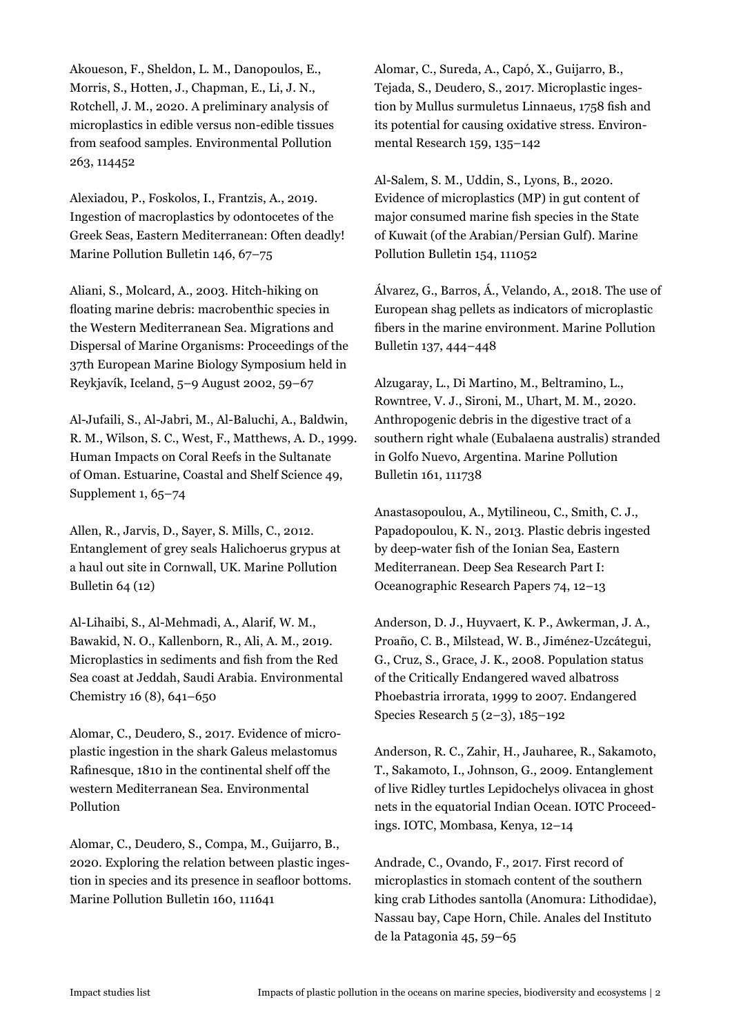Akoueson, F., Sheldon, L. M., Danopoulos, E., Morris, S., Hotten, J., Chapman, E., Li, J. N., Rotchell, J. M., 2020. A preliminary analysis of microplastics in edible versus non-edible tissues from seafood samples. Environmental Pollution 263, 114452

Alexiadou, P., Foskolos, I., Frantzis, A., 2019. Ingestion of macroplastics by odontocetes of the Greek Seas, Eastern Mediterranean: Often deadly! Marine Pollution Bulletin 146, 67–75

Aliani, S., Molcard, A., 2003. Hitch-hiking on floating marine debris: macrobenthic species in the Western Mediterranean Sea. Migrations and Dispersal of Marine Organisms: Proceedings of the 37th European Marine Biology Symposium held in Reykjavík, Iceland, 5–9 August 2002, 59–67

Al-Jufaili, S., Al-Jabri, M., Al-Baluchi, A., Baldwin, R. M., Wilson, S. C., West, F., Matthews, A. D., 1999. Human Impacts on Coral Reefs in the Sultanate of Oman. Estuarine, Coastal and Shelf Science 49, Supplement 1, 65–74

Allen, R., Jarvis, D., Sayer, S. Mills, C., 2012. Entanglement of grey seals Halichoerus grypus at a haul out site in Cornwall, UK. Marine Pollution Bulletin 64 (12)

Al-Lihaibi, S., Al-Mehmadi, A., Alarif, W. M., Bawakid, N. O., Kallenborn, R., Ali, A. M., 2019. Microplastics in sediments and fish from the Red Sea coast at Jeddah, Saudi Arabia. Environmental Chemistry 16 (8), 641–650

Alomar, C., Deudero, S., 2017. Evidence of microplastic ingestion in the shark Galeus melastomus Rafinesque, 1810 in the continental shelf off the western Mediterranean Sea. Environmental Pollution

Alomar, C., Deudero, S., Compa, M., Guijarro, B., 2020. Exploring the relation between plastic ingestion in species and its presence in seafloor bottoms. Marine Pollution Bulletin 160, 111641

Alomar, C., Sureda, A., Capó, X., Guijarro, B., Tejada, S., Deudero, S., 2017. Microplastic ingestion by Mullus surmuletus Linnaeus, 1758 fish and its potential for causing oxidative stress. Environmental Research 159, 135–142

Al-Salem, S. M., Uddin, S., Lyons, B., 2020. Evidence of microplastics (MP) in gut content of major consumed marine fish species in the State of Kuwait (of the Arabian/Persian Gulf). Marine Pollution Bulletin 154, 111052

Álvarez, G., Barros, Á., Velando, A., 2018. The use of European shag pellets as indicators of microplastic fibers in the marine environment. Marine Pollution Bulletin 137, 444–448

Alzugaray, L., Di Martino, M., Beltramino, L., Rowntree, V. J., Sironi, M., Uhart, M. M., 2020. Anthropogenic debris in the digestive tract of a southern right whale (Eubalaena australis) stranded in Golfo Nuevo, Argentina. Marine Pollution Bulletin 161, 111738

Anastasopoulou, A., Mytilineou, C., Smith, C. J., Papadopoulou, K. N., 2013. Plastic debris ingested by deep-water fish of the Ionian Sea, Eastern Mediterranean. Deep Sea Research Part I: Oceanographic Research Papers 74, 12–13

Anderson, D. J., Huyvaert, K. P., Awkerman, J. A., Proaño, C. B., Milstead, W. B., Jiménez-Uzcátegui, G., Cruz, S., Grace, J. K., 2008. Population status of the Critically Endangered waved albatross Phoebastria irrorata, 1999 to 2007. Endangered Species Research 5 (2–3), 185–192

Anderson, R. C., Zahir, H., Jauharee, R., Sakamoto, T., Sakamoto, I., Johnson, G., 2009. Entanglement of live Ridley turtles Lepidochelys olivacea in ghost nets in the equatorial Indian Ocean. IOTC Proceedings. IOTC, Mombasa, Kenya, 12–14

Andrade, C., Ovando, F., 2017. First record of microplastics in stomach content of the southern king crab Lithodes santolla (Anomura: Lithodidae), Nassau bay, Cape Horn, Chile. Anales del Instituto de la Patagonia 45, 59–65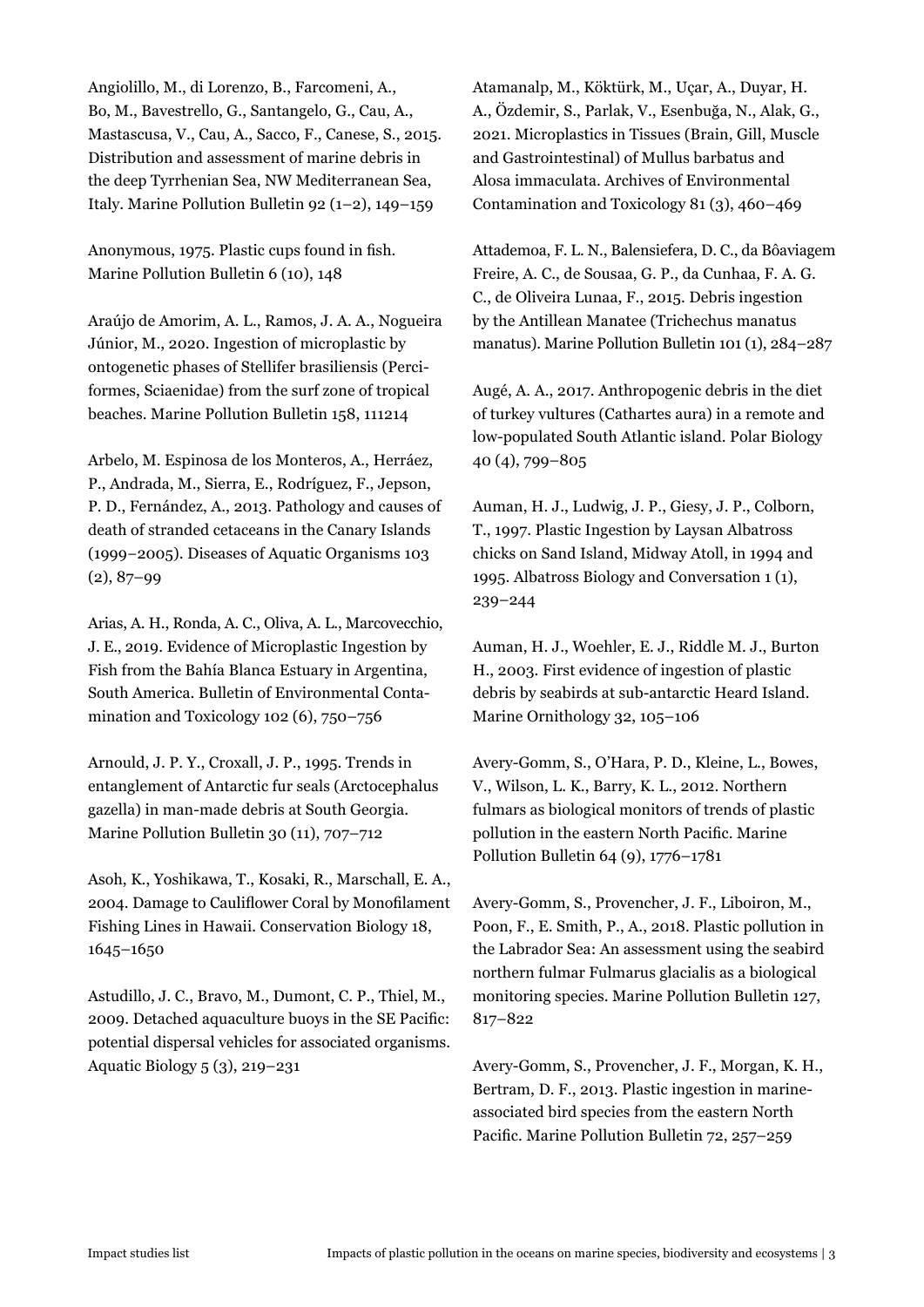Angiolillo, M., di Lorenzo, B., Farcomeni, A., Bo, M., Bavestrello, G., Santangelo, G., Cau, A., Mastascusa, V., Cau, A., Sacco, F., Canese, S., 2015. Distribution and assessment of marine debris in the deep Tyrrhenian Sea, NW Mediterranean Sea, Italy. Marine Pollution Bulletin 92 (1–2), 149–159

Anonymous, 1975. Plastic cups found in fish. Marine Pollution Bulletin 6 (10), 148

Araújo de Amorim, A. L., Ramos, J. A. A., Nogueira Júnior, M., 2020. Ingestion of microplastic by ontogenetic phases of Stellifer brasiliensis (Perciformes, Sciaenidae) from the surf zone of tropical beaches. Marine Pollution Bulletin 158, 111214

Arbelo, M. Espinosa de los Monteros, A., Herráez, P., Andrada, M., Sierra, E., Rodríguez, F., Jepson, P. D., Fernández, A., 2013. Pathology and causes of death of stranded cetaceans in the Canary Islands (1999–2005). Diseases of Aquatic Organisms 103 (2), 87–99

Arias, A. H., Ronda, A. C., Oliva, A. L., Marcovecchio, J. E., 2019. Evidence of Microplastic Ingestion by Fish from the Bahía Blanca Estuary in Argentina, South America. Bulletin of Environmental Contamination and Toxicology 102 (6), 750–756

Arnould, J. P. Y., Croxall, J. P., 1995. Trends in entanglement of Antarctic fur seals (Arctocephalus gazella) in man-made debris at South Georgia. Marine Pollution Bulletin 30 (11), 707–712

Asoh, K., Yoshikawa, T., Kosaki, R., Marschall, E. A., 2004. Damage to Cauliflower Coral by Monofilament Fishing Lines in Hawaii. Conservation Biology 18, 1645–1650

Astudillo, J. C., Bravo, M., Dumont, C. P., Thiel, M., 2009. Detached aquaculture buoys in the SE Pacific: potential dispersal vehicles for associated organisms. Aquatic Biology 5 (3), 219–231

Atamanalp, M., Köktürk, M., Uçar, A., Duyar, H. A., Özdemir, S., Parlak, V., Esenbuğa, N., Alak, G., 2021. Microplastics in Tissues (Brain, Gill, Muscle and Gastrointestinal) of Mullus barbatus and Alosa immaculata. Archives of Environmental Contamination and Toxicology 81 (3), 460–469

Attademoa, F. L. N., Balensiefera, D. C., da Bôaviagem Freire, A. C., de Sousaa, G. P., da Cunhaa, F. A. G. C., de Oliveira Lunaa, F., 2015. Debris ingestion by the Antillean Manatee (Trichechus manatus manatus). Marine Pollution Bulletin 101 (1), 284–287

Augé, A. A., 2017. Anthropogenic debris in the diet of turkey vultures (Cathartes aura) in a remote and low-populated South Atlantic island. Polar Biology 40 (4), 799–805

Auman, H. J., Ludwig, J. P., Giesy, J. P., Colborn, T., 1997. Plastic Ingestion by Laysan Albatross chicks on Sand Island, Midway Atoll, in 1994 and 1995. Albatross Biology and Conversation 1 (1), 239–244

Auman, H. J., Woehler, E. J., Riddle M. J., Burton H., 2003. First evidence of ingestion of plastic debris by seabirds at sub-antarctic Heard Island. Marine Ornithology 32, 105–106

Avery-Gomm, S., O'Hara, P. D., Kleine, L., Bowes, V., Wilson, L. K., Barry, K. L., 2012. Northern fulmars as biological monitors of trends of plastic pollution in the eastern North Pacific. Marine Pollution Bulletin 64 (9), 1776–1781

Avery-Gomm, S., Provencher, J. F., Liboiron, M., Poon, F., E. Smith, P., A., 2018. Plastic pollution in the Labrador Sea: An assessment using the seabird northern fulmar Fulmarus glacialis as a biological monitoring species. Marine Pollution Bulletin 127, 817–822

Avery-Gomm, S., Provencher, J. F., Morgan, K. H., Bertram, D. F., 2013. Plastic ingestion in marine-associated bird species from the eastern North Pacific. Marine Pollution Bulletin 72, 257–259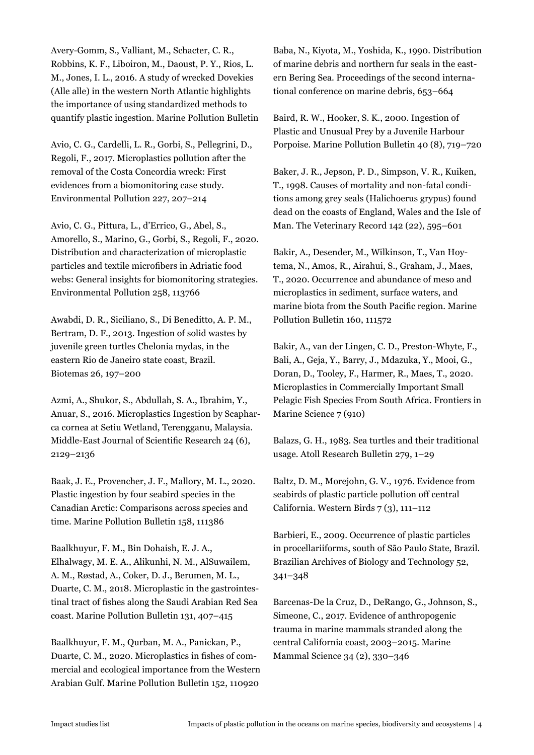Avery-Gomm, S., Valliant, M., Schacter, C. R., Robbins, K. F., Liboiron, M., Daoust, P. Y., Rios, L. M., Jones, I. L., 2016. A study of wrecked Dovekies (Alle alle) in the western North Atlantic highlights the importance of using standardized methods to quantify plastic ingestion. Marine Pollution Bulletin

Avio, C. G., Cardelli, L. R., Gorbi, S., Pellegrini, D., Regoli, F., 2017. Microplastics pollution after the removal of the Costa Concordia wreck: First evidences from a biomonitoring case study. Environmental Pollution 227, 207–214

Avio, C. G., Pittura, L., d'Errico, G., Abel, S., Amorello, S., Marino, G., Gorbi, S., Regoli, F., 2020. Distribution and characterization of microplastic particles and textile microfibers in Adriatic food webs: General insights for biomonitoring strategies. Environmental Pollution 258, 113766

Awabdi, D. R., Siciliano, S., Di Beneditto, A. P. M., Bertram, D. F., 2013. Ingestion of solid wastes by juvenile green turtles Chelonia mydas, in the eastern Rio de Janeiro state coast, Brazil. Biotemas 26, 197–200

Azmi, A., Shukor, S., Abdullah, S. A., Ibrahim, Y., Anuar, S., 2016. Microplastics Ingestion by Scapharca cornea at Setiu Wetland, Terengganu, Malaysia. Middle-East Journal of Scientific Research 24 (6), 2129–2136

Baak, J. E., Provencher, J. F., Mallory, M. L., 2020. Plastic ingestion by four seabird species in the Canadian Arctic: Comparisons across species and time. Marine Pollution Bulletin 158, 111386

Baalkhuyur, F. M., Bin Dohaish, E. J. A., Elhalwagy, M. E. A., Alikunhi, N. M., AlSuwailem, A. M., Røstad, A., Coker, D. J., Berumen, M. L., Duarte, C. M., 2018. Microplastic in the gastrointestinal tract of fishes along the Saudi Arabian Red Sea coast. Marine Pollution Bulletin 131, 407–415

Baalkhuyur, F. M., Qurban, M. A., Panickan, P., Duarte, C. M., 2020. Microplastics in fishes of commercial and ecological importance from the Western Arabian Gulf. Marine Pollution Bulletin 152, 110920

Baba, N., Kiyota, M., Yoshida, K., 1990. Distribution of marine debris and northern fur seals in the eastern Bering Sea. Proceedings of the second international conference on marine debris, 653–664

Baird, R. W., Hooker, S. K., 2000. Ingestion of Plastic and Unusual Prey by a Juvenile Harbour Porpoise. Marine Pollution Bulletin 40 (8), 719–720

Baker, J. R., Jepson, P. D., Simpson, V. R., Kuiken, T., 1998. Causes of mortality and non-fatal conditions among grey seals (Halichoerus grypus) found dead on the coasts of England, Wales and the Isle of Man. The Veterinary Record 142 (22), 595–601

Bakir, A., Desender, M., Wilkinson, T., Van Hoytema, N., Amos, R., Airahui, S., Graham, J., Maes, T., 2020. Occurrence and abundance of meso and microplastics in sediment, surface waters, and marine biota from the South Pacific region. Marine Pollution Bulletin 160, 111572

Bakir, A., van der Lingen, C. D., Preston-Whyte, F., Bali, A., Geja, Y., Barry, J., Mdazuka, Y., Mooi, G., Doran, D., Tooley, F., Harmer, R., Maes, T., 2020. Microplastics in Commercially Important Small Pelagic Fish Species From South Africa. Frontiers in Marine Science 7 (910)

Balazs, G. H., 1983. Sea turtles and their traditional usage. Atoll Research Bulletin 279, 1–29

Baltz, D. M., Morejohn, G. V., 1976. Evidence from seabirds of plastic particle pollution off central California. Western Birds 7 (3), 111–112

Barbieri, E., 2009. Occurrence of plastic particles in procellariiforms, south of São Paulo State, Brazil. Brazilian Archives of Biology and Technology 52, 341–348

Barcenas-De la Cruz, D., DeRango, G., Johnson, S., Simeone, C., 2017. Evidence of anthropogenic trauma in marine mammals stranded along the central California coast, 2003–2015. Marine Mammal Science 34 (2), 330–346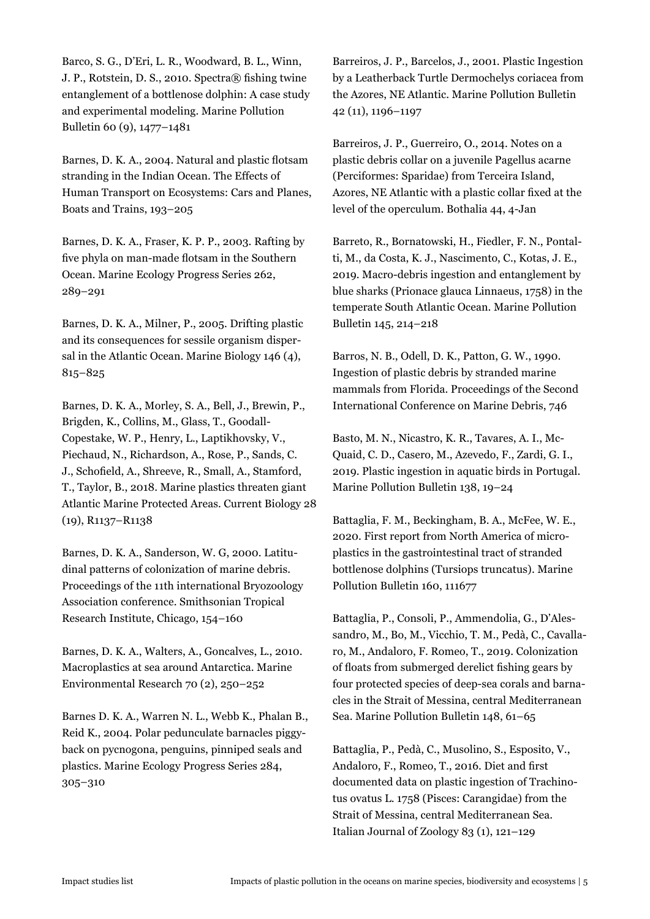Barco, S. G., D'Eri, L. R., Woodward, B. L., Winn, J. P., Rotstein, D. S., 2010. Spectra® fishing twine entanglement of a bottlenose dolphin: A case study and experimental modeling. Marine Pollution Bulletin 60 (9), 1477–1481

Barnes, D. K. A., 2004. Natural and plastic flotsam stranding in the Indian Ocean. The Effects of Human Transport on Ecosystems: Cars and Planes, Boats and Trains, 193–205

Barnes, D. K. A., Fraser, K. P. P., 2003. Rafting by five phyla on man-made flotsam in the Southern Ocean. Marine Ecology Progress Series 262, 289–291

Barnes, D. K. A., Milner, P., 2005. Drifting plastic and its consequences for sessile organism dispersal in the Atlantic Ocean. Marine Biology 146 (4), 815–825

Barnes, D. K. A., Morley, S. A., Bell, J., Brewin, P., Brigden, K., Collins, M., Glass, T., Goodall-Copestake, W. P., Henry, L., Laptikhovsky, V., Piechaud, N., Richardson, A., Rose, P., Sands, C. J., Schofield, A., Shreeve, R., Small, A., Stamford, T., Taylor, B., 2018. Marine plastics threaten giant Atlantic Marine Protected Areas. Current Biology 28 (19), R1137–R1138

Barnes, D. K. A., Sanderson, W. G, 2000. Latitudinal patterns of colonization of marine debris. Proceedings of the 11th international Bryozoology Association conference. Smithsonian Tropical Research Institute, Chicago, 154–160

Barnes, D. K. A., Walters, A., Goncalves, L., 2010. Macroplastics at sea around Antarctica. Marine Environmental Research 70 (2), 250–252

Barnes D. K. A., Warren N. L., Webb K., Phalan B., Reid K., 2004. Polar pedunculate barnacles piggyback on pycnogona, penguins, pinniped seals and plastics. Marine Ecology Progress Series 284, 305–310

Barreiros, J. P., Barcelos, J., 2001. Plastic Ingestion by a Leatherback Turtle Dermochelys coriacea from the Azores, NE Atlantic. Marine Pollution Bulletin 42 (11), 1196–1197

Barreiros, J. P., Guerreiro, O., 2014. Notes on a plastic debris collar on a juvenile Pagellus acarne (Perciformes: Sparidae) from Terceira Island, Azores, NE Atlantic with a plastic collar fixed at the level of the operculum. Bothalia 44, 4-Jan

Barreto, R., Bornatowski, H., Fiedler, F. N., Pontalti, M., da Costa, K. J., Nascimento, C., Kotas, J. E., 2019. Macro-debris ingestion and entanglement by blue sharks (Prionace glauca Linnaeus, 1758) in the temperate South Atlantic Ocean. Marine Pollution Bulletin 145, 214–218

Barros, N. B., Odell, D. K., Patton, G. W., 1990. Ingestion of plastic debris by stranded marine mammals from Florida. Proceedings of the Second International Conference on Marine Debris, 746

Basto, M. N., Nicastro, K. R., Tavares, A. I., McQuaid, C. D., Casero, M., Azevedo, F., Zardi, G. I., 2019. Plastic ingestion in aquatic birds in Portugal. Marine Pollution Bulletin 138, 19–24

Battaglia, F. M., Beckingham, B. A., McFee, W. E., 2020. First report from North America of microplastics in the gastrointestinal tract of stranded bottlenose dolphins (Tursiops truncatus). Marine Pollution Bulletin 160, 111677

Battaglia, P., Consoli, P., Ammendolia, G., D'Alessandro, M., Bo, M., Vicchio, T. M., Pedà, C., Cavallaro, M., Andaloro, F. Romeo, T., 2019. Colonization of floats from submerged derelict fishing gears by four protected species of deep-sea corals and barnacles in the Strait of Messina, central Mediterranean Sea. Marine Pollution Bulletin 148, 61–65

Battaglia, P., Pedà, C., Musolino, S., Esposito, V., Andaloro, F., Romeo, T., 2016. Diet and first documented data on plastic ingestion of Trachinotus ovatus L. 1758 (Pisces: Carangidae) from the Strait of Messina, central Mediterranean Sea. Italian Journal of Zoology 83 (1), 121–129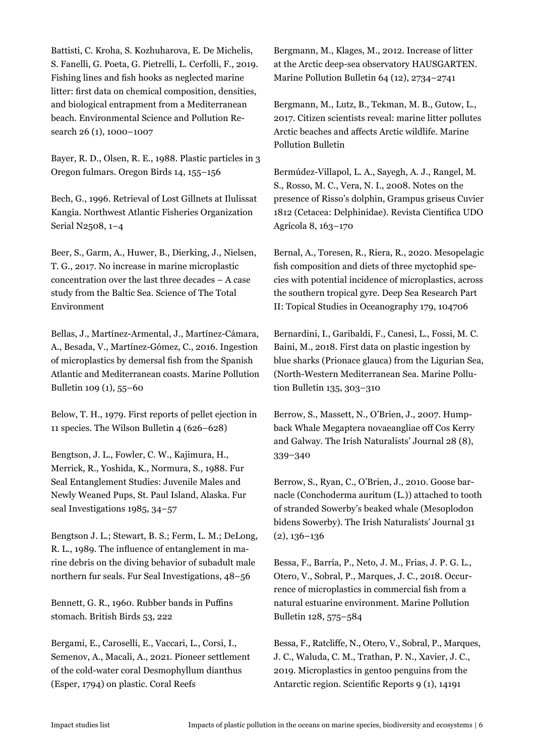Battisti, C. Kroha, S. Kozhuharova, E. De Michelis, S. Fanelli, G. Poeta, G. Pietrelli, L. Cerfolli, F., 2019. Fishing lines and fish hooks as neglected marine litter: first data on chemical composition, densities, and biological entrapment from a Mediterranean beach. Environmental Science and Pollution Research 26 (1), 1000–1007

Bayer, R. D., Olsen, R. E., 1988. Plastic particles in 3 Oregon fulmars. Oregon Birds 14, 155–156

Bech, G., 1996. Retrieval of Lost Gillnets at Ilulissat Kangia. Northwest Atlantic Fisheries Organization Serial N2508, 1–4

Beer, S., Garm, A., Huwer, B., Dierking, J., Nielsen, T. G., 2017. No increase in marine microplastic concentration over the last three decades – A case study from the Baltic Sea. Science of The Total Environment

Bellas, J., Martínez-Armental, J., Martínez-Cámara, A., Besada, V., Martínez-Gómez, C., 2016. Ingestion of microplastics by demersal fish from the Spanish Atlantic and Mediterranean coasts. Marine Pollution Bulletin 109 (1), 55–60

Below, T. H., 1979. First reports of pellet ejection in 11 species. The Wilson Bulletin 4 (626–628)

Bengtson, J. L., Fowler, C. W., Kajimura, H., Merrick, R., Yoshida, K., Normura, S., 1988. Fur Seal Entanglement Studies: Juvenile Males and Newly Weaned Pups, St. Paul Island, Alaska. Fur seal Investigations 1985, 34–57

Bengtson J. L.; Stewart, B. S.; Ferm, L. M.; DeLong, R. L., 1989. The influence of entanglement in marine debris on the diving behavior of subadult male northern fur seals. Fur Seal Investigations, 48–56

Bennett, G. R., 1960. Rubber bands in Puffins stomach. British Birds 53, 222

Bergami, E., Caroselli, E., Vaccari, L., Corsi, I., Semenov, A., Macali, A., 2021. Pioneer settlement of the cold-water coral Desmophyllum dianthus (Esper, 1794) on plastic. Coral Reefs

Bergmann, M., Klages, M., 2012. Increase of litter at the Arctic deep-sea observatory HAUSGARTEN. Marine Pollution Bulletin 64 (12), 2734–2741

Bergmann, M., Lutz, B., Tekman, M. B., Gutow, L., 2017. Citizen scientists reveal: marine litter pollutes Arctic beaches and affects Arctic wildlife. Marine Pollution Bulletin

Bermúdez-Villapol, L. A., Sayegh, A. J., Rangel, M. S., Rosso, M. C., Vera, N. I., 2008. Notes on the presence of Risso's dolphin, Grampus griseus Cuvier 1812 (Cetacea: Delphinidae). Revista Científica UDO Agrícola 8, 163–170

Bernal, A., Toresen, R., Riera, R., 2020. Mesopelagic fish composition and diets of three myctophid species with potential incidence of microplastics, across the southern tropical gyre. Deep Sea Research Part II: Topical Studies in Oceanography 179, 104706

Bernardini, I., Garibaldi, F., Canesi, L., Fossi, M. C. Baini, M., 2018. First data on plastic ingestion by blue sharks (Prionace glauca) from the Ligurian Sea, (North-Western Mediterranean Sea. Marine Pollution Bulletin 135, 303–310

Berrow, S., Massett, N., O'Brien, J., 2007. Humpback Whale Megaptera novaeangliae off Cos Kerry and Galway. The Irish Naturalists' Journal 28 (8), 339–340

Berrow, S., Ryan, C., O'Brien, J., 2010. Goose barnacle (Conchoderma auritum (L.)) attached to tooth of stranded Sowerby's beaked whale (Mesoplodon bidens Sowerby). The Irish Naturalists' Journal 31 (2), 136–136

Bessa, F., Barría, P., Neto, J. M., Frias, J. P. G. L., Otero, V., Sobral, P., Marques, J. C., 2018. Occurrence of microplastics in commercial fish from a natural estuarine environment. Marine Pollution Bulletin 128, 575–584

Bessa, F., Ratcliffe, N., Otero, V., Sobral, P., Marques, J. C., Waluda, C. M., Trathan, P. N., Xavier, J. C., 2019. Microplastics in gentoo penguins from the Antarctic region. Scientific Reports 9 (1), 14191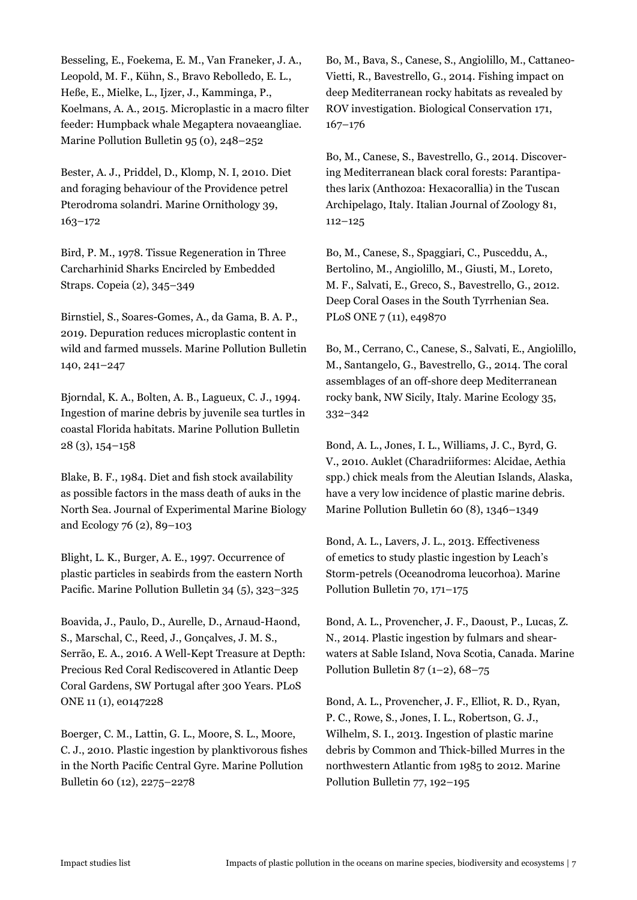Besseling, E., Foekema, E. M., Van Franeker, J. A., Leopold, M. F., Kühn, S., Bravo Rebolledo, E. L., Heße, E., Mielke, L., Ijzer, J., Kamminga, P., Koelmans, A. A., 2015. Microplastic in a macro filter feeder: Humpback whale Megaptera novaeangliae. Marine Pollution Bulletin 95 (0), 248–252

Bester, A. J., Priddel, D., Klomp, N. I, 2010. Diet and foraging behaviour of the Providence petrel Pterodroma solandri. Marine Ornithology 39, 163–172

Bird, P. M., 1978. Tissue Regeneration in Three Carcharhinid Sharks Encircled by Embedded Straps. Copeia (2), 345–349

Birnstiel, S., Soares-Gomes, A., da Gama, B. A. P., 2019. Depuration reduces microplastic content in wild and farmed mussels. Marine Pollution Bulletin 140, 241–247

Bjorndal, K. A., Bolten, A. B., Lagueux, C. J., 1994. Ingestion of marine debris by juvenile sea turtles in coastal Florida habitats. Marine Pollution Bulletin 28 (3), 154–158

Blake, B. F., 1984. Diet and fish stock availability as possible factors in the mass death of auks in the North Sea. Journal of Experimental Marine Biology and Ecology 76 (2), 89–103

Blight, L. K., Burger, A. E., 1997. Occurrence of plastic particles in seabirds from the eastern North Pacific. Marine Pollution Bulletin 34 (5), 323–325

Boavida, J., Paulo, D., Aurelle, D., Arnaud-Haond, S., Marschal, C., Reed, J., Gonçalves, J. M. S., Serrão, E. A., 2016. A Well-Kept Treasure at Depth: Precious Red Coral Rediscovered in Atlantic Deep Coral Gardens, SW Portugal after 300 Years. PLoS ONE 11 (1), e0147228

Boerger, C. M., Lattin, G. L., Moore, S. L., Moore, C. J., 2010. Plastic ingestion by planktivorous fishes in the North Pacific Central Gyre. Marine Pollution Bulletin 60 (12), 2275–2278

Bo, M., Bava, S., Canese, S., Angiolillo, M., Cattaneo-Vietti, R., Bavestrello, G., 2014. Fishing impact on deep Mediterranean rocky habitats as revealed by ROV investigation. Biological Conservation 171, 167–176

Bo, M., Canese, S., Bavestrello, G., 2014. Discovering Mediterranean black coral forests: Parantipathes larix (Anthozoa: Hexacorallia) in the Tuscan Archipelago, Italy. Italian Journal of Zoology 81, 112–125

Bo, M., Canese, S., Spaggiari, C., Pusceddu, A., Bertolino, M., Angiolillo, M., Giusti, M., Loreto, M. F., Salvati, E., Greco, S., Bavestrello, G., 2012. Deep Coral Oases in the South Tyrrhenian Sea. PLoS ONE 7 (11), e49870

Bo, M., Cerrano, C., Canese, S., Salvati, E., Angiolillo, M., Santangelo, G., Bavestrello, G., 2014. The coral assemblages of an off-shore deep Mediterranean rocky bank, NW Sicily, Italy. Marine Ecology 35, 332–342

Bond, A. L., Jones, I. L., Williams, J. C., Byrd, G. V., 2010. Auklet (Charadriiformes: Alcidae, Aethia spp.) chick meals from the Aleutian Islands, Alaska, have a very low incidence of plastic marine debris. Marine Pollution Bulletin 60 (8), 1346–1349

Bond, A. L., Lavers, J. L., 2013. Effectiveness of emetics to study plastic ingestion by Leach's Storm-petrels (Oceanodroma leucorhoa). Marine Pollution Bulletin 70, 171–175

Bond, A. L., Provencher, J. F., Daoust, P., Lucas, Z. N., 2014. Plastic ingestion by fulmars and shearwaters at Sable Island, Nova Scotia, Canada. Marine Pollution Bulletin 87 (1–2), 68–75

Bond, A. L., Provencher, J. F., Elliot, R. D., Ryan, P. C., Rowe, S., Jones, I. L., Robertson, G. J., Wilhelm, S. I., 2013. Ingestion of plastic marine debris by Common and Thick-billed Murres in the northwestern Atlantic from 1985 to 2012. Marine Pollution Bulletin 77, 192–195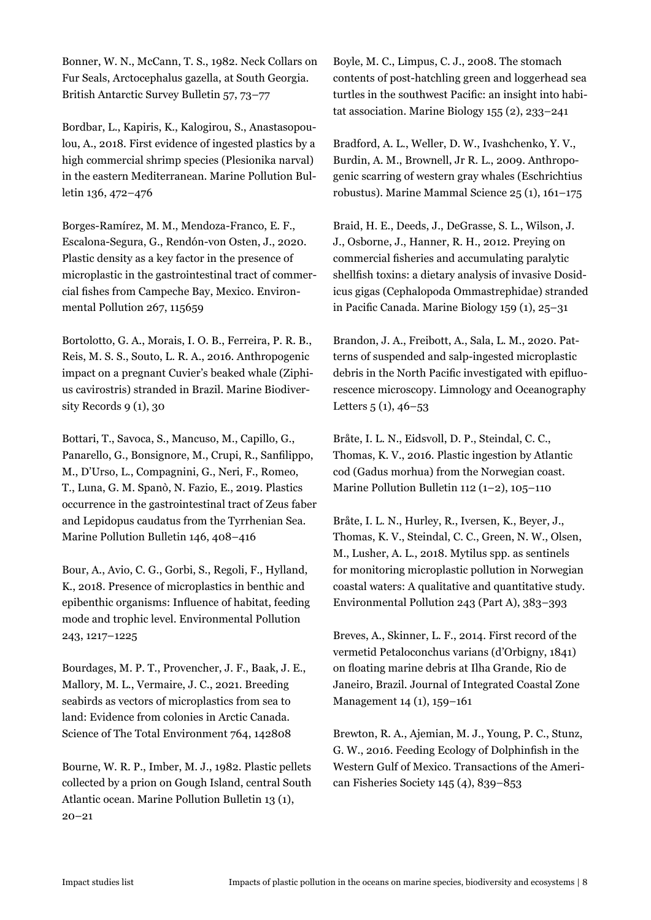Bonner, W. N., McCann, T. S., 1982. Neck Collars on Fur Seals, Arctocephalus gazella, at South Georgia. British Antarctic Survey Bulletin 57, 73–77

Bordbar, L., Kapiris, K., Kalogirou, S., Anastasopoulou, A., 2018. First evidence of ingested plastics by a high commercial shrimp species (Plesionika narval) in the eastern Mediterranean. Marine Pollution Bulletin 136, 472–476

Borges-Ramírez, M. M., Mendoza-Franco, E. F., Escalona-Segura, G., Rendón-von Osten, J., 2020. Plastic density as a key factor in the presence of microplastic in the gastrointestinal tract of commercial fishes from Campeche Bay, Mexico. Environmental Pollution 267, 115659

Bortolotto, G. A., Morais, I. O. B., Ferreira, P. R. B., Reis, M. S. S., Souto, L. R. A., 2016. Anthropogenic impact on a pregnant Cuvier's beaked whale (Ziphius cavirostris) stranded in Brazil. Marine Biodiversity Records 9 (1), 30

Bottari, T., Savoca, S., Mancuso, M., Capillo, G., Panarello, G., Bonsignore, M., Crupi, R., Sanfilippo, M., D'Urso, L., Compagnini, G., Neri, F., Romeo, T., Luna, G. M. Spanò, N. Fazio, E., 2019. Plastics occurrence in the gastrointestinal tract of Zeus faber and Lepidopus caudatus from the Tyrrhenian Sea. Marine Pollution Bulletin 146, 408–416

Bour, A., Avio, C. G., Gorbi, S., Regoli, F., Hylland, K., 2018. Presence of microplastics in benthic and epibenthic organisms: Influence of habitat, feeding mode and trophic level. Environmental Pollution 243, 1217–1225

Bourdages, M. P. T., Provencher, J. F., Baak, J. E., Mallory, M. L., Vermaire, J. C., 2021. Breeding seabirds as vectors of microplastics from sea to land: Evidence from colonies in Arctic Canada. Science of The Total Environment 764, 142808

Bourne, W. R. P., Imber, M. J., 1982. Plastic pellets collected by a prion on Gough Island, central South Atlantic ocean. Marine Pollution Bulletin 13 (1), 20–21

Boyle, M. C., Limpus, C. J., 2008. The stomach contents of post-hatchling green and loggerhead sea turtles in the southwest Pacific: an insight into habitat association. Marine Biology 155 (2), 233–241

Bradford, A. L., Weller, D. W., Ivashchenko, Y. V., Burdin, A. M., Brownell, Jr R. L., 2009. Anthropogenic scarring of western gray whales (Eschrichtius robustus). Marine Mammal Science 25 (1), 161–175

Braid, H. E., Deeds, J., DeGrasse, S. L., Wilson, J. J., Osborne, J., Hanner, R. H., 2012. Preying on commercial fisheries and accumulating paralytic shellfish toxins: a dietary analysis of invasive Dosidicus gigas (Cephalopoda Ommastrephidae) stranded in Pacific Canada. Marine Biology 159 (1), 25–31

Brandon, J. A., Freibott, A., Sala, L. M., 2020. Patterns of suspended and salp-ingested microplastic debris in the North Pacific investigated with epifluorescence microscopy. Limnology and Oceanography Letters 5 (1), 46–53

Bråte, I. L. N., Eidsvoll, D. P., Steindal, C. C., Thomas, K. V., 2016. Plastic ingestion by Atlantic cod (Gadus morhua) from the Norwegian coast. Marine Pollution Bulletin 112 (1–2), 105–110

Bråte, I. L. N., Hurley, R., Iversen, K., Beyer, J., Thomas, K. V., Steindal, C. C., Green, N. W., Olsen, M., Lusher, A. L., 2018. Mytilus spp. as sentinels for monitoring microplastic pollution in Norwegian coastal waters: A qualitative and quantitative study. Environmental Pollution 243 (Part A), 383–393

Breves, A., Skinner, L. F., 2014. First record of the vermetid Petaloconchus varians (d'Orbigny, 1841) on floating marine debris at Ilha Grande, Rio de Janeiro, Brazil. Journal of Integrated Coastal Zone Management 14 (1), 159–161

Brewton, R. A., Ajemian, M. J., Young, P. C., Stunz, G. W., 2016. Feeding Ecology of Dolphinfish in the Western Gulf of Mexico. Transactions of the American Fisheries Society 145 (4), 839–853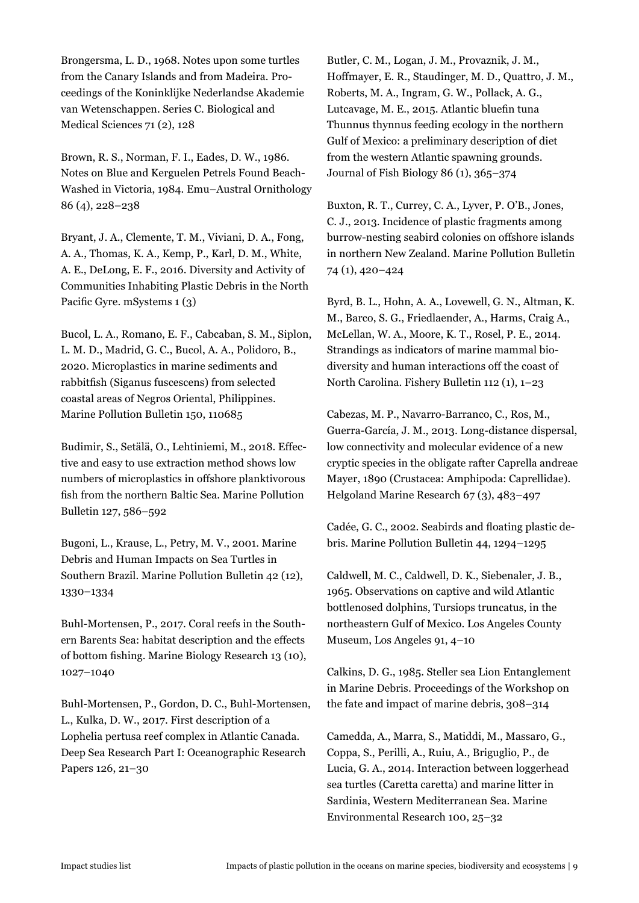Brongersma, L. D., 1968. Notes upon some turtles from the Canary Islands and from Madeira. Proceedings of the Koninklijke Nederlandse Akademie van Wetenschappen. Series C. Biological and Medical Sciences 71 (2), 128

Brown, R. S., Norman, F. I., Eades, D. W., 1986. Notes on Blue and Kerguelen Petrels Found Beach-Washed in Victoria, 1984. Emu–Austral Ornithology 86 (4), 228–238

Bryant, J. A., Clemente, T. M., Viviani, D. A., Fong, A. A., Thomas, K. A., Kemp, P., Karl, D. M., White, A. E., DeLong, E. F., 2016. Diversity and Activity of Communities Inhabiting Plastic Debris in the North Pacific Gyre. mSystems 1 (3)

Bucol, L. A., Romano, E. F., Cabcaban, S. M., Siplon, L. M. D., Madrid, G. C., Bucol, A. A., Polidoro, B., 2020. Microplastics in marine sediments and rabbitfish (Siganus fuscescens) from selected coastal areas of Negros Oriental, Philippines. Marine Pollution Bulletin 150, 110685

Budimir, S., Setälä, O., Lehtiniemi, M., 2018. Effective and easy to use extraction method shows low numbers of microplastics in offshore planktivorous fish from the northern Baltic Sea. Marine Pollution Bulletin 127, 586–592

Bugoni, L., Krause, L., Petry, M. V., 2001. Marine Debris and Human Impacts on Sea Turtles in Southern Brazil. Marine Pollution Bulletin 42 (12), 1330–1334

Buhl-Mortensen, P., 2017. Coral reefs in the Southern Barents Sea: habitat description and the effects of bottom fishing. Marine Biology Research 13 (10), 1027–1040

Buhl-Mortensen, P., Gordon, D. C., Buhl-Mortensen, L., Kulka, D. W., 2017. First description of a Lophelia pertusa reef complex in Atlantic Canada. Deep Sea Research Part I: Oceanographic Research Papers 126, 21–30

Butler, C. M., Logan, J. M., Provaznik, J. M., Hoffmayer, E. R., Staudinger, M. D., Quattro, J. M., Roberts, M. A., Ingram, G. W., Pollack, A. G., Lutcavage, M. E., 2015. Atlantic bluefin tuna Thunnus thynnus feeding ecology in the northern Gulf of Mexico: a preliminary description of diet from the western Atlantic spawning grounds. Journal of Fish Biology 86 (1), 365–374

Buxton, R. T., Currey, C. A., Lyver, P. O'B., Jones, C. J., 2013. Incidence of plastic fragments among burrow-nesting seabird colonies on offshore islands in northern New Zealand. Marine Pollution Bulletin 74 (1), 420–424

Byrd, B. L., Hohn, A. A., Lovewell, G. N., Altman, K. M., Barco, S. G., Friedlaender, A., Harms, Craig A., McLellan, W. A., Moore, K. T., Rosel, P. E., 2014. Strandings as indicators of marine mammal biodiversity and human interactions off the coast of North Carolina. Fishery Bulletin 112 (1), 1–23

Cabezas, M. P., Navarro-Barranco, C., Ros, M., Guerra-García, J. M., 2013. Long-distance dispersal, low connectivity and molecular evidence of a new cryptic species in the obligate rafter Caprella andreae Mayer, 1890 (Crustacea: Amphipoda: Caprellidae). Helgoland Marine Research 67 (3), 483–497

Cadée, G. C., 2002. Seabirds and floating plastic debris. Marine Pollution Bulletin 44, 1294–1295

Caldwell, M. C., Caldwell, D. K., Siebenaler, J. B., 1965. Observations on captive and wild Atlantic bottlenosed dolphins, Tursiops truncatus, in the northeastern Gulf of Mexico. Los Angeles County Museum, Los Angeles 91, 4–10

Calkins, D. G., 1985. Steller sea Lion Entanglement in Marine Debris. Proceedings of the Workshop on the fate and impact of marine debris, 308–314

Camedda, A., Marra, S., Matiddi, M., Massaro, G., Coppa, S., Perilli, A., Ruiu, A., Briguglio, P., de Lucia, G. A., 2014. Interaction between loggerhead sea turtles (Caretta caretta) and marine litter in Sardinia, Western Mediterranean Sea. Marine Environmental Research 100, 25–32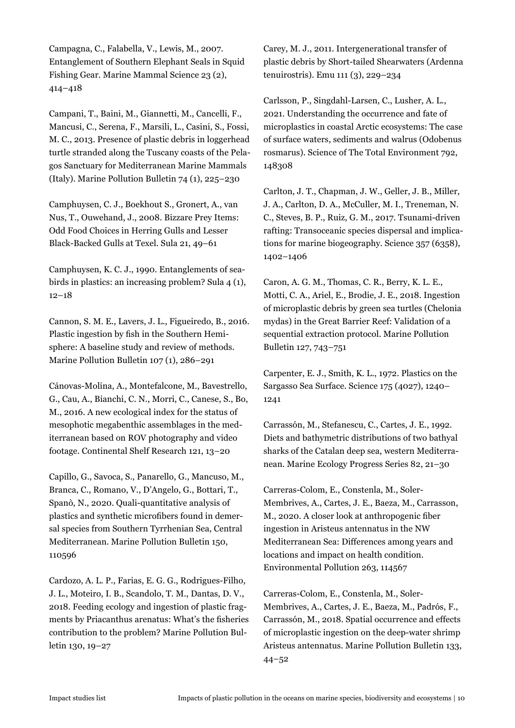Campagna, C., Falabella, V., Lewis, M., 2007. Entanglement of Southern Elephant Seals in Squid Fishing Gear. Marine Mammal Science 23 (2), 414–418

Campani, T., Baini, M., Giannetti, M., Cancelli, F., Mancusi, C., Serena, F., Marsili, L., Casini, S., Fossi, M. C., 2013. Presence of plastic debris in loggerhead turtle stranded along the Tuscany coasts of the Pelagos Sanctuary for Mediterranean Marine Mammals (Italy). Marine Pollution Bulletin 74 (1), 225–230

Camphuysen, C. J., Boekhout S., Gronert, A., van Nus, T., Ouwehand, J., 2008. Bizzare Prey Items: Odd Food Choices in Herring Gulls and Lesser Black-Backed Gulls at Texel. Sula 21, 49–61

Camphuysen, K. C. J., 1990. Entanglements of seabirds in plastics: an increasing problem? Sula 4 (1), 12–18

Cannon, S. M. E., Lavers, J. L., Figueiredo, B., 2016. Plastic ingestion by fish in the Southern Hemisphere: A baseline study and review of methods. Marine Pollution Bulletin 107 (1), 286–291

Cánovas-Molina, A., Montefalcone, M., Bavestrello, G., Cau, A., Bianchi, C. N., Morri, C., Canese, S., Bo, M., 2016. A new ecological index for the status of mesophotic megabenthic assemblages in the mediterranean based on ROV photography and video footage. Continental Shelf Research 121, 13–20

Capillo, G., Savoca, S., Panarello, G., Mancuso, M., Branca, C., Romano, V., D'Angelo, G., Bottari, T., Spanò, N., 2020. Quali-quantitative analysis of plastics and synthetic microfibers found in demersal species from Southern Tyrrhenian Sea, Central Mediterranean. Marine Pollution Bulletin 150, 110596

Cardozo, A. L. P., Farias, E. G. G., Rodrigues-Filho, J. L., Moteiro, I. B., Scandolo, T. M., Dantas, D. V., 2018. Feeding ecology and ingestion of plastic fragments by Priacanthus arenatus: What's the fisheries contribution to the problem? Marine Pollution Bulletin 130, 19–27

Carey, M. J., 2011. Intergenerational transfer of plastic debris by Short-tailed Shearwaters (Ardenna tenuirostris). Emu 111 (3), 229–234

Carlsson, P., Singdahl-Larsen, C., Lusher, A. L., 2021. Understanding the occurrence and fate of microplastics in coastal Arctic ecosystems: The case of surface waters, sediments and walrus (Odobenus rosmarus). Science of The Total Environment 792, 148308

Carlton, J. T., Chapman, J. W., Geller, J. B., Miller, J. A., Carlton, D. A., McCuller, M. I., Treneman, N. C., Steves, B. P., Ruiz, G. M., 2017. Tsunami-driven rafting: Transoceanic species dispersal and implications for marine biogeography. Science 357 (6358), 1402–1406

Caron, A. G. M., Thomas, C. R., Berry, K. L. E., Motti, C. A., Ariel, E., Brodie, J. E., 2018. Ingestion of microplastic debris by green sea turtles (Chelonia mydas) in the Great Barrier Reef: Validation of a sequential extraction protocol. Marine Pollution Bulletin 127, 743–751

Carpenter, E. J., Smith, K. L., 1972. Plastics on the Sargasso Sea Surface. Science 175 (4027), 1240–1241

Carrassón, M., Stefanescu, C., Cartes, J. E., 1992. Diets and bathymetric distributions of two bathyal sharks of the Catalan deep sea, western Mediterranean. Marine Ecology Progress Series 82, 21–30

Carreras-Colom, E., Constenla, M., Soler-Membrives, A., Cartes, J. E., Baeza, M., Carrasson, M., 2020. A closer look at anthropogenic fiber ingestion in Aristeus antennatus in the NW Mediterranean Sea: Differences among years and locations and impact on health condition. Environmental Pollution 263, 114567

Carreras-Colom, E., Constenla, M., Soler-Membrives, A., Cartes, J. E., Baeza, M., Padrós, F., Carrassón, M., 2018. Spatial occurrence and effects of microplastic ingestion on the deep-water shrimp Aristeus antennatus. Marine Pollution Bulletin 133, 44–52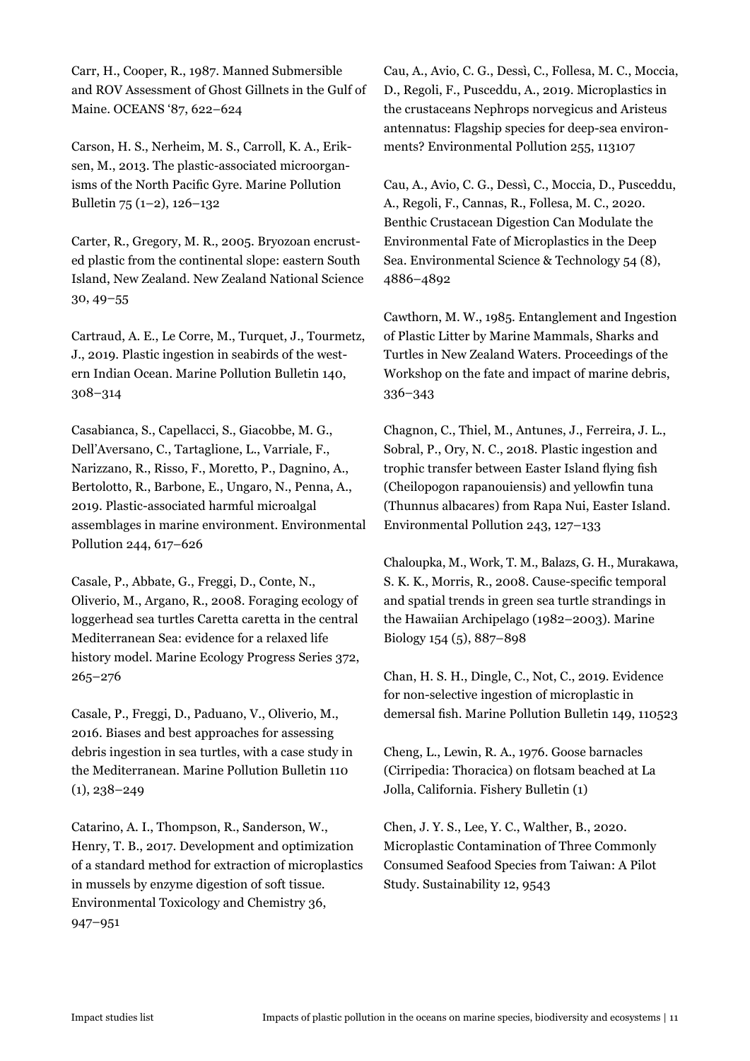Carr, H., Cooper, R., 1987. Manned Submersible and ROV Assessment of Ghost Gillnets in the Gulf of Maine. OCEANS '87, 622–624

Carson, H. S., Nerheim, M. S., Carroll, K. A., Eriksen, M., 2013. The plastic-associated microorganisms of the North Pacific Gyre. Marine Pollution Bulletin 75 (1–2), 126–132

Carter, R., Gregory, M. R., 2005. Bryozoan encrusted plastic from the continental slope: eastern South Island, New Zealand. New Zealand National Science 30, 49–55

Cartraud, A. E., Le Corre, M., Turquet, J., Tourmetz, J., 2019. Plastic ingestion in seabirds of the western Indian Ocean. Marine Pollution Bulletin 140, 308–314

Casabianca, S., Capellacci, S., Giacobbe, M. G., Dell'Aversano, C., Tartaglione, L., Varriale, F., Narizzano, R., Risso, F., Moretto, P., Dagnino, A., Bertolotto, R., Barbone, E., Ungaro, N., Penna, A., 2019. Plastic-associated harmful microalgal assemblages in marine environment. Environmental Pollution 244, 617–626

Casale, P., Abbate, G., Freggi, D., Conte, N., Oliverio, M., Argano, R., 2008. Foraging ecology of loggerhead sea turtles Caretta caretta in the central Mediterranean Sea: evidence for a relaxed life history model. Marine Ecology Progress Series 372, 265–276

Casale, P., Freggi, D., Paduano, V., Oliverio, M., 2016. Biases and best approaches for assessing debris ingestion in sea turtles, with a case study in the Mediterranean. Marine Pollution Bulletin 110 (1), 238–249

Catarino, A. I., Thompson, R., Sanderson, W., Henry, T. B., 2017. Development and optimization of a standard method for extraction of microplastics in mussels by enzyme digestion of soft tissue. Environmental Toxicology and Chemistry 36, 947–951

Cau, A., Avio, C. G., Dessì, C., Follesa, M. C., Moccia, D., Regoli, F., Pusceddu, A., 2019. Microplastics in the crustaceans Nephrops norvegicus and Aristeus antennatus: Flagship species for deep-sea environments? Environmental Pollution 255, 113107

Cau, A., Avio, C. G., Dessì, C., Moccia, D., Pusceddu, A., Regoli, F., Cannas, R., Follesa, M. C., 2020. Benthic Crustacean Digestion Can Modulate the Environmental Fate of Microplastics in the Deep Sea. Environmental Science & Technology 54 (8), 4886–4892

Cawthorn, M. W., 1985. Entanglement and Ingestion of Plastic Litter by Marine Mammals, Sharks and Turtles in New Zealand Waters. Proceedings of the Workshop on the fate and impact of marine debris, 336–343

Chagnon, C., Thiel, M., Antunes, J., Ferreira, J. L., Sobral, P., Ory, N. C., 2018. Plastic ingestion and trophic transfer between Easter Island flying fish (Cheilopogon rapanouiensis) and yellowfin tuna (Thunnus albacares) from Rapa Nui, Easter Island. Environmental Pollution 243, 127–133

Chaloupka, M., Work, T. M., Balazs, G. H., Murakawa, S. K. K., Morris, R., 2008. Cause-specific temporal and spatial trends in green sea turtle strandings in the Hawaiian Archipelago (1982–2003). Marine Biology 154 (5), 887–898

Chan, H. S. H., Dingle, C., Not, C., 2019. Evidence for non-selective ingestion of microplastic in demersal fish. Marine Pollution Bulletin 149, 110523

Cheng, L., Lewin, R. A., 1976. Goose barnacles (Cirripedia: Thoracica) on flotsam beached at La Jolla, California. Fishery Bulletin (1)

Chen, J. Y. S., Lee, Y. C., Walther, B., 2020. Microplastic Contamination of Three Commonly Consumed Seafood Species from Taiwan: A Pilot Study. Sustainability 12, 9543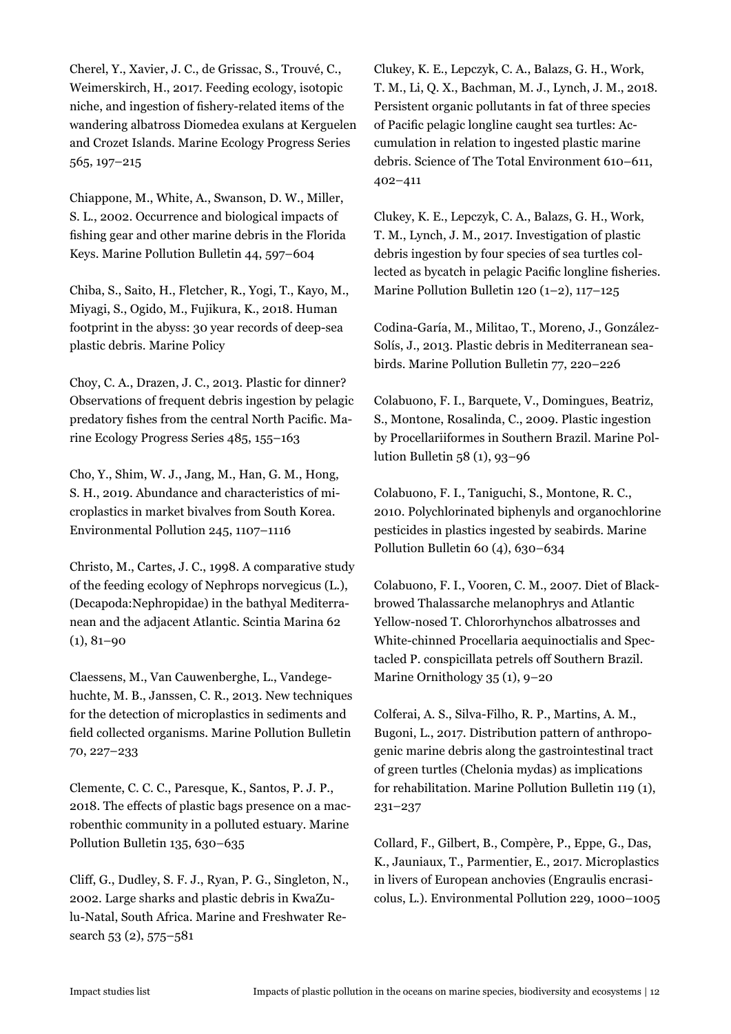Cherel, Y., Xavier, J. C., de Grissac, S., Trouvé, C., Weimerskirch, H., 2017. Feeding ecology, isotopic niche, and ingestion of fishery-related items of the wandering albatross Diomedea exulans at Kerguelen and Crozet Islands. Marine Ecology Progress Series 565, 197–215

Chiappone, M., White, A., Swanson, D. W., Miller, S. L., 2002. Occurrence and biological impacts of fishing gear and other marine debris in the Florida Keys. Marine Pollution Bulletin 44, 597–604

Chiba, S., Saito, H., Fletcher, R., Yogi, T., Kayo, M., Miyagi, S., Ogido, M., Fujikura, K., 2018. Human footprint in the abyss: 30 year records of deep-sea plastic debris. Marine Policy

Choy, C. A., Drazen, J. C., 2013. Plastic for dinner? Observations of frequent debris ingestion by pelagic predatory fishes from the central North Pacific. Marine Ecology Progress Series 485, 155–163

Cho, Y., Shim, W. J., Jang, M., Han, G. M., Hong, S. H., 2019. Abundance and characteristics of microplastics in market bivalves from South Korea. Environmental Pollution 245, 1107–1116

Christo, M., Cartes, J. C., 1998. A comparative study of the feeding ecology of Nephrops norvegicus (L.), (Decapoda:Nephropidae) in the bathyal Mediterranean and the adjacent Atlantic. Scintia Marina 62 (1), 81–90

Claessens, M., Van Cauwenberghe, L., Vandegehuchte, M. B., Janssen, C. R., 2013. New techniques for the detection of microplastics in sediments and field collected organisms. Marine Pollution Bulletin 70, 227–233

Clemente, C. C. C., Paresque, K., Santos, P. J. P., 2018. The effects of plastic bags presence on a macrobenthic community in a polluted estuary. Marine Pollution Bulletin 135, 630–635

Cliff, G., Dudley, S. F. J., Ryan, P. G., Singleton, N., 2002. Large sharks and plastic debris in KwaZulu-Natal, South Africa. Marine and Freshwater Research 53 (2), 575–581

Clukey, K. E., Lepczyk, C. A., Balazs, G. H., Work, T. M., Li, Q. X., Bachman, M. J., Lynch, J. M., 2018. Persistent organic pollutants in fat of three species of Pacific pelagic longline caught sea turtles: Accumulation in relation to ingested plastic marine debris. Science of The Total Environment 610–611, 402–411

Clukey, K. E., Lepczyk, C. A., Balazs, G. H., Work, T. M., Lynch, J. M., 2017. Investigation of plastic debris ingestion by four species of sea turtles collected as bycatch in pelagic Pacific longline fisheries. Marine Pollution Bulletin 120 (1–2), 117–125

Codina-Garía, M., Militao, T., Moreno, J., González-Solís, J., 2013. Plastic debris in Mediterranean seabirds. Marine Pollution Bulletin 77, 220–226

Colabuono, F. I., Barquete, V., Domingues, Beatriz, S., Montone, Rosalinda, C., 2009. Plastic ingestion by Procellariiformes in Southern Brazil. Marine Pollution Bulletin 58 (1), 93–96

Colabuono, F. I., Taniguchi, S., Montone, R. C., 2010. Polychlorinated biphenyls and organochlorine pesticides in plastics ingested by seabirds. Marine Pollution Bulletin 60 (4), 630–634

Colabuono, F. I., Vooren, C. M., 2007. Diet of Black-browed Thalassarche melanophrys and Atlantic Yellow-nosed T. Chlororhynchos albatrosses and White-chinned Procellaria aequinoctialis and Spectacled P. conspicillata petrels off Southern Brazil. Marine Ornithology 35 (1), 9–20

Colferai, A. S., Silva-Filho, R. P., Martins, A. M., Bugoni, L., 2017. Distribution pattern of anthropogenic marine debris along the gastrointestinal tract of green turtles (Chelonia mydas) as implications for rehabilitation. Marine Pollution Bulletin 119 (1), 231–237

Collard, F., Gilbert, B., Compère, P., Eppe, G., Das, K., Jauniaux, T., Parmentier, E., 2017. Microplastics in livers of European anchovies (Engraulis encrasicolus, L.). Environmental Pollution 229, 1000–1005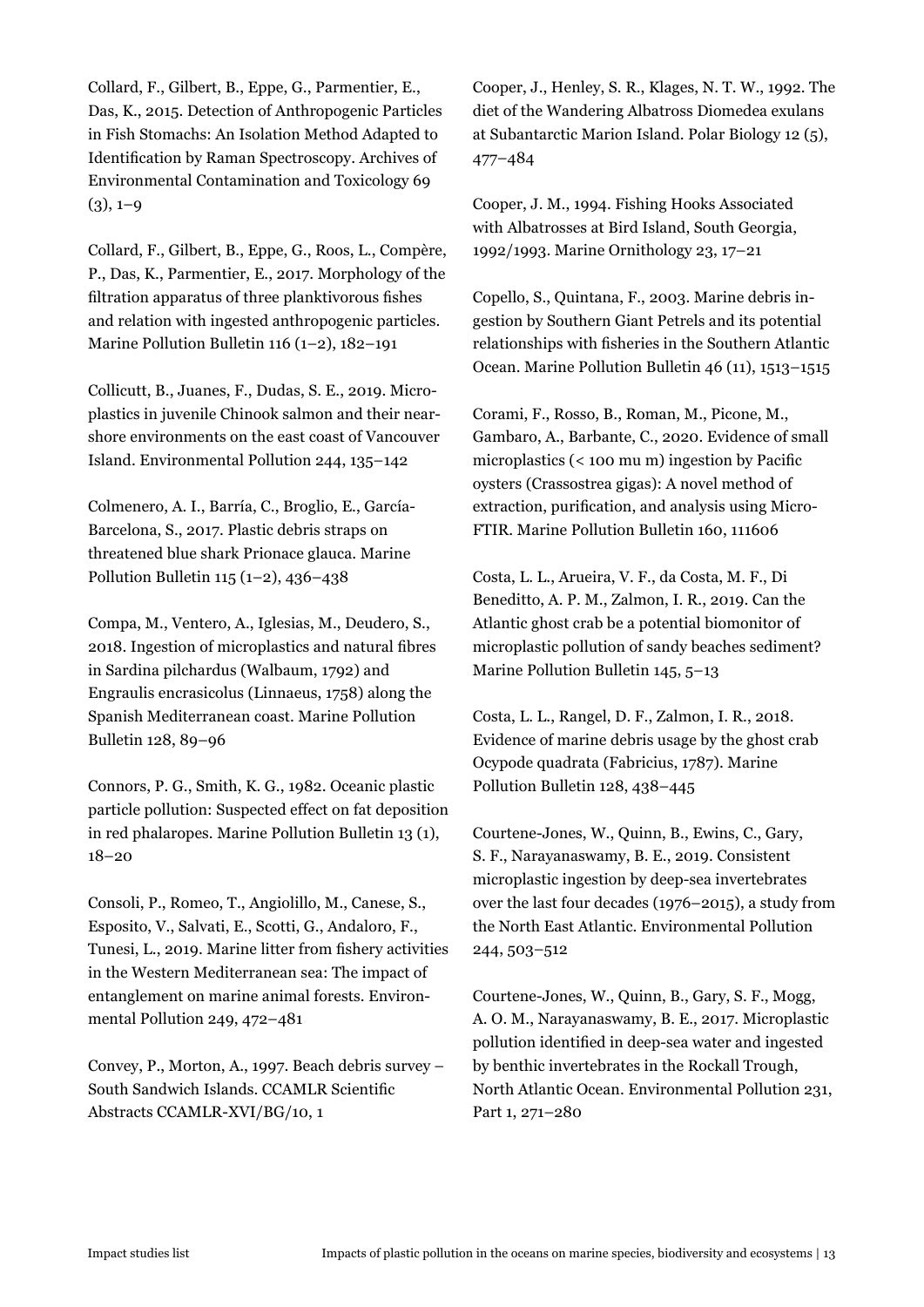Collard, F., Gilbert, B., Eppe, G., Parmentier, E., Das, K., 2015. Detection of Anthropogenic Particles in Fish Stomachs: An Isolation Method Adapted to Identification by Raman Spectroscopy. Archives of Environmental Contamination and Toxicology 69 (3), 1–9

Collard, F., Gilbert, B., Eppe, G., Roos, L., Compère, P., Das, K., Parmentier, E., 2017. Morphology of the filtration apparatus of three planktivorous fishes and relation with ingested anthropogenic particles. Marine Pollution Bulletin 116 (1–2), 182–191

Collicutt, B., Juanes, F., Dudas, S. E., 2019. Microplastics in juvenile Chinook salmon and their nearshore environments on the east coast of Vancouver Island. Environmental Pollution 244, 135–142

Colmenero, A. I., Barría, C., Broglio, E., García-Barcelona, S., 2017. Plastic debris straps on threatened blue shark Prionace glauca. Marine Pollution Bulletin 115 (1–2), 436–438

Compa, M., Ventero, A., Iglesias, M., Deudero, S., 2018. Ingestion of microplastics and natural fibres in Sardina pilchardus (Walbaum, 1792) and Engraulis encrasicolus (Linnaeus, 1758) along the Spanish Mediterranean coast. Marine Pollution Bulletin 128, 89–96

Connors, P. G., Smith, K. G., 1982. Oceanic plastic particle pollution: Suspected effect on fat deposition in red phalaropes. Marine Pollution Bulletin 13 (1), 18–20

Consoli, P., Romeo, T., Angiolillo, M., Canese, S., Esposito, V., Salvati, E., Scotti, G., Andaloro, F., Tunesi, L., 2019. Marine litter from fishery activities in the Western Mediterranean sea: The impact of entanglement on marine animal forests. Environmental Pollution 249, 472–481

Convey, P., Morton, A., 1997. Beach debris survey – South Sandwich Islands. CCAMLR Scientific Abstracts CCAMLR-XVI/BG/10, 1

Cooper, J., Henley, S. R., Klages, N. T. W., 1992. The diet of the Wandering Albatross Diomedea exulans at Subantarctic Marion Island. Polar Biology 12 (5), 477–484

Cooper, J. M., 1994. Fishing Hooks Associated with Albatrosses at Bird Island, South Georgia, 1992/1993. Marine Ornithology 23, 17–21

Copello, S., Quintana, F., 2003. Marine debris ingestion by Southern Giant Petrels and its potential relationships with fisheries in the Southern Atlantic Ocean. Marine Pollution Bulletin 46 (11), 1513–1515

Corami, F., Rosso, B., Roman, M., Picone, M., Gambaro, A., Barbante, C., 2020. Evidence of small microplastics (< 100 mu m) ingestion by Pacific oysters (Crassostrea gigas): A novel method of extraction, purification, and analysis using Micro-FTIR. Marine Pollution Bulletin 160, 111606

Costa, L. L., Arueira, V. F., da Costa, M. F., Di Beneditto, A. P. M., Zalmon, I. R., 2019. Can the Atlantic ghost crab be a potential biomonitor of microplastic pollution of sandy beaches sediment? Marine Pollution Bulletin 145, 5–13

Costa, L. L., Rangel, D. F., Zalmon, I. R., 2018. Evidence of marine debris usage by the ghost crab Ocypode quadrata (Fabricius, 1787). Marine Pollution Bulletin 128, 438–445

Courtene-Jones, W., Quinn, B., Ewins, C., Gary, S. F., Narayanaswamy, B. E., 2019. Consistent microplastic ingestion by deep-sea invertebrates over the last four decades (1976–2015), a study from the North East Atlantic. Environmental Pollution 244, 503–512

Courtene-Jones, W., Quinn, B., Gary, S. F., Mogg, A. O. M., Narayanaswamy, B. E., 2017. Microplastic pollution identified in deep-sea water and ingested by benthic invertebrates in the Rockall Trough, North Atlantic Ocean. Environmental Pollution 231, Part 1, 271–280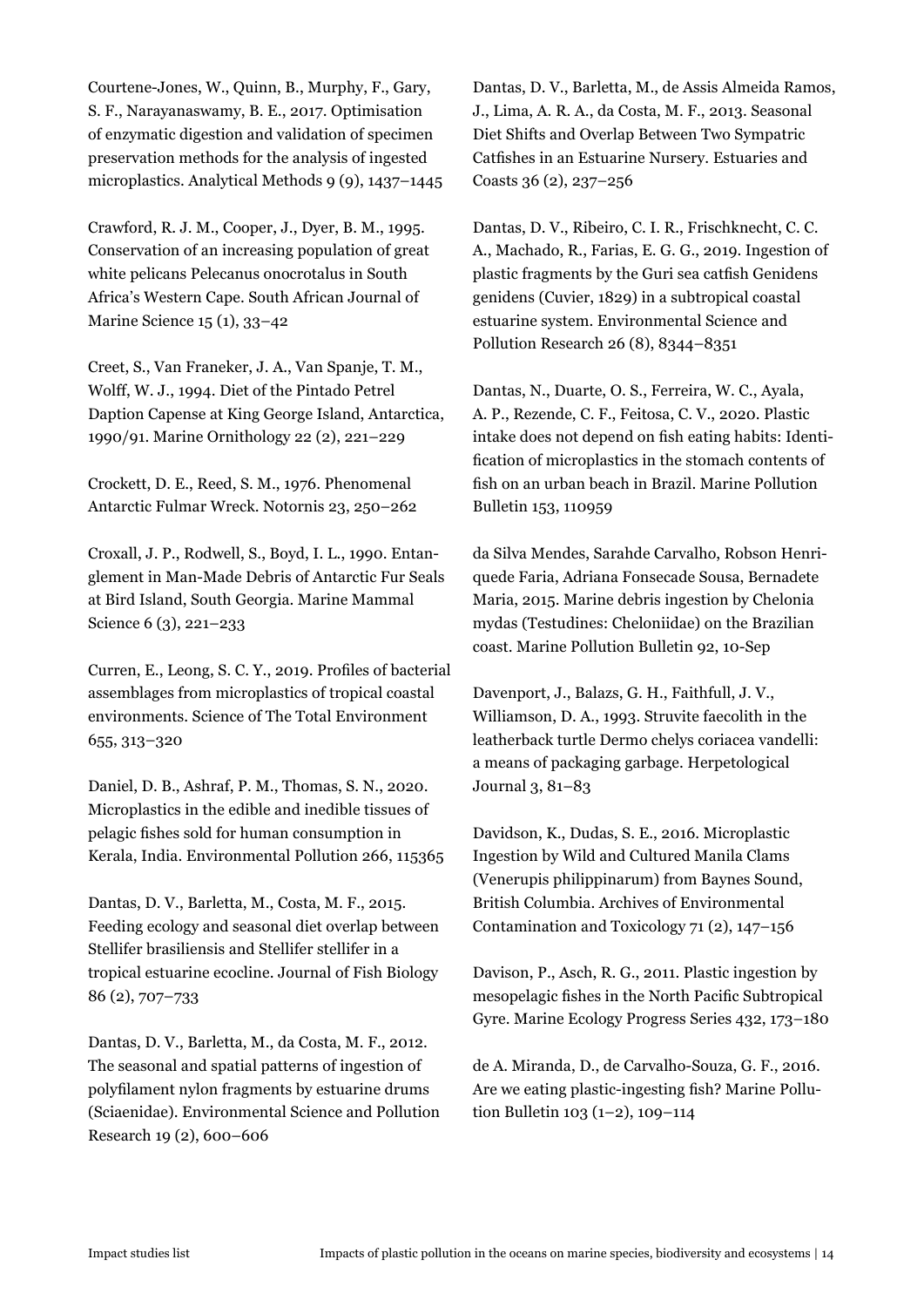Courtene-Jones, W., Quinn, B., Murphy, F., Gary, S. F., Narayanaswamy, B. E., 2017. Optimisation of enzymatic digestion and validation of specimen preservation methods for the analysis of ingested microplastics. Analytical Methods 9 (9), 1437–1445

Crawford, R. J. M., Cooper, J., Dyer, B. M., 1995. Conservation of an increasing population of great white pelicans Pelecanus onocrotalus in South Africa's Western Cape. South African Journal of Marine Science 15 (1), 33–42

Creet, S., Van Franeker, J. A., Van Spanje, T. M., Wolff, W. J., 1994. Diet of the Pintado Petrel Daption Capense at King George Island, Antarctica, 1990/91. Marine Ornithology 22 (2), 221–229

Crockett, D. E., Reed, S. M., 1976. Phenomenal Antarctic Fulmar Wreck. Notornis 23, 250–262

Croxall, J. P., Rodwell, S., Boyd, I. L., 1990. Entanglement in Man-Made Debris of Antarctic Fur Seals at Bird Island, South Georgia. Marine Mammal Science 6 (3), 221–233

Curren, E., Leong, S. C. Y., 2019. Profiles of bacterial assemblages from microplastics of tropical coastal environments. Science of The Total Environment 655, 313–320

Daniel, D. B., Ashraf, P. M., Thomas, S. N., 2020. Microplastics in the edible and inedible tissues of pelagic fishes sold for human consumption in Kerala, India. Environmental Pollution 266, 115365

Dantas, D. V., Barletta, M., Costa, M. F., 2015. Feeding ecology and seasonal diet overlap between Stellifer brasiliensis and Stellifer stellifer in a tropical estuarine ecocline. Journal of Fish Biology 86 (2), 707–733

Dantas, D. V., Barletta, M., da Costa, M. F., 2012. The seasonal and spatial patterns of ingestion of polyfilament nylon fragments by estuarine drums (Sciaenidae). Environmental Science and Pollution Research 19 (2), 600–606

Dantas, D. V., Barletta, M., de Assis Almeida Ramos, J., Lima, A. R. A., da Costa, M. F., 2013. Seasonal Diet Shifts and Overlap Between Two Sympatric Catfishes in an Estuarine Nursery. Estuaries and Coasts 36 (2), 237–256

Dantas, D. V., Ribeiro, C. I. R., Frischknecht, C. C. A., Machado, R., Farias, E. G. G., 2019. Ingestion of plastic fragments by the Guri sea catfish Genidens genidens (Cuvier, 1829) in a subtropical coastal estuarine system. Environmental Science and Pollution Research 26 (8), 8344–8351

Dantas, N., Duarte, O. S., Ferreira, W. C., Ayala, A. P., Rezende, C. F., Feitosa, C. V., 2020. Plastic intake does not depend on fish eating habits: Identification of microplastics in the stomach contents of fish on an urban beach in Brazil. Marine Pollution Bulletin 153, 110959

da Silva Mendes, Sarahde Carvalho, Robson Henriquede Faria, Adriana Fonsecade Sousa, Bernadete Maria, 2015. Marine debris ingestion by Chelonia mydas (Testudines: Cheloniidae) on the Brazilian coast. Marine Pollution Bulletin 92, 10-Sep

Davenport, J., Balazs, G. H., Faithfull, J. V., Williamson, D. A., 1993. Struvite faecolith in the leatherback turtle Dermo chelys coriacea vandelli: a means of packaging garbage. Herpetological Journal 3, 81–83

Davidson, K., Dudas, S. E., 2016. Microplastic Ingestion by Wild and Cultured Manila Clams (Venerupis philippinarum) from Baynes Sound, British Columbia. Archives of Environmental Contamination and Toxicology 71 (2), 147–156

Davison, P., Asch, R. G., 2011. Plastic ingestion by mesopelagic fishes in the North Pacific Subtropical Gyre. Marine Ecology Progress Series 432, 173–180

de A. Miranda, D., de Carvalho-Souza, G. F., 2016. Are we eating plastic-ingesting fish? Marine Pollution Bulletin 103 (1–2), 109–114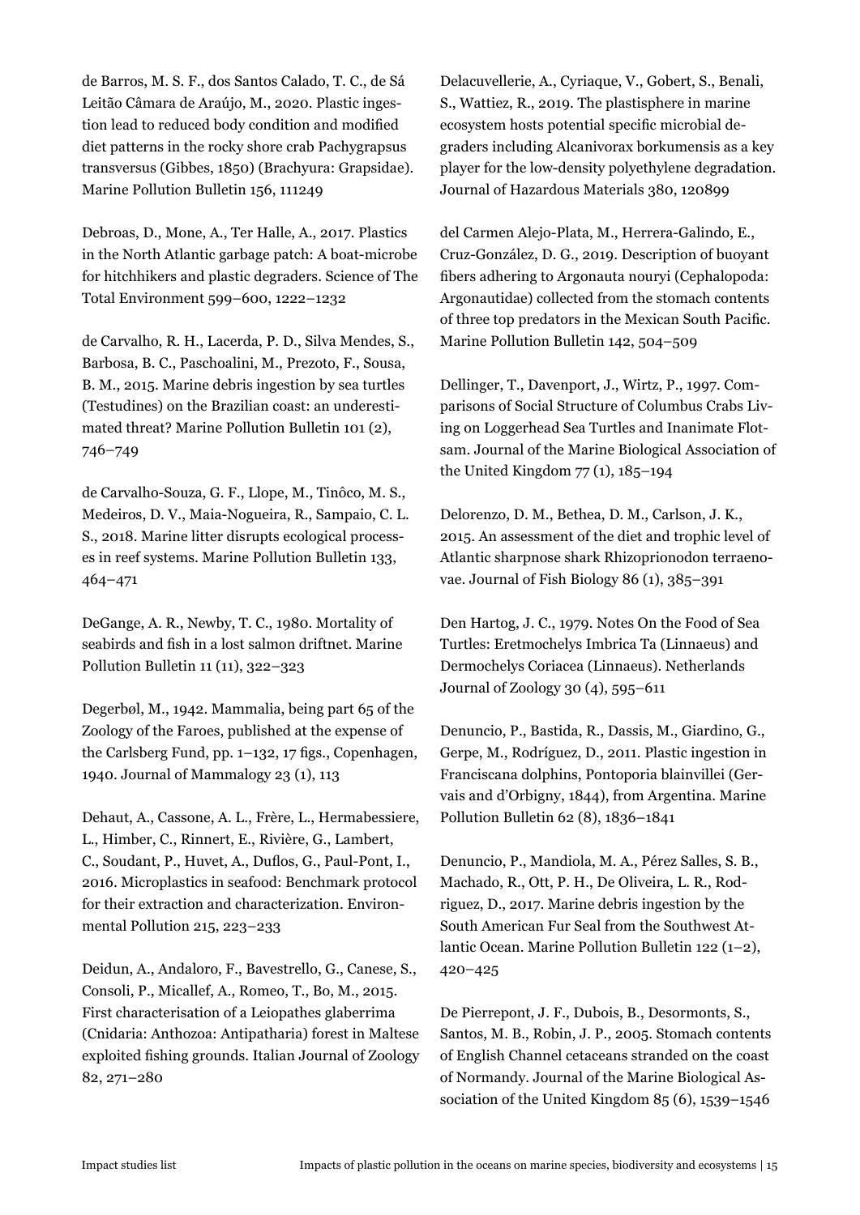de Barros, M. S. F., dos Santos Calado, T. C., de Sá Leitão Câmara de Araújo, M., 2020. Plastic ingestion lead to reduced body condition and modified diet patterns in the rocky shore crab Pachygrapsus transversus (Gibbes, 1850) (Brachyura: Grapsidae). Marine Pollution Bulletin 156, 111249

Debroas, D., Mone, A., Ter Halle, A., 2017. Plastics in the North Atlantic garbage patch: A boat-microbe for hitchhikers and plastic degraders. Science of The Total Environment 599–600, 1222–1232

de Carvalho, R. H., Lacerda, P. D., Silva Mendes, S., Barbosa, B. C., Paschoalini, M., Prezoto, F., Sousa, B. M., 2015. Marine debris ingestion by sea turtles (Testudines) on the Brazilian coast: an underestimated threat? Marine Pollution Bulletin 101 (2), 746–749

de Carvalho-Souza, G. F., Llope, M., Tinôco, M. S., Medeiros, D. V., Maia-Nogueira, R., Sampaio, C. L. S., 2018. Marine litter disrupts ecological processes in reef systems. Marine Pollution Bulletin 133, 464–471

DeGange, A. R., Newby, T. C., 1980. Mortality of seabirds and fish in a lost salmon driftnet. Marine Pollution Bulletin 11 (11), 322–323

Degerbøl, M., 1942. Mammalia, being part 65 of the Zoology of the Faroes, published at the expense of the Carlsberg Fund, pp. 1–132, 17 figs., Copenhagen, 1940. Journal of Mammalogy 23 (1), 113

Dehaut, A., Cassone, A. L., Frère, L., Hermabessiere, L., Himber, C., Rinnert, E., Rivière, G., Lambert, C., Soudant, P., Huvet, A., Duflos, G., Paul-Pont, I., 2016. Microplastics in seafood: Benchmark protocol for their extraction and characterization. Environmental Pollution 215, 223–233

Deidun, A., Andaloro, F., Bavestrello, G., Canese, S., Consoli, P., Micallef, A., Romeo, T., Bo, M., 2015. First characterisation of a Leiopathes glaberrima (Cnidaria: Anthozoa: Antipatharia) forest in Maltese exploited fishing grounds. Italian Journal of Zoology 82, 271–280

Delacuvellerie, A., Cyriaque, V., Gobert, S., Benali, S., Wattiez, R., 2019. The plastisphere in marine ecosystem hosts potential specific microbial degraders including Alcanivorax borkumensis as a key player for the low-density polyethylene degradation. Journal of Hazardous Materials 380, 120899

del Carmen Alejo-Plata, M., Herrera-Galindo, E., Cruz-González, D. G., 2019. Description of buoyant fibers adhering to Argonauta nouryi (Cephalopoda: Argonautidae) collected from the stomach contents of three top predators in the Mexican South Pacific. Marine Pollution Bulletin 142, 504–509

Dellinger, T., Davenport, J., Wirtz, P., 1997. Comparisons of Social Structure of Columbus Crabs Living on Loggerhead Sea Turtles and Inanimate Flotsam. Journal of the Marine Biological Association of the United Kingdom 77 (1), 185–194

Delorenzo, D. M., Bethea, D. M., Carlson, J. K., 2015. An assessment of the diet and trophic level of Atlantic sharpnose shark Rhizoprionodon terraenovae. Journal of Fish Biology 86 (1), 385–391

Den Hartog, J. C., 1979. Notes On the Food of Sea Turtles: Eretmochelys Imbrica Ta (Linnaeus) and Dermochelys Coriacea (Linnaeus). Netherlands Journal of Zoology 30 (4), 595–611

Denuncio, P., Bastida, R., Dassis, M., Giardino, G., Gerpe, M., Rodríguez, D., 2011. Plastic ingestion in Franciscana dolphins, Pontoporia blainvillei (Gervais and d'Orbigny, 1844), from Argentina. Marine Pollution Bulletin 62 (8), 1836–1841

Denuncio, P., Mandiola, M. A., Pérez Salles, S. B., Machado, R., Ott, P. H., De Oliveira, L. R., Rodriguez, D., 2017. Marine debris ingestion by the South American Fur Seal from the Southwest Atlantic Ocean. Marine Pollution Bulletin 122 (1–2), 420–425

De Pierrepont, J. F., Dubois, B., Desormonts, S., Santos, M. B., Robin, J. P., 2005. Stomach contents of English Channel cetaceans stranded on the coast of Normandy. Journal of the Marine Biological Association of the United Kingdom 85 (6), 1539–1546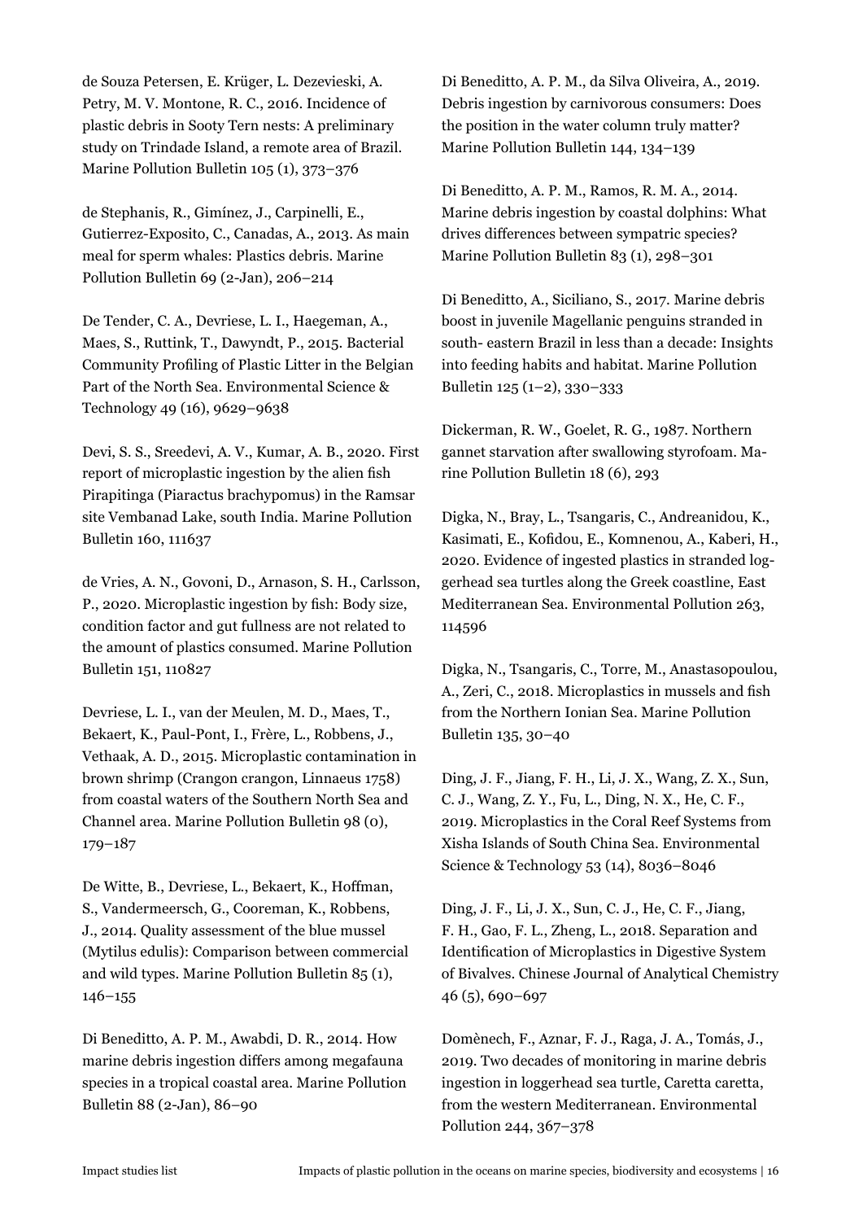de Souza Petersen, E. Krüger, L. Dezevieski, A. Petry, M. V. Montone, R. C., 2016. Incidence of plastic debris in Sooty Tern nests: A preliminary study on Trindade Island, a remote area of Brazil. Marine Pollution Bulletin 105 (1), 373–376

de Stephanis, R., Gimínez, J., Carpinelli, E., Gutierrez-Exposito, C., Canadas, A., 2013. As main meal for sperm whales: Plastics debris. Marine Pollution Bulletin 69 (2-Jan), 206–214

De Tender, C. A., Devriese, L. I., Haegeman, A., Maes, S., Ruttink, T., Dawyndt, P., 2015. Bacterial Community Profiling of Plastic Litter in the Belgian Part of the North Sea. Environmental Science & Technology 49 (16), 9629–9638

Devi, S. S., Sreedevi, A. V., Kumar, A. B., 2020. First report of microplastic ingestion by the alien fish Pirapitinga (Piaractus brachypomus) in the Ramsar site Vembanad Lake, south India. Marine Pollution Bulletin 160, 111637

de Vries, A. N., Govoni, D., Arnason, S. H., Carlsson, P., 2020. Microplastic ingestion by fish: Body size, condition factor and gut fullness are not related to the amount of plastics consumed. Marine Pollution Bulletin 151, 110827

Devriese, L. I., van der Meulen, M. D., Maes, T., Bekaert, K., Paul-Pont, I., Frère, L., Robbens, J., Vethaak, A. D., 2015. Microplastic contamination in brown shrimp (Crangon crangon, Linnaeus 1758) from coastal waters of the Southern North Sea and Channel area. Marine Pollution Bulletin 98 (0), 179–187

De Witte, B., Devriese, L., Bekaert, K., Hoffman, S., Vandermeersch, G., Cooreman, K., Robbens, J., 2014. Quality assessment of the blue mussel (Mytilus edulis): Comparison between commercial and wild types. Marine Pollution Bulletin 85 (1), 146–155

Di Beneditto, A. P. M., Awabdi, D. R., 2014. How marine debris ingestion differs among megafauna species in a tropical coastal area. Marine Pollution Bulletin 88 (2-Jan), 86–90

Di Beneditto, A. P. M., da Silva Oliveira, A., 2019. Debris ingestion by carnivorous consumers: Does the position in the water column truly matter? Marine Pollution Bulletin 144, 134–139

Di Beneditto, A. P. M., Ramos, R. M. A., 2014. Marine debris ingestion by coastal dolphins: What drives differences between sympatric species? Marine Pollution Bulletin 83 (1), 298–301

Di Beneditto, A., Siciliano, S., 2017. Marine debris boost in juvenile Magellanic penguins stranded in south- eastern Brazil in less than a decade: Insights into feeding habits and habitat. Marine Pollution Bulletin 125 (1–2), 330–333

Dickerman, R. W., Goelet, R. G., 1987. Northern gannet starvation after swallowing styrofoam. Marine Pollution Bulletin 18 (6), 293

Digka, N., Bray, L., Tsangaris, C., Andreanidou, K., Kasimati, E., Kofidou, E., Komnenou, A., Kaberi, H., 2020. Evidence of ingested plastics in stranded loggerhead sea turtles along the Greek coastline, East Mediterranean Sea. Environmental Pollution 263, 114596

Digka, N., Tsangaris, C., Torre, M., Anastasopoulou, A., Zeri, C., 2018. Microplastics in mussels and fish from the Northern Ionian Sea. Marine Pollution Bulletin 135, 30–40

Ding, J. F., Jiang, F. H., Li, J. X., Wang, Z. X., Sun, C. J., Wang, Z. Y., Fu, L., Ding, N. X., He, C. F., 2019. Microplastics in the Coral Reef Systems from Xisha Islands of South China Sea. Environmental Science & Technology 53 (14), 8036–8046

Ding, J. F., Li, J. X., Sun, C. J., He, C. F., Jiang, F. H., Gao, F. L., Zheng, L., 2018. Separation and Identification of Microplastics in Digestive System of Bivalves. Chinese Journal of Analytical Chemistry 46 (5), 690–697

Domènech, F., Aznar, F. J., Raga, J. A., Tomás, J., 2019. Two decades of monitoring in marine debris ingestion in loggerhead sea turtle, Caretta caretta, from the western Mediterranean. Environmental Pollution 244, 367–378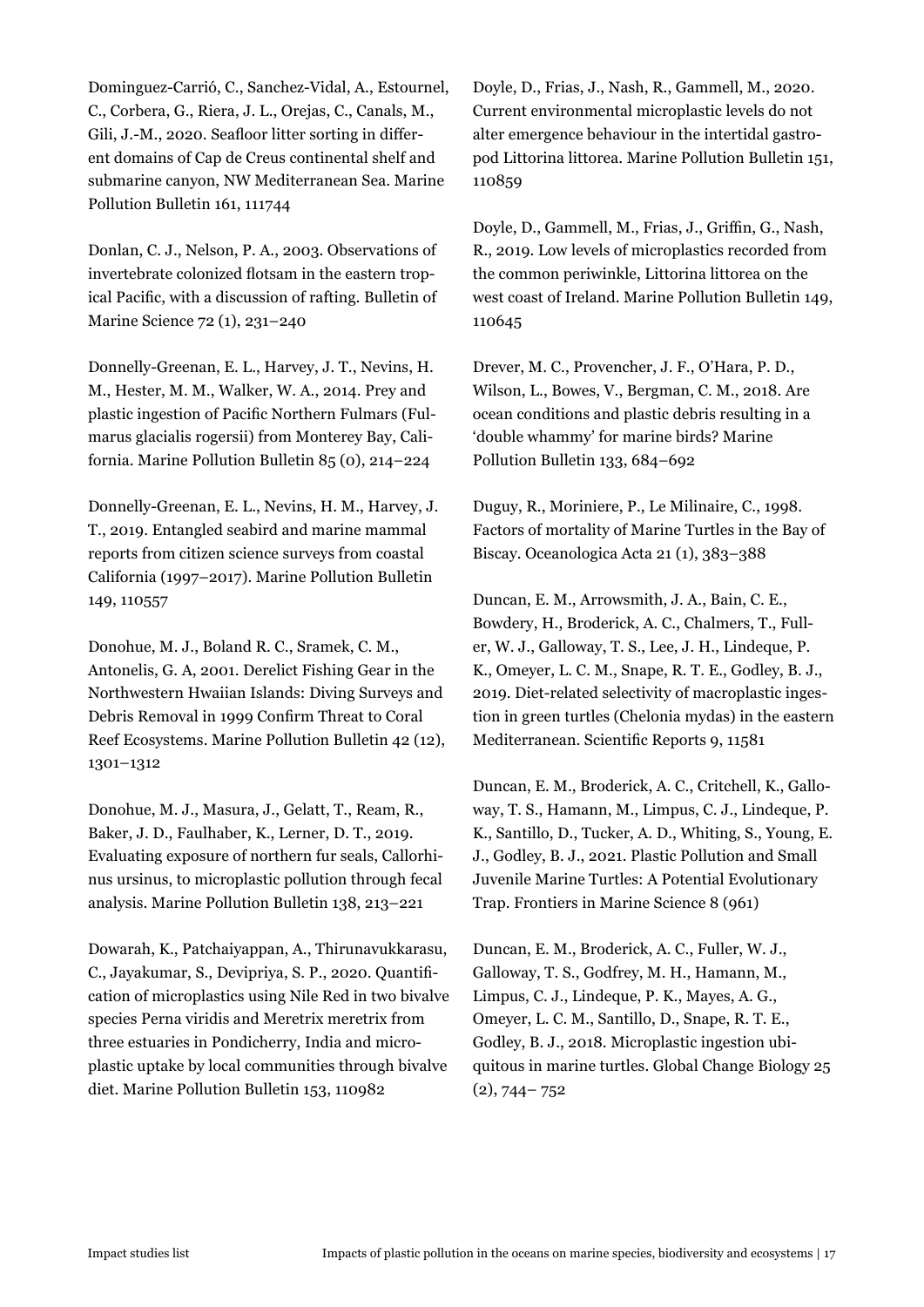Dominguez-Carrió, C., Sanchez-Vidal, A., Estournel, C., Corbera, G., Riera, J. L., Orejas, C., Canals, M., Gili, J.-M., 2020. Seafloor litter sorting in different domains of Cap de Creus continental shelf and submarine canyon, NW Mediterranean Sea. Marine Pollution Bulletin 161, 111744

Donlan, C. J., Nelson, P. A., 2003. Observations of invertebrate colonized flotsam in the eastern tropical Pacific, with a discussion of rafting. Bulletin of Marine Science 72 (1), 231–240

Donnelly-Greenan, E. L., Harvey, J. T., Nevins, H. M., Hester, M. M., Walker, W. A., 2014. Prey and plastic ingestion of Pacific Northern Fulmars (Fulmarus glacialis rogersii) from Monterey Bay, California. Marine Pollution Bulletin 85 (0), 214–224

Donnelly-Greenan, E. L., Nevins, H. M., Harvey, J. T., 2019. Entangled seabird and marine mammal reports from citizen science surveys from coastal California (1997–2017). Marine Pollution Bulletin 149, 110557

Donohue, M. J., Boland R. C., Sramek, C. M., Antonelis, G. A, 2001. Derelict Fishing Gear in the Northwestern Hwaiian Islands: Diving Surveys and Debris Removal in 1999 Confirm Threat to Coral Reef Ecosystems. Marine Pollution Bulletin 42 (12), 1301–1312

Donohue, M. J., Masura, J., Gelatt, T., Ream, R., Baker, J. D., Faulhaber, K., Lerner, D. T., 2019. Evaluating exposure of northern fur seals, Callorhinus ursinus, to microplastic pollution through fecal analysis. Marine Pollution Bulletin 138, 213–221

Dowarah, K., Patchaiyappan, A., Thirunavukkarasu, C., Jayakumar, S., Devipriya, S. P., 2020. Quantification of microplastics using Nile Red in two bivalve species Perna viridis and Meretrix meretrix from three estuaries in Pondicherry, India and microplastic uptake by local communities through bivalve diet. Marine Pollution Bulletin 153, 110982

Doyle, D., Frias, J., Nash, R., Gammell, M., 2020. Current environmental microplastic levels do not alter emergence behaviour in the intertidal gastropod Littorina littorea. Marine Pollution Bulletin 151, 110859

Doyle, D., Gammell, M., Frias, J., Griffin, G., Nash, R., 2019. Low levels of microplastics recorded from the common periwinkle, Littorina littorea on the west coast of Ireland. Marine Pollution Bulletin 149, 110645

Drever, M. C., Provencher, J. F., O'Hara, P. D., Wilson, L., Bowes, V., Bergman, C. M., 2018. Are ocean conditions and plastic debris resulting in a 'double whammy' for marine birds? Marine Pollution Bulletin 133, 684–692

Duguy, R., Moriniere, P., Le Milinaire, C., 1998. Factors of mortality of Marine Turtles in the Bay of Biscay. Oceanologica Acta 21 (1), 383–388

Duncan, E. M., Arrowsmith, J. A., Bain, C. E., Bowdery, H., Broderick, A. C., Chalmers, T., Fuller, W. J., Galloway, T. S., Lee, J. H., Lindeque, P. K., Omeyer, L. C. M., Snape, R. T. E., Godley, B. J., 2019. Diet-related selectivity of macroplastic ingestion in green turtles (Chelonia mydas) in the eastern Mediterranean. Scientific Reports 9, 11581

Duncan, E. M., Broderick, A. C., Critchell, K., Galloway, T. S., Hamann, M., Limpus, C. J., Lindeque, P. K., Santillo, D., Tucker, A. D., Whiting, S., Young, E. J., Godley, B. J., 2021. Plastic Pollution and Small Juvenile Marine Turtles: A Potential Evolutionary Trap. Frontiers in Marine Science 8 (961)

Duncan, E. M., Broderick, A. C., Fuller, W. J., Galloway, T. S., Godfrey, M. H., Hamann, M., Limpus, C. J., Lindeque, P. K., Mayes, A. G., Omeyer, L. C. M., Santillo, D., Snape, R. T. E., Godley, B. J., 2018. Microplastic ingestion ubiquitous in marine turtles. Global Change Biology 25 (2), 744– 752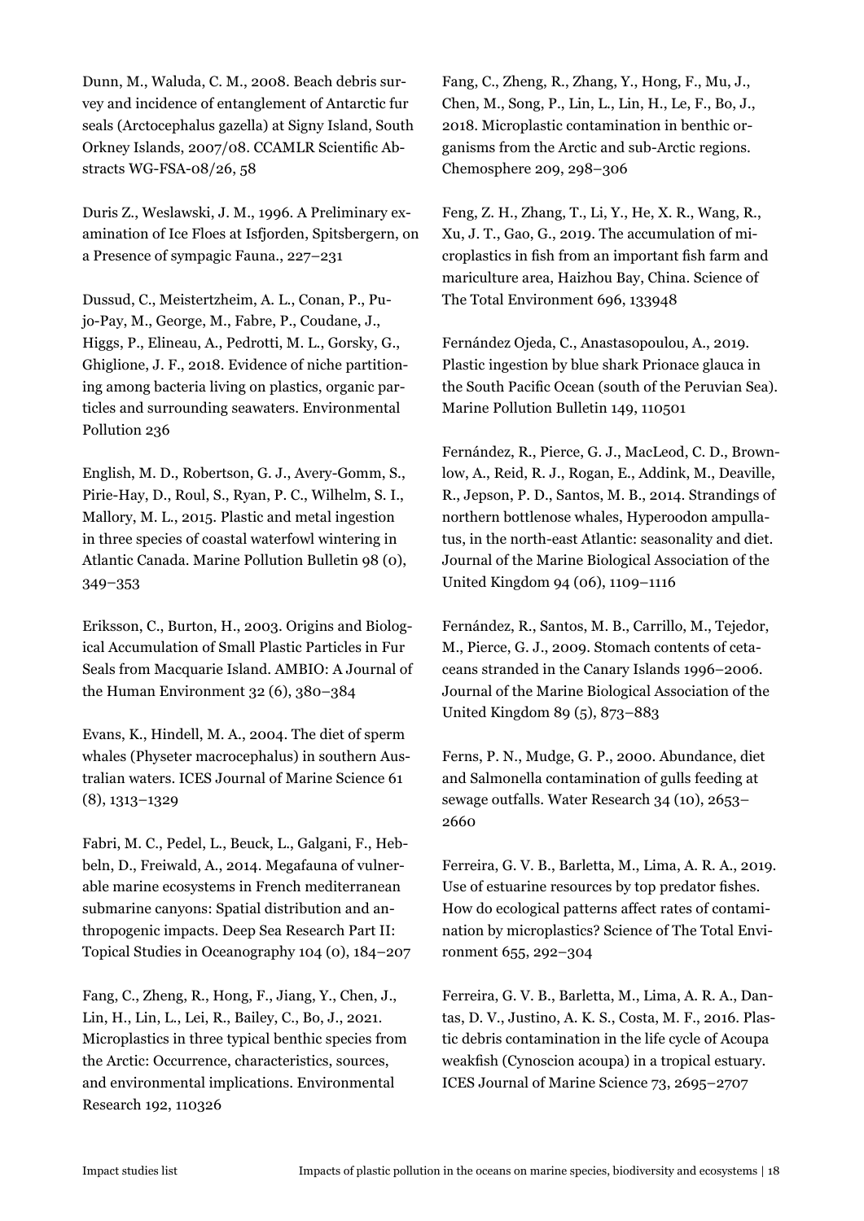Dunn, M., Waluda, C. M., 2008. Beach debris survey and incidence of entanglement of Antarctic fur seals (Arctocephalus gazella) at Signy Island, South Orkney Islands, 2007/08. CCAMLR Scientific Abstracts WG-FSA-08/26, 58

Duris Z., Weslawski, J. M., 1996. A Preliminary examination of Ice Floes at Isfjorden, Spitsbergern, on a Presence of sympagic Fauna., 227–231

Dussud, C., Meistertzheim, A. L., Conan, P., Pujo-Pay, M., George, M., Fabre, P., Coudane, J., Higgs, P., Elineau, A., Pedrotti, M. L., Gorsky, G., Ghiglione, J. F., 2018. Evidence of niche partitioning among bacteria living on plastics, organic particles and surrounding seawaters. Environmental Pollution 236

English, M. D., Robertson, G. J., Avery-Gomm, S., Pirie-Hay, D., Roul, S., Ryan, P. C., Wilhelm, S. I., Mallory, M. L., 2015. Plastic and metal ingestion in three species of coastal waterfowl wintering in Atlantic Canada. Marine Pollution Bulletin 98 (0), 349–353

Eriksson, C., Burton, H., 2003. Origins and Biological Accumulation of Small Plastic Particles in Fur Seals from Macquarie Island. AMBIO: A Journal of the Human Environment 32 (6), 380–384

Evans, K., Hindell, M. A., 2004. The diet of sperm whales (Physeter macrocephalus) in southern Australian waters. ICES Journal of Marine Science 61 (8), 1313–1329

Fabri, M. C., Pedel, L., Beuck, L., Galgani, F., Hebbeln, D., Freiwald, A., 2014. Megafauna of vulnerable marine ecosystems in French mediterranean submarine canyons: Spatial distribution and anthropogenic impacts. Deep Sea Research Part II: Topical Studies in Oceanography 104 (0), 184–207

Fang, C., Zheng, R., Hong, F., Jiang, Y., Chen, J., Lin, H., Lin, L., Lei, R., Bailey, C., Bo, J., 2021. Microplastics in three typical benthic species from the Arctic: Occurrence, characteristics, sources, and environmental implications. Environmental Research 192, 110326

Fang, C., Zheng, R., Zhang, Y., Hong, F., Mu, J., Chen, M., Song, P., Lin, L., Lin, H., Le, F., Bo, J., 2018. Microplastic contamination in benthic organisms from the Arctic and sub-Arctic regions. Chemosphere 209, 298–306

Feng, Z. H., Zhang, T., Li, Y., He, X. R., Wang, R., Xu, J. T., Gao, G., 2019. The accumulation of microplastics in fish from an important fish farm and mariculture area, Haizhou Bay, China. Science of The Total Environment 696, 133948

Fernández Ojeda, C., Anastasopoulou, A., 2019. Plastic ingestion by blue shark Prionace glauca in the South Pacific Ocean (south of the Peruvian Sea). Marine Pollution Bulletin 149, 110501

Fernández, R., Pierce, G. J., MacLeod, C. D., Brownlow, A., Reid, R. J., Rogan, E., Addink, M., Deaville, R., Jepson, P. D., Santos, M. B., 2014. Strandings of northern bottlenose whales, Hyperoodon ampullatus, in the north-east Atlantic: seasonality and diet. Journal of the Marine Biological Association of the United Kingdom 94 (06), 1109–1116

Fernández, R., Santos, M. B., Carrillo, M., Tejedor, M., Pierce, G. J., 2009. Stomach contents of cetaceans stranded in the Canary Islands 1996–2006. Journal of the Marine Biological Association of the United Kingdom 89 (5), 873–883

Ferns, P. N., Mudge, G. P., 2000. Abundance, diet and Salmonella contamination of gulls feeding at sewage outfalls. Water Research 34 (10), 2653–2660

Ferreira, G. V. B., Barletta, M., Lima, A. R. A., 2019. Use of estuarine resources by top predator fishes. How do ecological patterns affect rates of contamination by microplastics? Science of The Total Environment 655, 292–304

Ferreira, G. V. B., Barletta, M., Lima, A. R. A., Dantas, D. V., Justino, A. K. S., Costa, M. F., 2016. Plastic debris contamination in the life cycle of Acoupa weakfish (Cynoscion acoupa) in a tropical estuary. ICES Journal of Marine Science 73, 2695–2707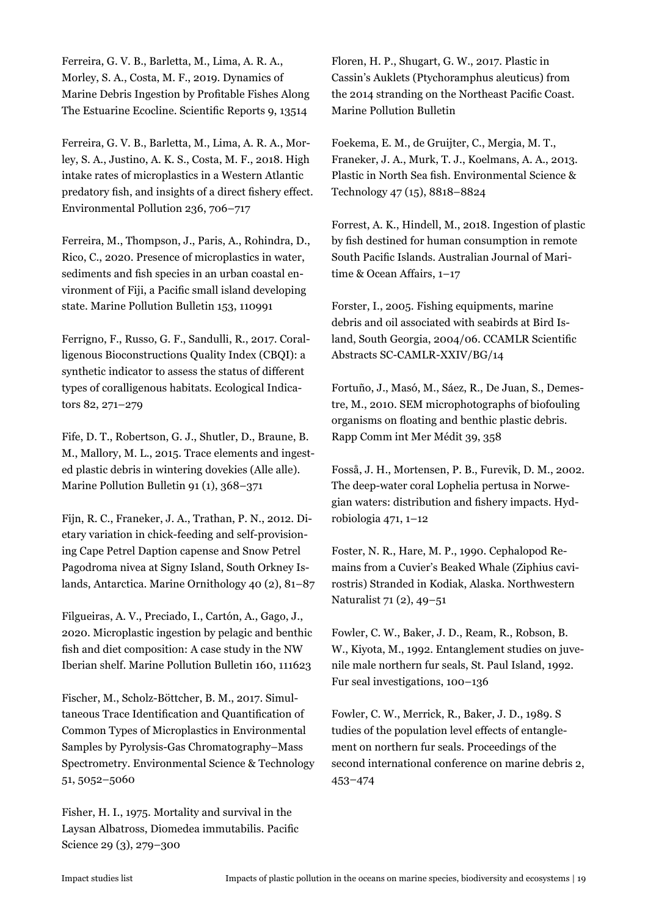Ferreira, G. V. B., Barletta, M., Lima, A. R. A., Morley, S. A., Costa, M. F., 2019. Dynamics of Marine Debris Ingestion by Profitable Fishes Along The Estuarine Ecocline. Scientific Reports 9, 13514

Ferreira, G. V. B., Barletta, M., Lima, A. R. A., Morley, S. A., Justino, A. K. S., Costa, M. F., 2018. High intake rates of microplastics in a Western Atlantic predatory fish, and insights of a direct fishery effect. Environmental Pollution 236, 706–717

Ferreira, M., Thompson, J., Paris, A., Rohindra, D., Rico, C., 2020. Presence of microplastics in water, sediments and fish species in an urban coastal environment of Fiji, a Pacific small island developing state. Marine Pollution Bulletin 153, 110991

Ferrigno, F., Russo, G. F., Sandulli, R., 2017. Coralligenous Bioconstructions Quality Index (CBQI): a synthetic indicator to assess the status of different types of coralligenous habitats. Ecological Indicators 82, 271–279

Fife, D. T., Robertson, G. J., Shutler, D., Braune, B. M., Mallory, M. L., 2015. Trace elements and ingested plastic debris in wintering dovekies (Alle alle). Marine Pollution Bulletin 91 (1), 368–371

Fijn, R. C., Franeker, J. A., Trathan, P. N., 2012. Dietary variation in chick-feeding and self-provisioning Cape Petrel Daption capense and Snow Petrel Pagodroma nivea at Signy Island, South Orkney Islands, Antarctica. Marine Ornithology 40 (2), 81–87

Filgueiras, A. V., Preciado, I., Cartón, A., Gago, J., 2020. Microplastic ingestion by pelagic and benthic fish and diet composition: A case study in the NW Iberian shelf. Marine Pollution Bulletin 160, 111623

Fischer, M., Scholz-Böttcher, B. M., 2017. Simultaneous Trace Identification and Quantification of Common Types of Microplastics in Environmental Samples by Pyrolysis-Gas Chromatography–Mass Spectrometry. Environmental Science & Technology 51, 5052–5060

Fisher, H. I., 1975. Mortality and survival in the Laysan Albatross, Diomedea immutabilis. Pacific Science 29 (3), 279–300

Floren, H. P., Shugart, G. W., 2017. Plastic in Cassin's Auklets (Ptychoramphus aleuticus) from the 2014 stranding on the Northeast Pacific Coast. Marine Pollution Bulletin

Foekema, E. M., de Gruijter, C., Mergia, M. T., Franeker, J. A., Murk, T. J., Koelmans, A. A., 2013. Plastic in North Sea fish. Environmental Science & Technology 47 (15), 8818–8824

Forrest, A. K., Hindell, M., 2018. Ingestion of plastic by fish destined for human consumption in remote South Pacific Islands. Australian Journal of Maritime & Ocean Affairs, 1–17

Forster, I., 2005. Fishing equipments, marine debris and oil associated with seabirds at Bird Island, South Georgia, 2004/06. CCAMLR Scientific Abstracts SC-CAMLR-XXIV/BG/14

Fortuño, J., Masó, M., Sáez, R., De Juan, S., Demestre, M., 2010. SEM microphotographs of biofouling organisms on floating and benthic plastic debris. Rapp Comm int Mer Médit 39, 358

Fosså, J. H., Mortensen, P. B., Furevik, D. M., 2002. The deep-water coral Lophelia pertusa in Norwegian waters: distribution and fishery impacts. Hydrobiologia 471, 1–12

Foster, N. R., Hare, M. P., 1990. Cephalopod Remains from a Cuvier's Beaked Whale (Ziphius cavirostris) Stranded in Kodiak, Alaska. Northwestern Naturalist 71 (2), 49–51

Fowler, C. W., Baker, J. D., Ream, R., Robson, B. W., Kiyota, M., 1992. Entanglement studies on juvenile male northern fur seals, St. Paul Island, 1992. Fur seal investigations, 100–136

Fowler, C. W., Merrick, R., Baker, J. D., 1989. S tudies of the population level effects of entanglement on northern fur seals. Proceedings of the second international conference on marine debris 2, 453–474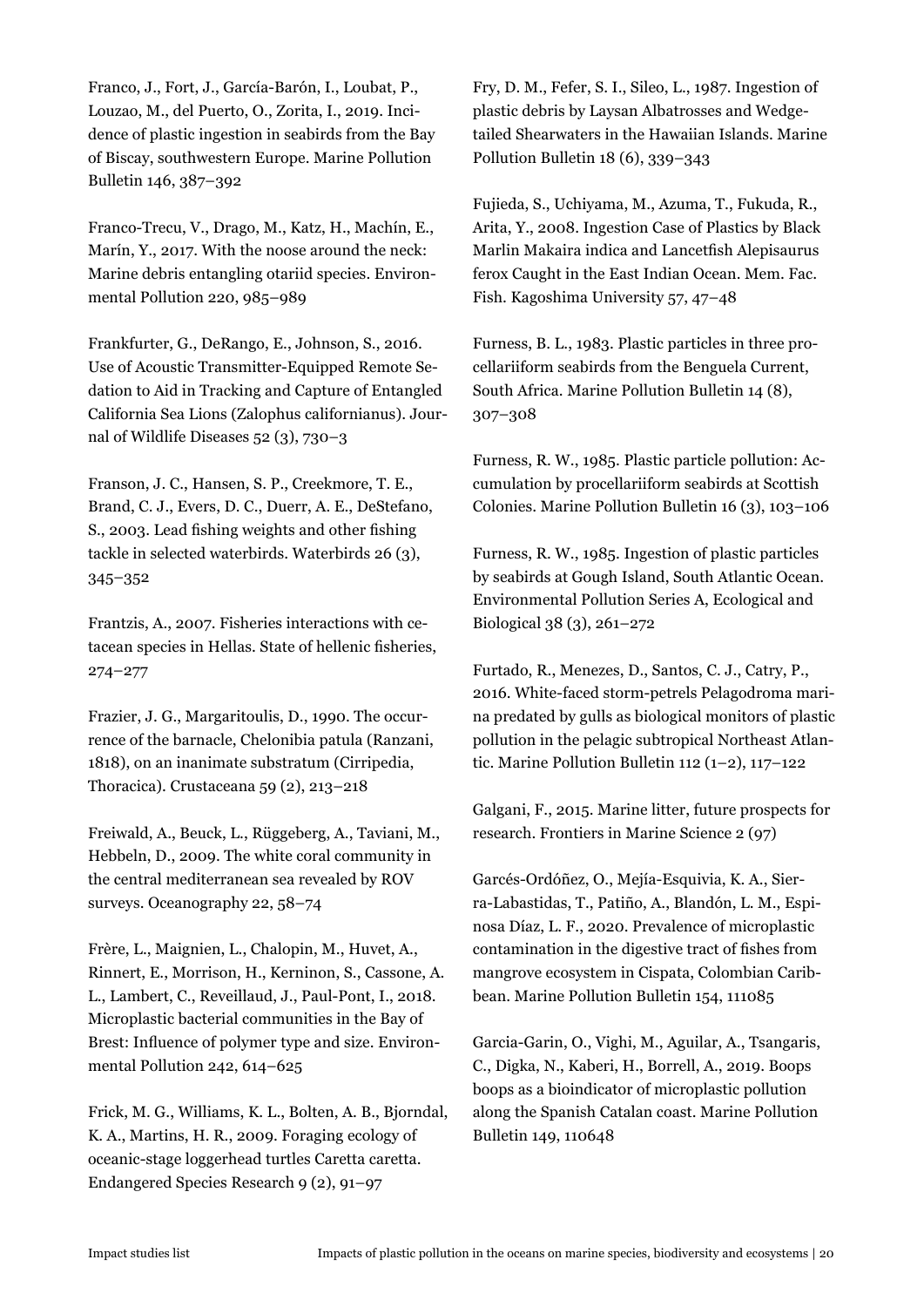Franco, J., Fort, J., García-Barón, I., Loubat, P., Louzao, M., del Puerto, O., Zorita, I., 2019. Incidence of plastic ingestion in seabirds from the Bay of Biscay, southwestern Europe. Marine Pollution Bulletin 146, 387–392

Franco-Trecu, V., Drago, M., Katz, H., Machín, E., Marín, Y., 2017. With the noose around the neck: Marine debris entangling otariid species. Environmental Pollution 220, 985–989

Frankfurter, G., DeRango, E., Johnson, S., 2016. Use of Acoustic Transmitter-Equipped Remote Sedation to Aid in Tracking and Capture of Entangled California Sea Lions (Zalophus californianus). Journal of Wildlife Diseases 52 (3), 730–3

Franson, J. C., Hansen, S. P., Creekmore, T. E., Brand, C. J., Evers, D. C., Duerr, A. E., DeStefano, S., 2003. Lead fishing weights and other fishing tackle in selected waterbirds. Waterbirds 26 (3), 345–352

Frantzis, A., 2007. Fisheries interactions with cetacean species in Hellas. State of hellenic fisheries, 274–277

Frazier, J. G., Margaritoulis, D., 1990. The occurrence of the barnacle, Chelonibia patula (Ranzani, 1818), on an inanimate substratum (Cirripedia, Thoracica). Crustaceana 59 (2), 213–218

Freiwald, A., Beuck, L., Rüggeberg, A., Taviani, M., Hebbeln, D., 2009. The white coral community in the central mediterranean sea revealed by ROV surveys. Oceanography 22, 58–74

Frère, L., Maignien, L., Chalopin, M., Huvet, A., Rinnert, E., Morrison, H., Kerninon, S., Cassone, A. L., Lambert, C., Reveillaud, J., Paul-Pont, I., 2018. Microplastic bacterial communities in the Bay of Brest: Influence of polymer type and size. Environmental Pollution 242, 614–625

Frick, M. G., Williams, K. L., Bolten, A. B., Bjorndal, K. A., Martins, H. R., 2009. Foraging ecology of oceanic-stage loggerhead turtles Caretta caretta. Endangered Species Research 9 (2), 91–97

Fry, D. M., Fefer, S. I., Sileo, L., 1987. Ingestion of plastic debris by Laysan Albatrosses and Wedge-tailed Shearwaters in the Hawaiian Islands. Marine Pollution Bulletin 18 (6), 339–343

Fujieda, S., Uchiyama, M., Azuma, T., Fukuda, R., Arita, Y., 2008. Ingestion Case of Plastics by Black Marlin Makaira indica and Lancetfish Alepisaurus ferox Caught in the East Indian Ocean. Mem. Fac. Fish. Kagoshima University 57, 47–48

Furness, B. L., 1983. Plastic particles in three procellariiform seabirds from the Benguela Current, South Africa. Marine Pollution Bulletin 14 (8), 307–308

Furness, R. W., 1985. Plastic particle pollution: Accumulation by procellariiform seabirds at Scottish Colonies. Marine Pollution Bulletin 16 (3), 103–106

Furness, R. W., 1985. Ingestion of plastic particles by seabirds at Gough Island, South Atlantic Ocean. Environmental Pollution Series A, Ecological and Biological 38 (3), 261–272

Furtado, R., Menezes, D., Santos, C. J., Catry, P., 2016. White-faced storm-petrels Pelagodroma marina predated by gulls as biological monitors of plastic pollution in the pelagic subtropical Northeast Atlantic. Marine Pollution Bulletin 112 (1–2), 117–122

Galgani, F., 2015. Marine litter, future prospects for research. Frontiers in Marine Science 2 (97)

Garcés-Ordóñez, O., Mejía-Esquivia, K. A., Sierra-Labastidas, T., Patiño, A., Blandón, L. M., Espinosa Díaz, L. F., 2020. Prevalence of microplastic contamination in the digestive tract of fishes from mangrove ecosystem in Cispata, Colombian Caribbean. Marine Pollution Bulletin 154, 111085

Garcia-Garin, O., Vighi, M., Aguilar, A., Tsangaris, C., Digka, N., Kaberi, H., Borrell, A., 2019. Boops boops as a bioindicator of microplastic pollution along the Spanish Catalan coast. Marine Pollution Bulletin 149, 110648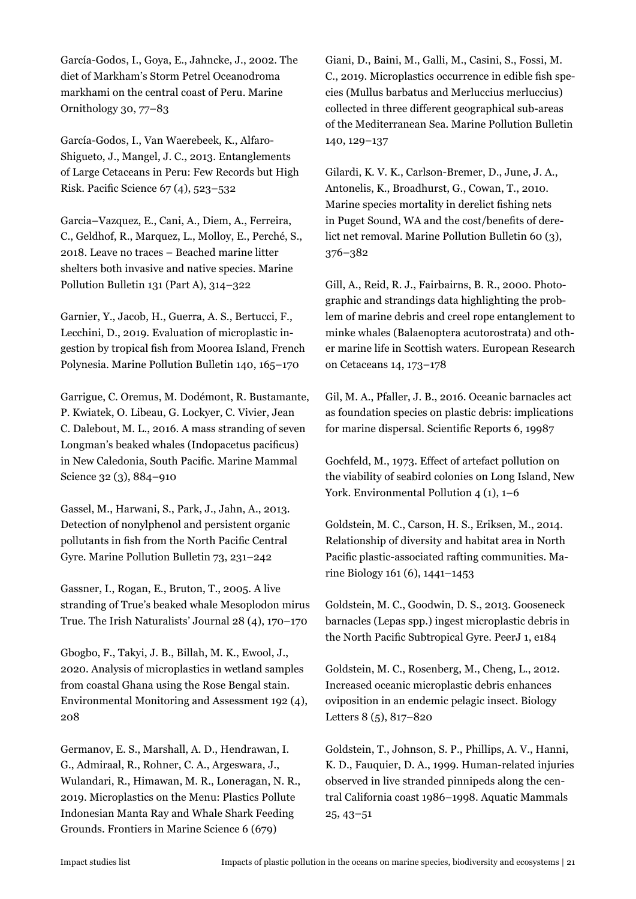García-Godos, I., Goya, E., Jahncke, J., 2002. The diet of Markham's Storm Petrel Oceanodroma markhami on the central coast of Peru. Marine Ornithology 30, 77–83

García-Godos, I., Van Waerebeek, K., Alfaro-Shigueto, J., Mangel, J. C., 2013. Entanglements of Large Cetaceans in Peru: Few Records but High Risk. Pacific Science 67 (4), 523–532

Garcia–Vazquez, E., Cani, A., Diem, A., Ferreira, C., Geldhof, R., Marquez, L., Molloy, E., Perché, S., 2018. Leave no traces – Beached marine litter shelters both invasive and native species. Marine Pollution Bulletin 131 (Part A), 314–322

Garnier, Y., Jacob, H., Guerra, A. S., Bertucci, F., Lecchini, D., 2019. Evaluation of microplastic ingestion by tropical fish from Moorea Island, French Polynesia. Marine Pollution Bulletin 140, 165–170

Garrigue, C. Oremus, M. Dodémont, R. Bustamante, P. Kwiatek, O. Libeau, G. Lockyer, C. Vivier, Jean C. Dalebout, M. L., 2016. A mass stranding of seven Longman's beaked whales (Indopacetus pacificus) in New Caledonia, South Pacific. Marine Mammal Science 32 (3), 884–910

Gassel, M., Harwani, S., Park, J., Jahn, A., 2013. Detection of nonylphenol and persistent organic pollutants in fish from the North Pacific Central Gyre. Marine Pollution Bulletin 73, 231–242

Gassner, I., Rogan, E., Bruton, T., 2005. A live stranding of True's beaked whale Mesoplodon mirus True. The Irish Naturalists' Journal 28 (4), 170–170

Gbogbo, F., Takyi, J. B., Billah, M. K., Ewool, J., 2020. Analysis of microplastics in wetland samples from coastal Ghana using the Rose Bengal stain. Environmental Monitoring and Assessment 192 (4), 208

Germanov, E. S., Marshall, A. D., Hendrawan, I. G., Admiraal, R., Rohner, C. A., Argeswara, J., Wulandari, R., Himawan, M. R., Loneragan, N. R., 2019. Microplastics on the Menu: Plastics Pollute Indonesian Manta Ray and Whale Shark Feeding Grounds. Frontiers in Marine Science 6 (679)

Giani, D., Baini, M., Galli, M., Casini, S., Fossi, M. C., 2019. Microplastics occurrence in edible fish species (Mullus barbatus and Merluccius merluccius) collected in three different geographical sub-areas of the Mediterranean Sea. Marine Pollution Bulletin 140, 129–137

Gilardi, K. V. K., Carlson-Bremer, D., June, J. A., Antonelis, K., Broadhurst, G., Cowan, T., 2010. Marine species mortality in derelict fishing nets in Puget Sound, WA and the cost/benefits of derelict net removal. Marine Pollution Bulletin 60 (3), 376–382

Gill, A., Reid, R. J., Fairbairns, B. R., 2000. Photographic and strandings data highlighting the problem of marine debris and creel rope entanglement to minke whales (Balaenoptera acutorostrata) and other marine life in Scottish waters. European Research on Cetaceans 14, 173–178

Gil, M. A., Pfaller, J. B., 2016. Oceanic barnacles act as foundation species on plastic debris: implications for marine dispersal. Scientific Reports 6, 19987

Gochfeld, M., 1973. Effect of artefact pollution on the viability of seabird colonies on Long Island, New York. Environmental Pollution 4 (1), 1–6

Goldstein, M. C., Carson, H. S., Eriksen, M., 2014. Relationship of diversity and habitat area in North Pacific plastic-associated rafting communities. Marine Biology 161 (6), 1441–1453

Goldstein, M. C., Goodwin, D. S., 2013. Gooseneck barnacles (Lepas spp.) ingest microplastic debris in the North Pacific Subtropical Gyre. PeerJ 1, e184

Goldstein, M. C., Rosenberg, M., Cheng, L., 2012. Increased oceanic microplastic debris enhances oviposition in an endemic pelagic insect. Biology Letters 8 (5), 817–820

Goldstein, T., Johnson, S. P., Phillips, A. V., Hanni, K. D., Fauquier, D. A., 1999. Human-related injuries observed in live stranded pinnipeds along the central California coast 1986–1998. Aquatic Mammals 25, 43–51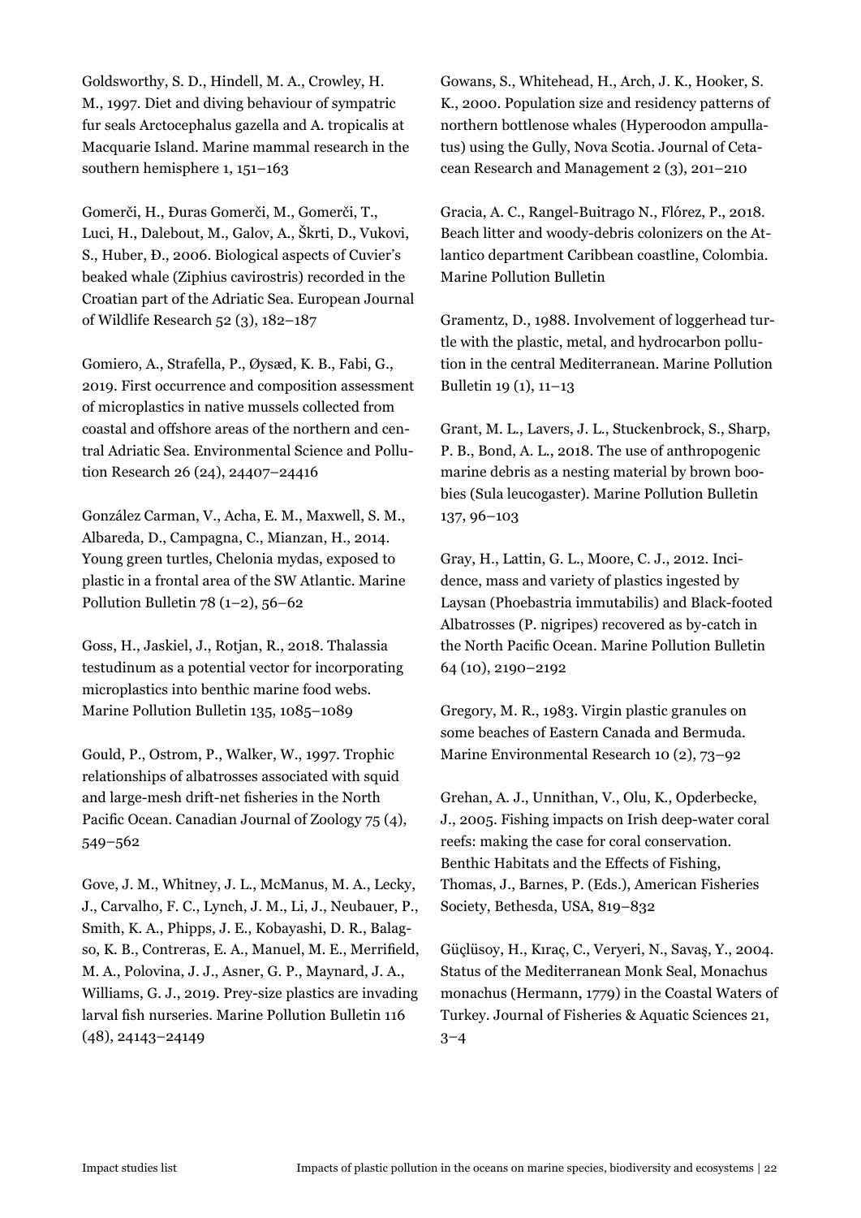Goldsworthy, S. D., Hindell, M. A., Crowley, H. M., 1997. Diet and diving behaviour of sympatric fur seals Arctocephalus gazella and A. tropicalis at Macquarie Island. Marine mammal research in the southern hemisphere 1, 151–163

Gomerči, H., Đuras Gomerči, M., Gomerči, T., Luci, H., Dalebout, M., Galov, A., Škrti, D., Vukovi, S., Huber, Đ., 2006. Biological aspects of Cuvier's beaked whale (Ziphius cavirostris) recorded in the Croatian part of the Adriatic Sea. European Journal of Wildlife Research 52 (3), 182–187

Gomiero, A., Strafella, P., Øysæd, K. B., Fabi, G., 2019. First occurrence and composition assessment of microplastics in native mussels collected from coastal and offshore areas of the northern and central Adriatic Sea. Environmental Science and Pollution Research 26 (24), 24407–24416

González Carman, V., Acha, E. M., Maxwell, S. M., Albareda, D., Campagna, C., Mianzan, H., 2014. Young green turtles, Chelonia mydas, exposed to plastic in a frontal area of the SW Atlantic. Marine Pollution Bulletin 78 (1–2), 56–62

Goss, H., Jaskiel, J., Rotjan, R., 2018. Thalassia testudinum as a potential vector for incorporating microplastics into benthic marine food webs. Marine Pollution Bulletin 135, 1085–1089

Gould, P., Ostrom, P., Walker, W., 1997. Trophic relationships of albatrosses associated with squid and large-mesh drift-net fisheries in the North Pacific Ocean. Canadian Journal of Zoology 75 (4), 549–562

Gove, J. M., Whitney, J. L., McManus, M. A., Lecky, J., Carvalho, F. C., Lynch, J. M., Li, J., Neubauer, P., Smith, K. A., Phipps, J. E., Kobayashi, D. R., Balagso, K. B., Contreras, E. A., Manuel, M. E., Merrifield, M. A., Polovina, J. J., Asner, G. P., Maynard, J. A., Williams, G. J., 2019. Prey-size plastics are invading larval fish nurseries. Marine Pollution Bulletin 116 (48), 24143–24149

Gowans, S., Whitehead, H., Arch, J. K., Hooker, S. K., 2000. Population size and residency patterns of northern bottlenose whales (Hyperoodon ampullatus) using the Gully, Nova Scotia. Journal of Cetacean Research and Management 2 (3), 201–210

Gracia, A. C., Rangel-Buitrago N., Flórez, P., 2018. Beach litter and woody-debris colonizers on the Atlantico department Caribbean coastline, Colombia. Marine Pollution Bulletin

Gramentz, D., 1988. Involvement of loggerhead turtle with the plastic, metal, and hydrocarbon pollution in the central Mediterranean. Marine Pollution Bulletin 19 (1), 11–13

Grant, M. L., Lavers, J. L., Stuckenbrock, S., Sharp, P. B., Bond, A. L., 2018. The use of anthropogenic marine debris as a nesting material by brown boobies (Sula leucogaster). Marine Pollution Bulletin 137, 96–103

Gray, H., Lattin, G. L., Moore, C. J., 2012. Incidence, mass and variety of plastics ingested by Laysan (Phoebastria immutabilis) and Black-footed Albatrosses (P. nigripes) recovered as by-catch in the North Pacific Ocean. Marine Pollution Bulletin 64 (10), 2190–2192

Gregory, M. R., 1983. Virgin plastic granules on some beaches of Eastern Canada and Bermuda. Marine Environmental Research 10 (2), 73–92

Grehan, A. J., Unnithan, V., Olu, K., Opderbecke, J., 2005. Fishing impacts on Irish deep-water coral reefs: making the case for coral conservation. Benthic Habitats and the Effects of Fishing, Thomas, J., Barnes, P. (Eds.), American Fisheries Society, Bethesda, USA, 819–832

Güçlüsoy, H., Kıraç, C., Veryeri, N., Savaş, Y., 2004. Status of the Mediterranean Monk Seal, Monachus monachus (Hermann, 1779) in the Coastal Waters of Turkey. Journal of Fisheries & Aquatic Sciences 21, 3–4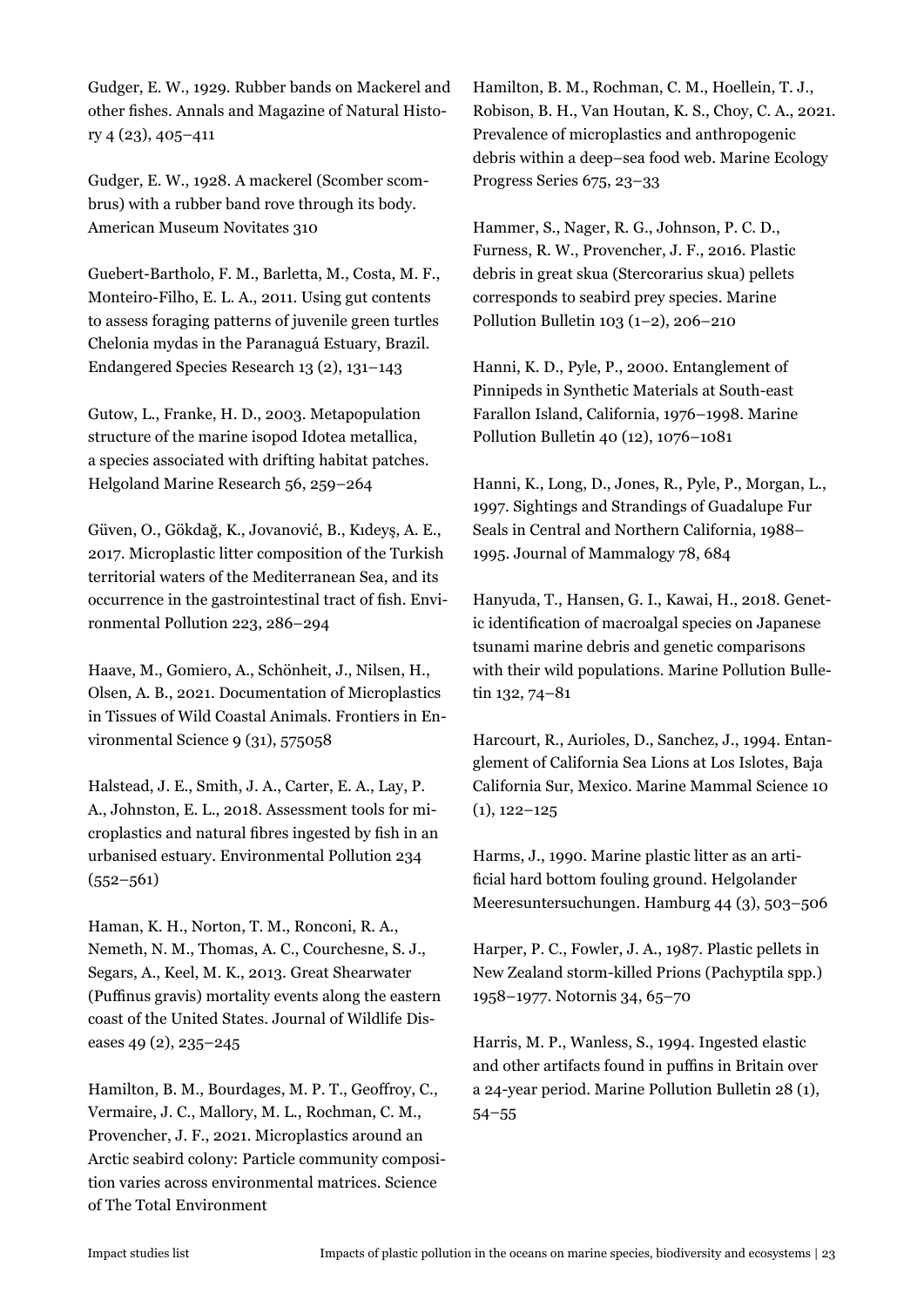Gudger, E. W., 1929. Rubber bands on Mackerel and other fishes. Annals and Magazine of Natural History 4 (23), 405–411

Gudger, E. W., 1928. A mackerel (Scomber scombrus) with a rubber band rove through its body. American Museum Novitates 310

Guebert-Bartholo, F. M., Barletta, M., Costa, M. F., Monteiro-Filho, E. L. A., 2011. Using gut contents to assess foraging patterns of juvenile green turtles Chelonia mydas in the Paranaguá Estuary, Brazil. Endangered Species Research 13 (2), 131–143

Gutow, L., Franke, H. D., 2003. Metapopulation structure of the marine isopod Idotea metallica, a species associated with drifting habitat patches. Helgoland Marine Research 56, 259–264

Güven, O., Gökdağ, K., Jovanović, B., Kıdeyş, A. E., 2017. Microplastic litter composition of the Turkish territorial waters of the Mediterranean Sea, and its occurrence in the gastrointestinal tract of fish. Environmental Pollution 223, 286–294

Haave, M., Gomiero, A., Schönheit, J., Nilsen, H., Olsen, A. B., 2021. Documentation of Microplastics in Tissues of Wild Coastal Animals. Frontiers in Environmental Science 9 (31), 575058

Halstead, J. E., Smith, J. A., Carter, E. A., Lay, P. A., Johnston, E. L., 2018. Assessment tools for microplastics and natural fibres ingested by fish in an urbanised estuary. Environmental Pollution 234 (552–561)

Haman, K. H., Norton, T. M., Ronconi, R. A., Nemeth, N. M., Thomas, A. C., Courchesne, S. J., Segars, A., Keel, M. K., 2013. Great Shearwater (Puffinus gravis) mortality events along the eastern coast of the United States. Journal of Wildlife Diseases 49 (2), 235–245

Hamilton, B. M., Bourdages, M. P. T., Geoffroy, C., Vermaire, J. C., Mallory, M. L., Rochman, C. M., Provencher, J. F., 2021. Microplastics around an Arctic seabird colony: Particle community composition varies across environmental matrices. Science of The Total Environment

Hamilton, B. M., Rochman, C. M., Hoellein, T. J., Robison, B. H., Van Houtan, K. S., Choy, C. A., 2021. Prevalence of microplastics and anthropogenic debris within a deep–sea food web. Marine Ecology Progress Series 675, 23–33

Hammer, S., Nager, R. G., Johnson, P. C. D., Furness, R. W., Provencher, J. F., 2016. Plastic debris in great skua (Stercorarius skua) pellets corresponds to seabird prey species. Marine Pollution Bulletin 103 (1–2), 206–210

Hanni, K. D., Pyle, P., 2000. Entanglement of Pinnipeds in Synthetic Materials at South-east Farallon Island, California, 1976–1998. Marine Pollution Bulletin 40 (12), 1076–1081

Hanni, K., Long, D., Jones, R., Pyle, P., Morgan, L., 1997. Sightings and Strandings of Guadalupe Fur Seals in Central and Northern California, 1988–1995. Journal of Mammalogy 78, 684

Hanyuda, T., Hansen, G. I., Kawai, H., 2018. Genetic identification of macroalgal species on Japanese tsunami marine debris and genetic comparisons with their wild populations. Marine Pollution Bulletin 132, 74–81

Harcourt, R., Aurioles, D., Sanchez, J., 1994. Entanglement of California Sea Lions at Los Islotes, Baja California Sur, Mexico. Marine Mammal Science 10 (1), 122–125

Harms, J., 1990. Marine plastic litter as an artificial hard bottom fouling ground. Helgolander Meeresuntersuchungen. Hamburg 44 (3), 503–506

Harper, P. C., Fowler, J. A., 1987. Plastic pellets in New Zealand storm-killed Prions (Pachyptila spp.) 1958–1977. Notornis 34, 65–70

Harris, M. P., Wanless, S., 1994. Ingested elastic and other artifacts found in puffins in Britain over a 24-year period. Marine Pollution Bulletin 28 (1), 54–55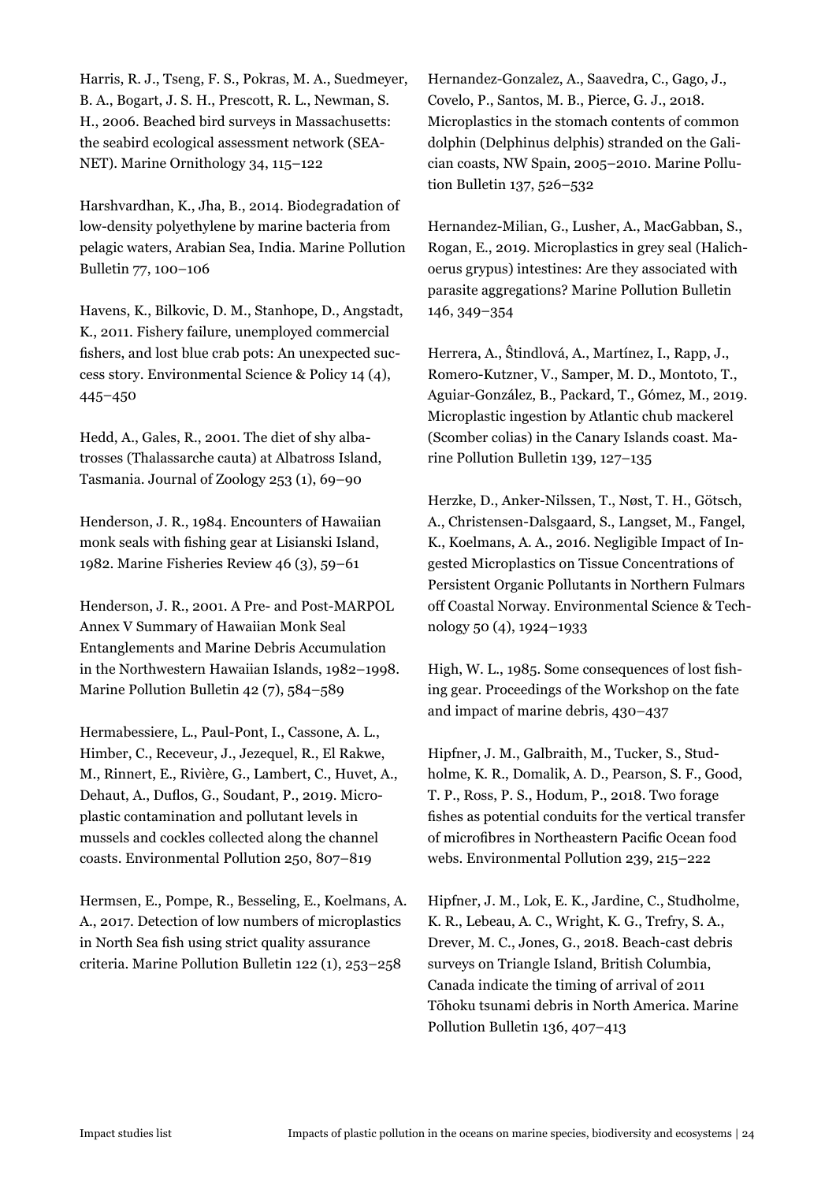Harris, R. J., Tseng, F. S., Pokras, M. A., Suedmeyer, B. A., Bogart, J. S. H., Prescott, R. L., Newman, S. H., 2006. Beached bird surveys in Massachusetts: the seabird ecological assessment network (SEA-NET). Marine Ornithology 34, 115–122

Harshvardhan, K., Jha, B., 2014. Biodegradation of low-density polyethylene by marine bacteria from pelagic waters, Arabian Sea, India. Marine Pollution Bulletin 77, 100–106

Havens, K., Bilkovic, D. M., Stanhope, D., Angstadt, K., 2011. Fishery failure, unemployed commercial fishers, and lost blue crab pots: An unexpected success story. Environmental Science & Policy 14 (4), 445–450

Hedd, A., Gales, R., 2001. The diet of shy albatrosses (Thalassarche cauta) at Albatross Island, Tasmania. Journal of Zoology 253 (1), 69–90

Henderson, J. R., 1984. Encounters of Hawaiian monk seals with fishing gear at Lisianski Island, 1982. Marine Fisheries Review 46 (3), 59–61

Henderson, J. R., 2001. A Pre- and Post-MARPOL Annex V Summary of Hawaiian Monk Seal Entanglements and Marine Debris Accumulation in the Northwestern Hawaiian Islands, 1982–1998. Marine Pollution Bulletin 42 (7), 584–589

Hermabessiere, L., Paul-Pont, I., Cassone, A. L., Himber, C., Receveur, J., Jezequel, R., El Rakwe, M., Rinnert, E., Rivière, G., Lambert, C., Huvet, A., Dehaut, A., Duflos, G., Soudant, P., 2019. Microplastic contamination and pollutant levels in mussels and cockles collected along the channel coasts. Environmental Pollution 250, 807–819

Hermsen, E., Pompe, R., Besseling, E., Koelmans, A. A., 2017. Detection of low numbers of microplastics in North Sea fish using strict quality assurance criteria. Marine Pollution Bulletin 122 (1), 253–258

Hernandez-Gonzalez, A., Saavedra, C., Gago, J., Covelo, P., Santos, M. B., Pierce, G. J., 2018. Microplastics in the stomach contents of common dolphin (Delphinus delphis) stranded on the Galician coasts, NW Spain, 2005–2010. Marine Pollution Bulletin 137, 526–532

Hernandez-Milian, G., Lusher, A., MacGabban, S., Rogan, E., 2019. Microplastics in grey seal (Halichoerus grypus) intestines: Are they associated with parasite aggregations? Marine Pollution Bulletin 146, 349–354

Herrera, A., Ŝtindlová, A., Martínez, I., Rapp, J., Romero-Kutzner, V., Samper, M. D., Montoto, T., Aguiar-González, B., Packard, T., Gómez, M., 2019. Microplastic ingestion by Atlantic chub mackerel (Scomber colias) in the Canary Islands coast. Marine Pollution Bulletin 139, 127–135

Herzke, D., Anker-Nilssen, T., Nøst, T. H., Götsch, A., Christensen-Dalsgaard, S., Langset, M., Fangel, K., Koelmans, A. A., 2016. Negligible Impact of Ingested Microplastics on Tissue Concentrations of Persistent Organic Pollutants in Northern Fulmars off Coastal Norway. Environmental Science & Technology 50 (4), 1924–1933

High, W. L., 1985. Some consequences of lost fishing gear. Proceedings of the Workshop on the fate and impact of marine debris, 430–437

Hipfner, J. M., Galbraith, M., Tucker, S., Studholme, K. R., Domalik, A. D., Pearson, S. F., Good, T. P., Ross, P. S., Hodum, P., 2018. Two forage fishes as potential conduits for the vertical transfer of microfibres in Northeastern Pacific Ocean food webs. Environmental Pollution 239, 215–222

Hipfner, J. M., Lok, E. K., Jardine, C., Studholme, K. R., Lebeau, A. C., Wright, K. G., Trefry, S. A., Drever, M. C., Jones, G., 2018. Beach-cast debris surveys on Triangle Island, British Columbia, Canada indicate the timing of arrival of 2011 Tōhoku tsunami debris in North America. Marine Pollution Bulletin 136, 407–413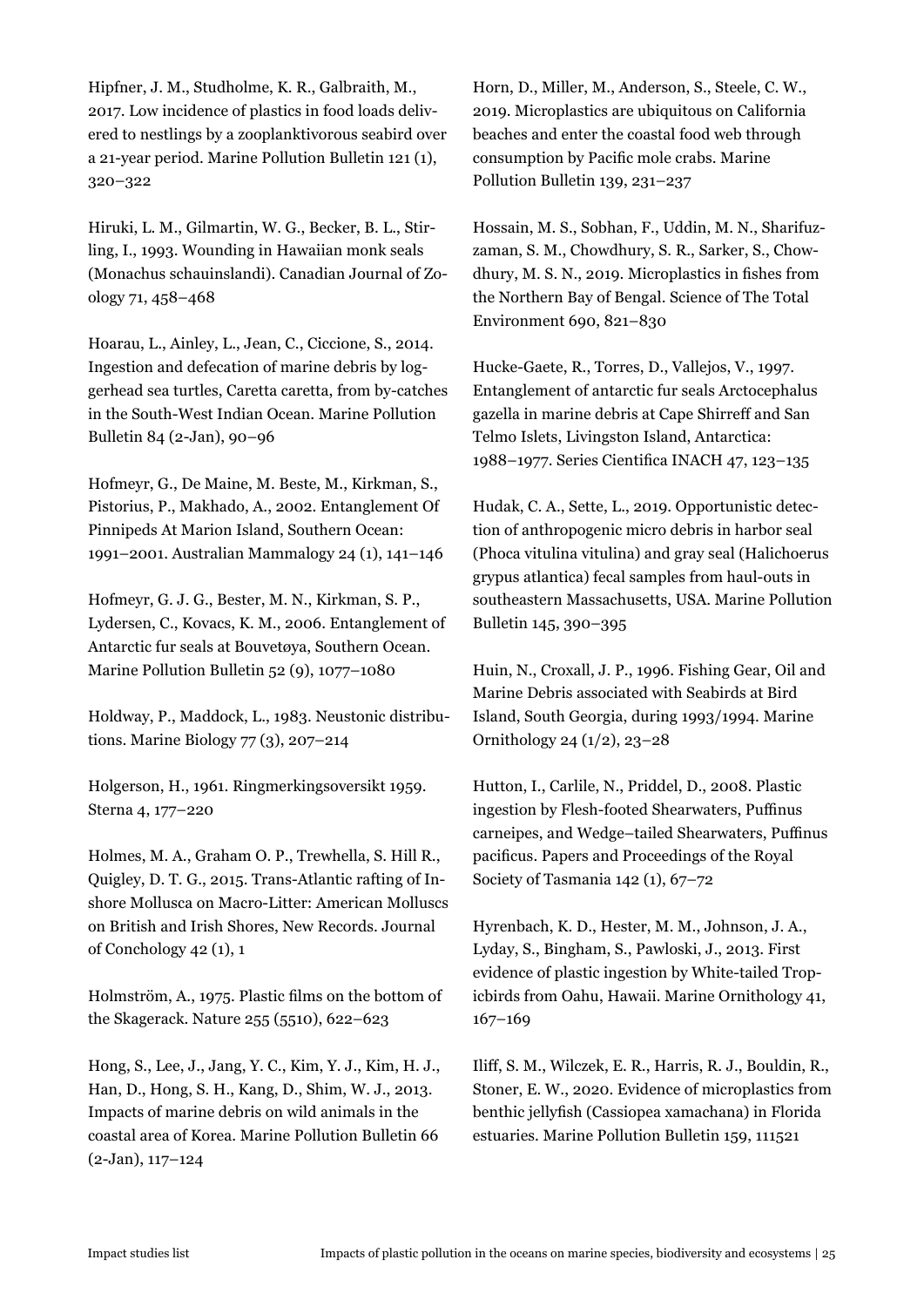Hipfner, J. M., Studholme, K. R., Galbraith, M., 2017. Low incidence of plastics in food loads delivered to nestlings by a zooplanktivorous seabird over a 21-year period. Marine Pollution Bulletin 121 (1), 320–322

Hiruki, L. M., Gilmartin, W. G., Becker, B. L., Stirling, I., 1993. Wounding in Hawaiian monk seals (Monachus schauinslandi). Canadian Journal of Zoology 71, 458–468

Hoarau, L., Ainley, L., Jean, C., Ciccione, S., 2014. Ingestion and defecation of marine debris by loggerhead sea turtles, Caretta caretta, from by-catches in the South-West Indian Ocean. Marine Pollution Bulletin 84 (2-Jan), 90–96

Hofmeyr, G., De Maine, M. Beste, M., Kirkman, S., Pistorius, P., Makhado, A., 2002. Entanglement Of Pinnipeds At Marion Island, Southern Ocean: 1991–2001. Australian Mammalogy 24 (1), 141–146

Hofmeyr, G. J. G., Bester, M. N., Kirkman, S. P., Lydersen, C., Kovacs, K. M., 2006. Entanglement of Antarctic fur seals at Bouvetøya, Southern Ocean. Marine Pollution Bulletin 52 (9), 1077–1080

Holdway, P., Maddock, L., 1983. Neustonic distributions. Marine Biology 77 (3), 207–214

Holgerson, H., 1961. Ringmerkingsoversikt 1959. Sterna 4, 177–220

Holmes, M. A., Graham O. P., Trewhella, S. Hill R., Quigley, D. T. G., 2015. Trans-Atlantic rafting of Inshore Mollusca on Macro-Litter: American Molluscs on British and Irish Shores, New Records. Journal of Conchology 42 (1), 1

Holmström, A., 1975. Plastic films on the bottom of the Skagerack. Nature 255 (5510), 622–623

Hong, S., Lee, J., Jang, Y. C., Kim, Y. J., Kim, H. J., Han, D., Hong, S. H., Kang, D., Shim, W. J., 2013. Impacts of marine debris on wild animals in the coastal area of Korea. Marine Pollution Bulletin 66 (2-Jan), 117–124

Horn, D., Miller, M., Anderson, S., Steele, C. W., 2019. Microplastics are ubiquitous on California beaches and enter the coastal food web through consumption by Pacific mole crabs. Marine Pollution Bulletin 139, 231–237

Hossain, M. S., Sobhan, F., Uddin, M. N., Sharifuzzaman, S. M., Chowdhury, S. R., Sarker, S., Chowdhury, M. S. N., 2019. Microplastics in fishes from the Northern Bay of Bengal. Science of The Total Environment 690, 821–830

Hucke-Gaete, R., Torres, D., Vallejos, V., 1997. Entanglement of antarctic fur seals Arctocephalus gazella in marine debris at Cape Shirreff and San Telmo Islets, Livingston Island, Antarctica: 1988–1977. Series Cientifica INACH 47, 123–135

Hudak, C. A., Sette, L., 2019. Opportunistic detection of anthropogenic micro debris in harbor seal (Phoca vitulina vitulina) and gray seal (Halichoerus grypus atlantica) fecal samples from haul-outs in southeastern Massachusetts, USA. Marine Pollution Bulletin 145, 390–395

Huin, N., Croxall, J. P., 1996. Fishing Gear, Oil and Marine Debris associated with Seabirds at Bird Island, South Georgia, during 1993/1994. Marine Ornithology 24 (1/2), 23–28

Hutton, I., Carlile, N., Priddel, D., 2008. Plastic ingestion by Flesh-footed Shearwaters, Puffinus carneipes, and Wedge–tailed Shearwaters, Puffinus pacificus. Papers and Proceedings of the Royal Society of Tasmania 142 (1), 67–72

Hyrenbach, K. D., Hester, M. M., Johnson, J. A., Lyday, S., Bingham, S., Pawloski, J., 2013. First evidence of plastic ingestion by White-tailed Tropicbirds from Oahu, Hawaii. Marine Ornithology 41, 167–169

Iliff, S. M., Wilczek, E. R., Harris, R. J., Bouldin, R., Stoner, E. W., 2020. Evidence of microplastics from benthic jellyfish (Cassiopea xamachana) in Florida estuaries. Marine Pollution Bulletin 159, 111521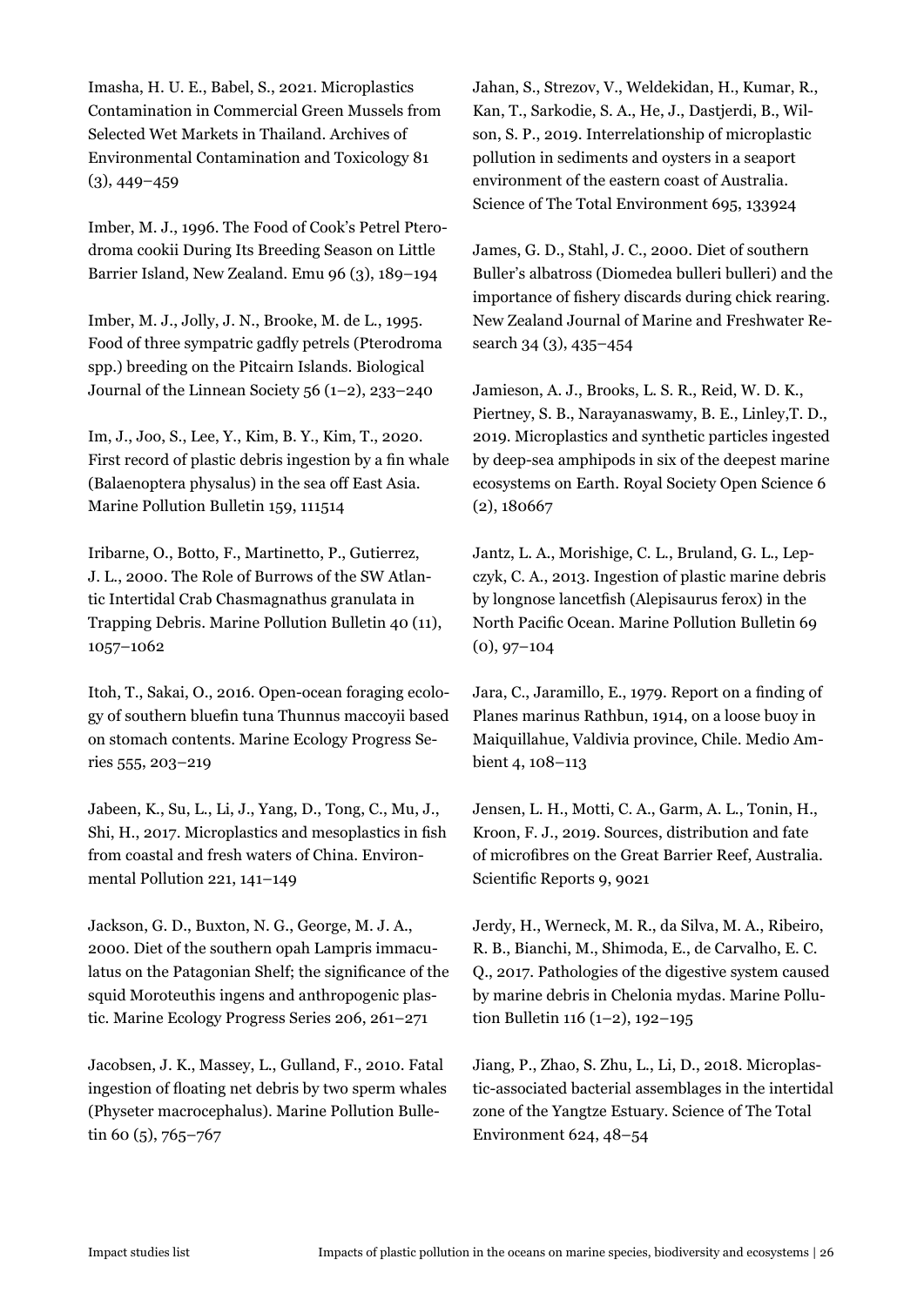Imasha, H. U. E., Babel, S., 2021. Microplastics Contamination in Commercial Green Mussels from Selected Wet Markets in Thailand. Archives of Environmental Contamination and Toxicology 81 (3), 449–459

Imber, M. J., 1996. The Food of Cook's Petrel Pterodroma cookii During Its Breeding Season on Little Barrier Island, New Zealand. Emu 96 (3), 189–194

Imber, M. J., Jolly, J. N., Brooke, M. de L., 1995. Food of three sympatric gadfly petrels (Pterodroma spp.) breeding on the Pitcairn Islands. Biological Journal of the Linnean Society 56 (1–2), 233–240

Im, J., Joo, S., Lee, Y., Kim, B. Y., Kim, T., 2020. First record of plastic debris ingestion by a fin whale (Balaenoptera physalus) in the sea off East Asia. Marine Pollution Bulletin 159, 111514

Iribarne, O., Botto, F., Martinetto, P., Gutierrez, J. L., 2000. The Role of Burrows of the SW Atlantic Intertidal Crab Chasmagnathus granulata in Trapping Debris. Marine Pollution Bulletin 40 (11), 1057–1062

Itoh, T., Sakai, O., 2016. Open-ocean foraging ecology of southern bluefin tuna Thunnus maccoyii based on stomach contents. Marine Ecology Progress Series 555, 203–219

Jabeen, K., Su, L., Li, J., Yang, D., Tong, C., Mu, J., Shi, H., 2017. Microplastics and mesoplastics in fish from coastal and fresh waters of China. Environmental Pollution 221, 141–149

Jackson, G. D., Buxton, N. G., George, M. J. A., 2000. Diet of the southern opah Lampris immaculatus on the Patagonian Shelf; the significance of the squid Moroteuthis ingens and anthropogenic plastic. Marine Ecology Progress Series 206, 261–271

Jacobsen, J. K., Massey, L., Gulland, F., 2010. Fatal ingestion of floating net debris by two sperm whales (Physeter macrocephalus). Marine Pollution Bulletin 60 (5), 765–767

Jahan, S., Strezov, V., Weldekidan, H., Kumar, R., Kan, T., Sarkodie, S. A., He, J., Dastjerdi, B., Wilson, S. P., 2019. Interrelationship of microplastic pollution in sediments and oysters in a seaport environment of the eastern coast of Australia. Science of The Total Environment 695, 133924

James, G. D., Stahl, J. C., 2000. Diet of southern Buller's albatross (Diomedea bulleri bulleri) and the importance of fishery discards during chick rearing. New Zealand Journal of Marine and Freshwater Research 34 (3), 435–454

Jamieson, A. J., Brooks, L. S. R., Reid, W. D. K., Piertney, S. B., Narayanaswamy, B. E., Linley,T. D., 2019. Microplastics and synthetic particles ingested by deep-sea amphipods in six of the deepest marine ecosystems on Earth. Royal Society Open Science 6 (2), 180667

Jantz, L. A., Morishige, C. L., Bruland, G. L., Lepczyk, C. A., 2013. Ingestion of plastic marine debris by longnose lancetfish (Alepisaurus ferox) in the North Pacific Ocean. Marine Pollution Bulletin 69 (0), 97–104

Jara, C., Jaramillo, E., 1979. Report on a finding of Planes marinus Rathbun, 1914, on a loose buoy in Maiquillahue, Valdivia province, Chile. Medio Ambient 4, 108–113

Jensen, L. H., Motti, C. A., Garm, A. L., Tonin, H., Kroon, F. J., 2019. Sources, distribution and fate of microfibres on the Great Barrier Reef, Australia. Scientific Reports 9, 9021

Jerdy, H., Werneck, M. R., da Silva, M. A., Ribeiro, R. B., Bianchi, M., Shimoda, E., de Carvalho, E. C. Q., 2017. Pathologies of the digestive system caused by marine debris in Chelonia mydas. Marine Pollution Bulletin 116 (1–2), 192–195

Jiang, P., Zhao, S. Zhu, L., Li, D., 2018. Microplastic-associated bacterial assemblages in the intertidal zone of the Yangtze Estuary. Science of The Total Environment 624, 48–54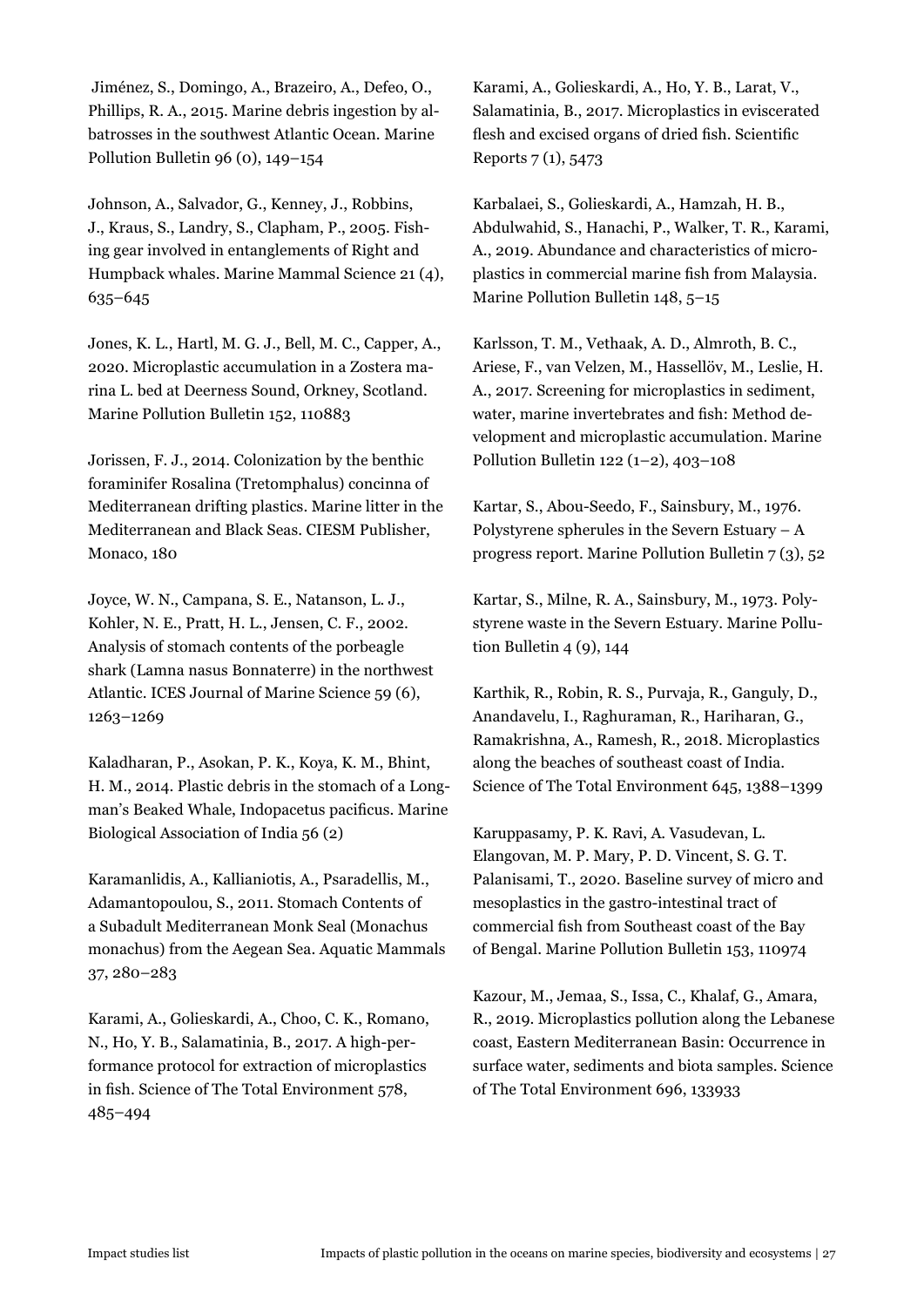Jiménez, S., Domingo, A., Brazeiro, A., Defeo, O., Phillips, R. A., 2015. Marine debris ingestion by albatrosses in the southwest Atlantic Ocean. Marine Pollution Bulletin 96 (0), 149–154

Johnson, A., Salvador, G., Kenney, J., Robbins, J., Kraus, S., Landry, S., Clapham, P., 2005. Fishing gear involved in entanglements of Right and Humpback whales. Marine Mammal Science 21 (4), 635–645

Jones, K. L., Hartl, M. G. J., Bell, M. C., Capper, A., 2020. Microplastic accumulation in a Zostera marina L. bed at Deerness Sound, Orkney, Scotland. Marine Pollution Bulletin 152, 110883

Jorissen, F. J., 2014. Colonization by the benthic foraminifer Rosalina (Tretomphalus) concinna of Mediterranean drifting plastics. Marine litter in the Mediterranean and Black Seas. CIESM Publisher, Monaco, 180

Joyce, W. N., Campana, S. E., Natanson, L. J., Kohler, N. E., Pratt, H. L., Jensen, C. F., 2002. Analysis of stomach contents of the porbeagle shark (Lamna nasus Bonnaterre) in the northwest Atlantic. ICES Journal of Marine Science 59 (6), 1263–1269

Kaladharan, P., Asokan, P. K., Koya, K. M., Bhint, H. M., 2014. Plastic debris in the stomach of a Longman's Beaked Whale, Indopacetus pacificus. Marine Biological Association of India 56 (2)

Karamanlidis, A., Kallianiotis, A., Psaradellis, M., Adamantopoulou, S., 2011. Stomach Contents of a Subadult Mediterranean Monk Seal (Monachus monachus) from the Aegean Sea. Aquatic Mammals 37, 280–283

Karami, A., Golieskardi, A., Choo, C. K., Romano, N., Ho, Y. B., Salamatinia, B., 2017. A high-performance protocol for extraction of microplastics in fish. Science of The Total Environment 578, 485–494

Karami, A., Golieskardi, A., Ho, Y. B., Larat, V., Salamatinia, B., 2017. Microplastics in eviscerated flesh and excised organs of dried fish. Scientific Reports 7 (1), 5473

Karbalaei, S., Golieskardi, A., Hamzah, H. B., Abdulwahid, S., Hanachi, P., Walker, T. R., Karami, A., 2019. Abundance and characteristics of microplastics in commercial marine fish from Malaysia. Marine Pollution Bulletin 148, 5–15

Karlsson, T. M., Vethaak, A. D., Almroth, B. C., Ariese, F., van Velzen, M., Hassellöv, M., Leslie, H. A., 2017. Screening for microplastics in sediment, water, marine invertebrates and fish: Method development and microplastic accumulation. Marine Pollution Bulletin 122 (1–2), 403–108

Kartar, S., Abou-Seedo, F., Sainsbury, M., 1976. Polystyrene spherules in the Severn Estuary – A progress report. Marine Pollution Bulletin 7 (3), 52

Kartar, S., Milne, R. A., Sainsbury, M., 1973. Polystyrene waste in the Severn Estuary. Marine Pollution Bulletin 4 (9), 144

Karthik, R., Robin, R. S., Purvaja, R., Ganguly, D., Anandavelu, I., Raghuraman, R., Hariharan, G., Ramakrishna, A., Ramesh, R., 2018. Microplastics along the beaches of southeast coast of India. Science of The Total Environment 645, 1388–1399

Karuppasamy, P. K. Ravi, A. Vasudevan, L. Elangovan, M. P. Mary, P. D. Vincent, S. G. T. Palanisami, T., 2020. Baseline survey of micro and mesoplastics in the gastro-intestinal tract of commercial fish from Southeast coast of the Bay of Bengal. Marine Pollution Bulletin 153, 110974

Kazour, M., Jemaa, S., Issa, C., Khalaf, G., Amara, R., 2019. Microplastics pollution along the Lebanese coast, Eastern Mediterranean Basin: Occurrence in surface water, sediments and biota samples. Science of The Total Environment 696, 133933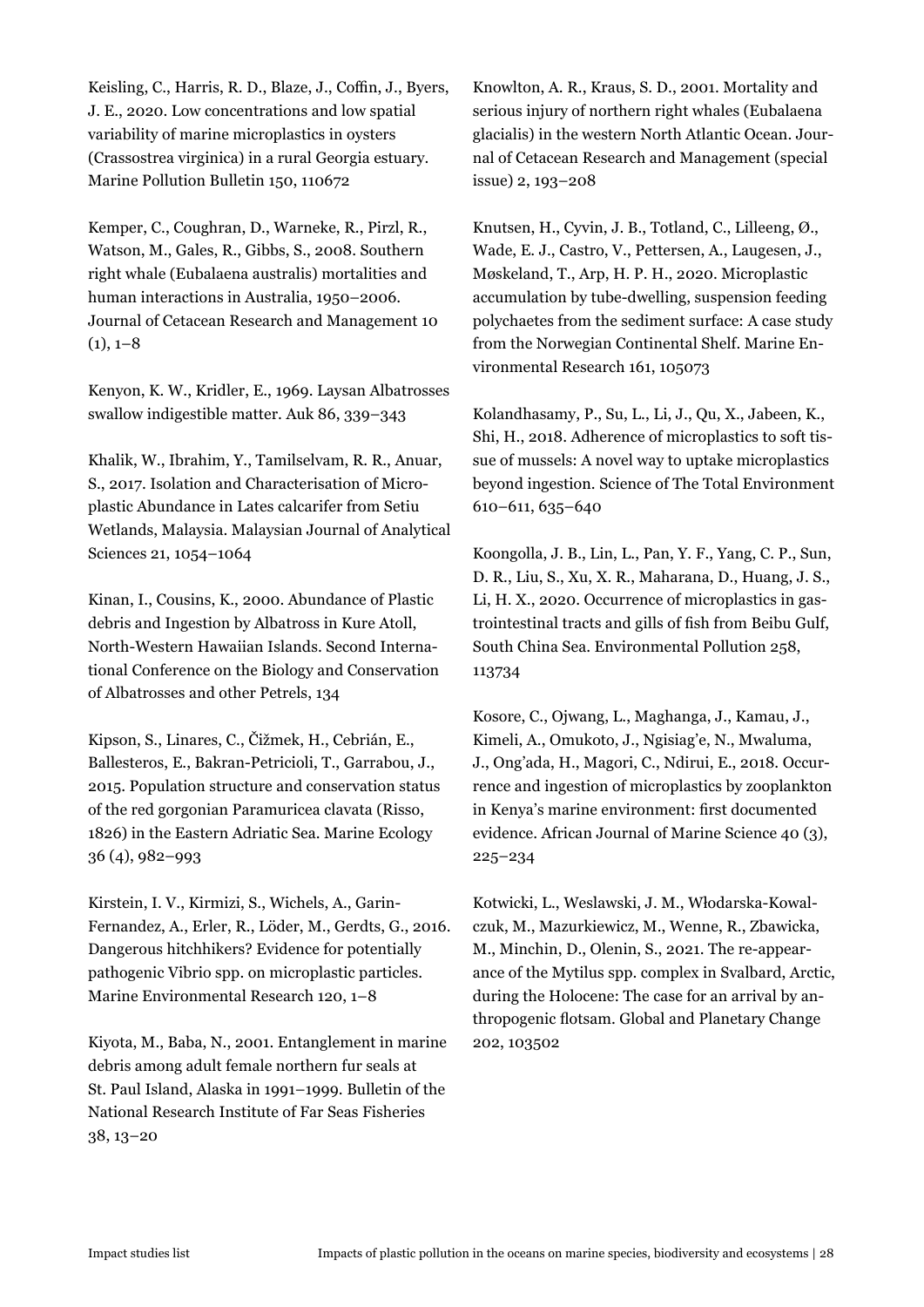Keisling, C., Harris, R. D., Blaze, J., Coffin, J., Byers, J. E., 2020. Low concentrations and low spatial variability of marine microplastics in oysters (Crassostrea virginica) in a rural Georgia estuary. Marine Pollution Bulletin 150, 110672

Kemper, C., Coughran, D., Warneke, R., Pirzl, R., Watson, M., Gales, R., Gibbs, S., 2008. Southern right whale (Eubalaena australis) mortalities and human interactions in Australia, 1950–2006. Journal of Cetacean Research and Management 10 (1), 1–8

Kenyon, K. W., Kridler, E., 1969. Laysan Albatrosses swallow indigestible matter. Auk 86, 339–343

Khalik, W., Ibrahim, Y., Tamilselvam, R. R., Anuar, S., 2017. Isolation and Characterisation of Microplastic Abundance in Lates calcarifer from Setiu Wetlands, Malaysia. Malaysian Journal of Analytical Sciences 21, 1054–1064

Kinan, I., Cousins, K., 2000. Abundance of Plastic debris and Ingestion by Albatross in Kure Atoll, North-Western Hawaiian Islands. Second International Conference on the Biology and Conservation of Albatrosses and other Petrels, 134

Kipson, S., Linares, C., Čižmek, H., Cebrián, E., Ballesteros, E., Bakran-Petricioli, T., Garrabou, J., 2015. Population structure and conservation status of the red gorgonian Paramuricea clavata (Risso, 1826) in the Eastern Adriatic Sea. Marine Ecology 36 (4), 982–993

Kirstein, I. V., Kirmizi, S., Wichels, A., Garin-Fernandez, A., Erler, R., Löder, M., Gerdts, G., 2016. Dangerous hitchhikers? Evidence for potentially pathogenic Vibrio spp. on microplastic particles. Marine Environmental Research 120, 1–8

Kiyota, M., Baba, N., 2001. Entanglement in marine debris among adult female northern fur seals at St. Paul Island, Alaska in 1991–1999. Bulletin of the National Research Institute of Far Seas Fisheries 38, 13–20

Knowlton, A. R., Kraus, S. D., 2001. Mortality and serious injury of northern right whales (Eubalaena glacialis) in the western North Atlantic Ocean. Journal of Cetacean Research and Management (special issue) 2, 193–208

Knutsen, H., Cyvin, J. B., Totland, C., Lilleeng, Ø., Wade, E. J., Castro, V., Pettersen, A., Laugesen, J., Møskeland, T., Arp, H. P. H., 2020. Microplastic accumulation by tube-dwelling, suspension feeding polychaetes from the sediment surface: A case study from the Norwegian Continental Shelf. Marine Environmental Research 161, 105073

Kolandhasamy, P., Su, L., Li, J., Qu, X., Jabeen, K., Shi, H., 2018. Adherence of microplastics to soft tissue of mussels: A novel way to uptake microplastics beyond ingestion. Science of The Total Environment 610–611, 635–640

Koongolla, J. B., Lin, L., Pan, Y. F., Yang, C. P., Sun, D. R., Liu, S., Xu, X. R., Maharana, D., Huang, J. S., Li, H. X., 2020. Occurrence of microplastics in gastrointestinal tracts and gills of fish from Beibu Gulf, South China Sea. Environmental Pollution 258, 113734

Kosore, C., Ojwang, L., Maghanga, J., Kamau, J., Kimeli, A., Omukoto, J., Ngisiag'e, N., Mwaluma, J., Ong'ada, H., Magori, C., Ndirui, E., 2018. Occurrence and ingestion of microplastics by zooplankton in Kenya's marine environment: first documented evidence. African Journal of Marine Science 40 (3), 225–234

Kotwicki, L., Weslawski, J. M., Włodarska-Kowalczuk, M., Mazurkiewicz, M., Wenne, R., Zbawicka, M., Minchin, D., Olenin, S., 2021. The re-appearance of the Mytilus spp. complex in Svalbard, Arctic, during the Holocene: The case for an arrival by anthropogenic flotsam. Global and Planetary Change 202, 103502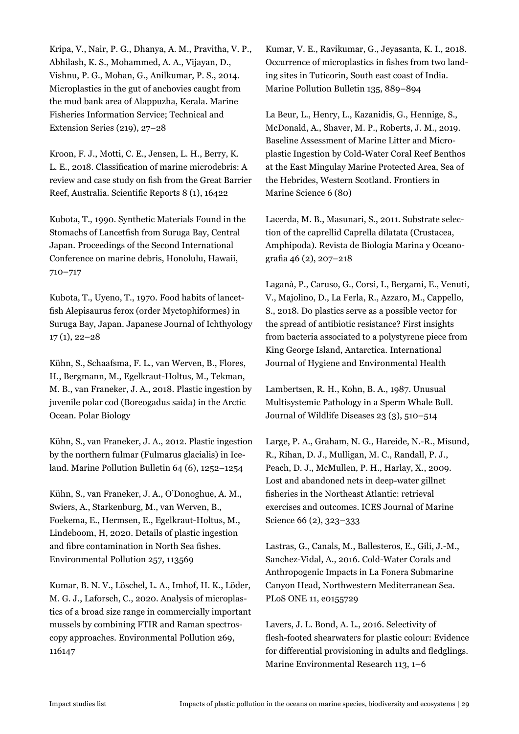Kripa, V., Nair, P. G., Dhanya, A. M., Pravitha, V. P., Abhilash, K. S., Mohammed, A. A., Vijayan, D., Vishnu, P. G., Mohan, G., Anilkumar, P. S., 2014. Microplastics in the gut of anchovies caught from the mud bank area of Alappuzha, Kerala. Marine Fisheries Information Service; Technical and Extension Series (219), 27–28

Kroon, F. J., Motti, C. E., Jensen, L. H., Berry, K. L. E., 2018. Classification of marine microdebris: A review and case study on fish from the Great Barrier Reef, Australia. Scientific Reports 8 (1), 16422

Kubota, T., 1990. Synthetic Materials Found in the Stomachs of Lancetfish from Suruga Bay, Central Japan. Proceedings of the Second International Conference on marine debris, Honolulu, Hawaii, 710–717

Kubota, T., Uyeno, T., 1970. Food habits of lancetfish Alepisaurus ferox (order Myctophiformes) in Suruga Bay, Japan. Japanese Journal of Ichthyology 17 (1), 22–28

Kühn, S., Schaafsma, F. L., van Werven, B., Flores, H., Bergmann, M., Egelkraut-Holtus, M., Tekman, M. B., van Franeker, J. A., 2018. Plastic ingestion by juvenile polar cod (Boreogadus saida) in the Arctic Ocean. Polar Biology

Kühn, S., van Franeker, J. A., 2012. Plastic ingestion by the northern fulmar (Fulmarus glacialis) in Iceland. Marine Pollution Bulletin 64 (6), 1252–1254

Kühn, S., van Franeker, J. A., O'Donoghue, A. M., Swiers, A., Starkenburg, M., van Werven, B., Foekema, E., Hermsen, E., Egelkraut-Holtus, M., Lindeboom, H, 2020. Details of plastic ingestion and fibre contamination in North Sea fishes. Environmental Pollution 257, 113569

Kumar, B. N. V., Löschel, L. A., Imhof, H. K., Löder, M. G. J., Laforsch, C., 2020. Analysis of microplastics of a broad size range in commercially important mussels by combining FTIR and Raman spectroscopy approaches. Environmental Pollution 269, 116147

Kumar, V. E., Ravikumar, G., Jeyasanta, K. I., 2018. Occurrence of microplastics in fishes from two landing sites in Tuticorin, South east coast of India. Marine Pollution Bulletin 135, 889–894

La Beur, L., Henry, L., Kazanidis, G., Hennige, S., McDonald, A., Shaver, M. P., Roberts, J. M., 2019. Baseline Assessment of Marine Litter and Microplastic Ingestion by Cold-Water Coral Reef Benthos at the East Mingulay Marine Protected Area, Sea of the Hebrides, Western Scotland. Frontiers in Marine Science 6 (80)

Lacerda, M. B., Masunari, S., 2011. Substrate selection of the caprellid Caprella dilatata (Crustacea, Amphipoda). Revista de Biologia Marina y Oceanografia 46 (2), 207–218

Laganà, P., Caruso, G., Corsi, I., Bergami, E., Venuti, V., Majolino, D., La Ferla, R., Azzaro, M., Cappello, S., 2018. Do plastics serve as a possible vector for the spread of antibiotic resistance? First insights from bacteria associated to a polystyrene piece from King George Island, Antarctica. International Journal of Hygiene and Environmental Health

Lambertsen, R. H., Kohn, B. A., 1987. Unusual Multisystemic Pathology in a Sperm Whale Bull. Journal of Wildlife Diseases 23 (3), 510–514

Large, P. A., Graham, N. G., Hareide, N.-R., Misund, R., Rihan, D. J., Mulligan, M. C., Randall, P. J., Peach, D. J., McMullen, P. H., Harlay, X., 2009. Lost and abandoned nets in deep-water gillnet fisheries in the Northeast Atlantic: retrieval exercises and outcomes. ICES Journal of Marine Science 66 (2), 323–333

Lastras, G., Canals, M., Ballesteros, E., Gili, J.-M., Sanchez-Vidal, A., 2016. Cold-Water Corals and Anthropogenic Impacts in La Fonera Submarine Canyon Head, Northwestern Mediterranean Sea. PLoS ONE 11, e0155729

Lavers, J. L. Bond, A. L., 2016. Selectivity of flesh-footed shearwaters for plastic colour: Evidence for differential provisioning in adults and fledglings. Marine Environmental Research 113, 1–6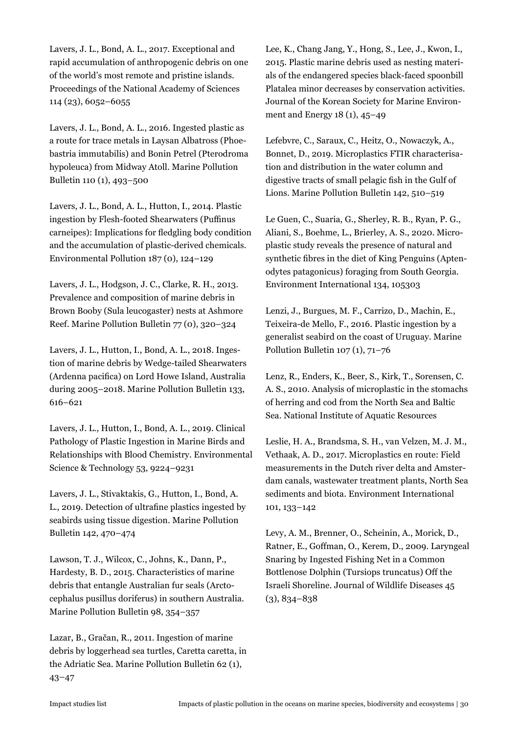Lavers, J. L., Bond, A. L., 2017. Exceptional and rapid accumulation of anthropogenic debris on one of the world's most remote and pristine islands. Proceedings of the National Academy of Sciences 114 (23), 6052–6055

Lavers, J. L., Bond, A. L., 2016. Ingested plastic as a route for trace metals in Laysan Albatross (Phoebastria immutabilis) and Bonin Petrel (Pterodroma hypoleuca) from Midway Atoll. Marine Pollution Bulletin 110 (1), 493–500

Lavers, J. L., Bond, A. L., Hutton, I., 2014. Plastic ingestion by Flesh-footed Shearwaters (Puffinus carneipes): Implications for fledgling body condition and the accumulation of plastic-derived chemicals. Environmental Pollution 187 (0), 124–129

Lavers, J. L., Hodgson, J. C., Clarke, R. H., 2013. Prevalence and composition of marine debris in Brown Booby (Sula leucogaster) nests at Ashmore Reef. Marine Pollution Bulletin 77 (0), 320–324

Lavers, J. L., Hutton, I., Bond, A. L., 2018. Ingestion of marine debris by Wedge-tailed Shearwaters (Ardenna pacifica) on Lord Howe Island, Australia during 2005–2018. Marine Pollution Bulletin 133, 616–621

Lavers, J. L., Hutton, I., Bond, A. L., 2019. Clinical Pathology of Plastic Ingestion in Marine Birds and Relationships with Blood Chemistry. Environmental Science & Technology 53, 9224–9231

Lavers, J. L., Stivaktakis, G., Hutton, I., Bond, A. L., 2019. Detection of ultrafine plastics ingested by seabirds using tissue digestion. Marine Pollution Bulletin 142, 470–474

Lawson, T. J., Wilcox, C., Johns, K., Dann, P., Hardesty, B. D., 2015. Characteristics of marine debris that entangle Australian fur seals (Arctocephalus pusillus doriferus) in southern Australia. Marine Pollution Bulletin 98, 354–357

Lazar, B., Gračan, R., 2011. Ingestion of marine debris by loggerhead sea turtles, Caretta caretta, in the Adriatic Sea. Marine Pollution Bulletin 62 (1), 43–47

Lee, K., Chang Jang, Y., Hong, S., Lee, J., Kwon, I., 2015. Plastic marine debris used as nesting materials of the endangered species black-faced spoonbill Platalea minor decreases by conservation activities. Journal of the Korean Society for Marine Environment and Energy 18 (1), 45–49

Lefebvre, C., Saraux, C., Heitz, O., Nowaczyk, A., Bonnet, D., 2019. Microplastics FTIR characterisation and distribution in the water column and digestive tracts of small pelagic fish in the Gulf of Lions. Marine Pollution Bulletin 142, 510–519

Le Guen, C., Suaria, G., Sherley, R. B., Ryan, P. G., Aliani, S., Boehme, L., Brierley, A. S., 2020. Microplastic study reveals the presence of natural and synthetic fibres in the diet of King Penguins (Aptenodytes patagonicus) foraging from South Georgia. Environment International 134, 105303

Lenzi, J., Burgues, M. F., Carrizo, D., Machin, E., Teixeira-de Mello, F., 2016. Plastic ingestion by a generalist seabird on the coast of Uruguay. Marine Pollution Bulletin 107 (1), 71–76

Lenz, R., Enders, K., Beer, S., Kirk, T., Sorensen, C. A. S., 2010. Analysis of microplastic in the stomachs of herring and cod from the North Sea and Baltic Sea. National Institute of Aquatic Resources

Leslie, H. A., Brandsma, S. H., van Velzen, M. J. M., Vethaak, A. D., 2017. Microplastics en route: Field measurements in the Dutch river delta and Amsterdam canals, wastewater treatment plants, North Sea sediments and biota. Environment International 101, 133–142

Levy, A. M., Brenner, O., Scheinin, A., Morick, D., Ratner, E., Goffman, O., Kerem, D., 2009. Laryngeal Snaring by Ingested Fishing Net in a Common Bottlenose Dolphin (Tursiops truncatus) Off the Israeli Shoreline. Journal of Wildlife Diseases 45 (3), 834–838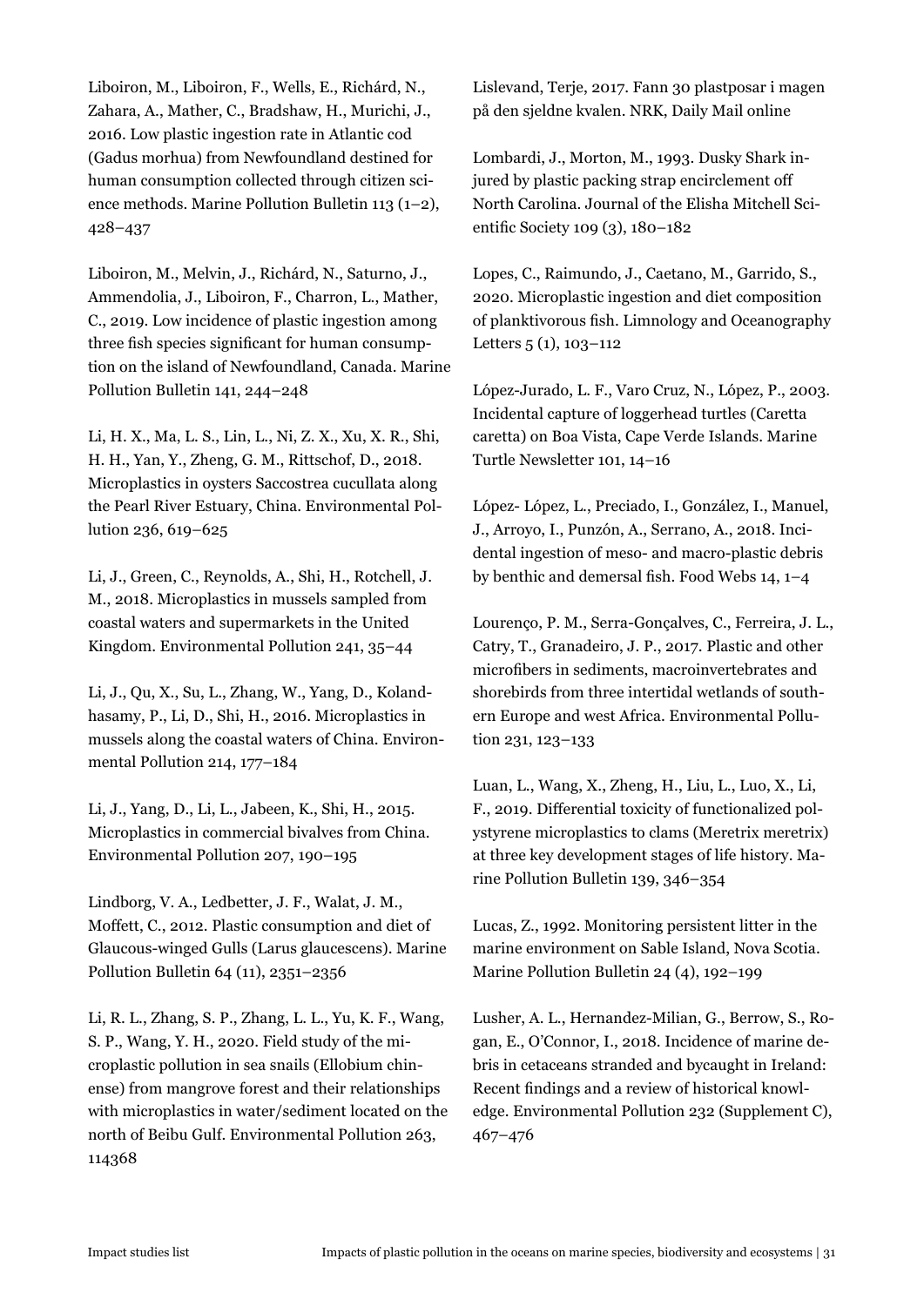Liboiron, M., Liboiron, F., Wells, E., Richárd, N., Zahara, A., Mather, C., Bradshaw, H., Murichi, J., 2016. Low plastic ingestion rate in Atlantic cod (Gadus morhua) from Newfoundland destined for human consumption collected through citizen science methods. Marine Pollution Bulletin 113 (1–2), 428–437

Liboiron, M., Melvin, J., Richárd, N., Saturno, J., Ammendolia, J., Liboiron, F., Charron, L., Mather, C., 2019. Low incidence of plastic ingestion among three fish species significant for human consumption on the island of Newfoundland, Canada. Marine Pollution Bulletin 141, 244–248

Li, H. X., Ma, L. S., Lin, L., Ni, Z. X., Xu, X. R., Shi, H. H., Yan, Y., Zheng, G. M., Rittschof, D., 2018. Microplastics in oysters Saccostrea cucullata along the Pearl River Estuary, China. Environmental Pollution 236, 619–625

Li, J., Green, C., Reynolds, A., Shi, H., Rotchell, J. M., 2018. Microplastics in mussels sampled from coastal waters and supermarkets in the United Kingdom. Environmental Pollution 241, 35–44

Li, J., Qu, X., Su, L., Zhang, W., Yang, D., Kolandhasamy, P., Li, D., Shi, H., 2016. Microplastics in mussels along the coastal waters of China. Environmental Pollution 214, 177–184

Li, J., Yang, D., Li, L., Jabeen, K., Shi, H., 2015. Microplastics in commercial bivalves from China. Environmental Pollution 207, 190–195

Lindborg, V. A., Ledbetter, J. F., Walat, J. M., Moffett, C., 2012. Plastic consumption and diet of Glaucous-winged Gulls (Larus glaucescens). Marine Pollution Bulletin 64 (11), 2351–2356

Li, R. L., Zhang, S. P., Zhang, L. L., Yu, K. F., Wang, S. P., Wang, Y. H., 2020. Field study of the microplastic pollution in sea snails (Ellobium chinense) from mangrove forest and their relationships with microplastics in water/sediment located on the north of Beibu Gulf. Environmental Pollution 263, 114368

Lislevand, Terje, 2017. Fann 30 plastposar i magen på den sjeldne kvalen. NRK, Daily Mail online

Lombardi, J., Morton, M., 1993. Dusky Shark injured by plastic packing strap encirclement off North Carolina. Journal of the Elisha Mitchell Scientific Society 109 (3), 180–182

Lopes, C., Raimundo, J., Caetano, M., Garrido, S., 2020. Microplastic ingestion and diet composition of planktivorous fish. Limnology and Oceanography Letters 5 (1), 103–112

López-Jurado, L. F., Varo Cruz, N., López, P., 2003. Incidental capture of loggerhead turtles (Caretta caretta) on Boa Vista, Cape Verde Islands. Marine Turtle Newsletter 101, 14–16

López- López, L., Preciado, I., González, I., Manuel, J., Arroyo, I., Punzón, A., Serrano, A., 2018. Incidental ingestion of meso- and macro-plastic debris by benthic and demersal fish. Food Webs 14, 1–4

Lourenço, P. M., Serra-Gonçalves, C., Ferreira, J. L., Catry, T., Granadeiro, J. P., 2017. Plastic and other microfibers in sediments, macroinvertebrates and shorebirds from three intertidal wetlands of southern Europe and west Africa. Environmental Pollution 231, 123–133

Luan, L., Wang, X., Zheng, H., Liu, L., Luo, X., Li, F., 2019. Differential toxicity of functionalized polystyrene microplastics to clams (Meretrix meretrix) at three key development stages of life history. Marine Pollution Bulletin 139, 346–354

Lucas, Z., 1992. Monitoring persistent litter in the marine environment on Sable Island, Nova Scotia. Marine Pollution Bulletin 24 (4), 192–199

Lusher, A. L., Hernandez-Milian, G., Berrow, S., Rogan, E., O'Connor, I., 2018. Incidence of marine debris in cetaceans stranded and bycaught in Ireland: Recent findings and a review of historical knowledge. Environmental Pollution 232 (Supplement C), 467–476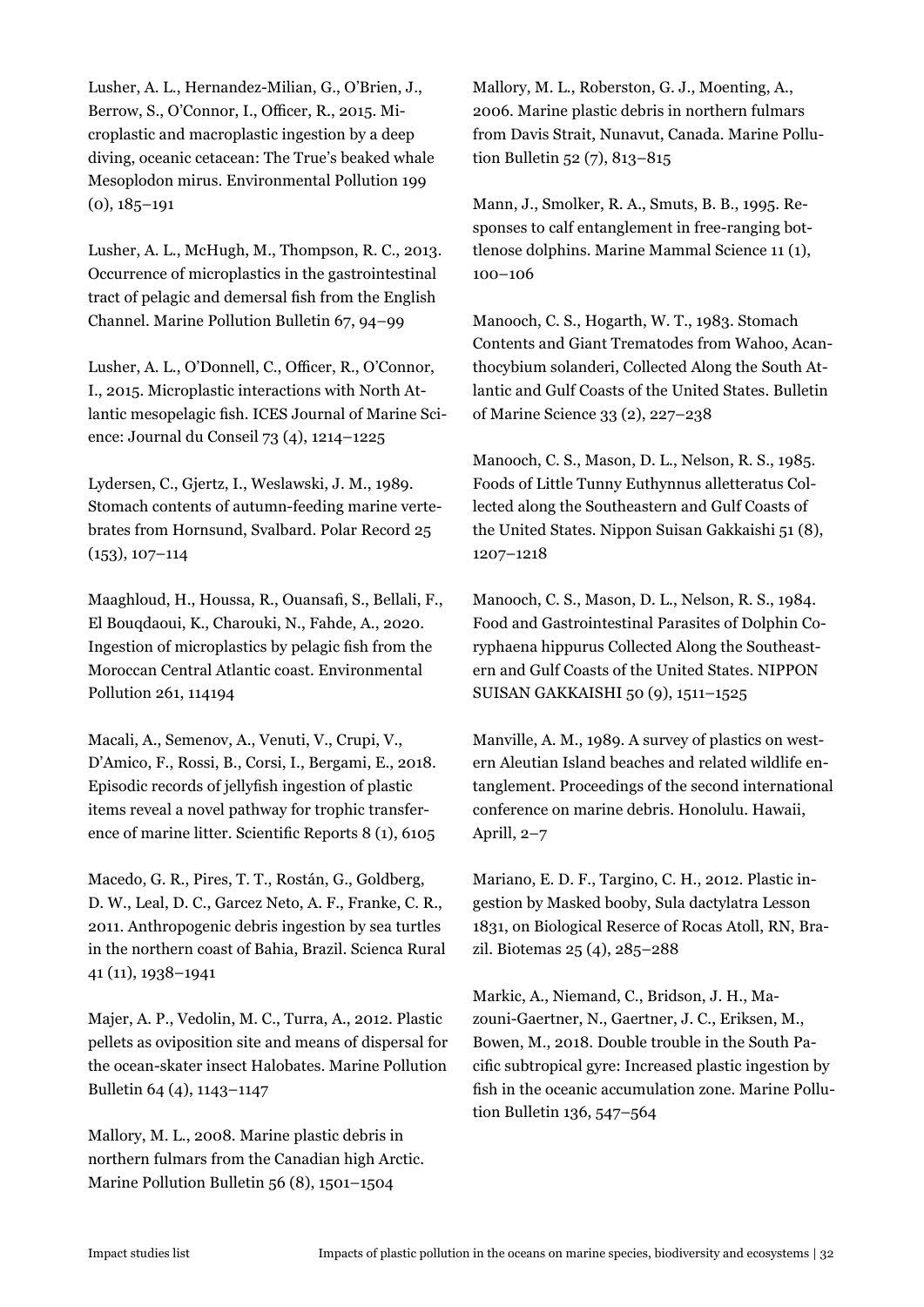Lusher, A. L., Hernandez-Milian, G., O'Brien, J., Berrow, S., O'Connor, I., Officer, R., 2015. Microplastic and macroplastic ingestion by a deep diving, oceanic cetacean: The True's beaked whale Mesoplodon mirus. Environmental Pollution 199 (0), 185–191

Lusher, A. L., McHugh, M., Thompson, R. C., 2013. Occurrence of microplastics in the gastrointestinal tract of pelagic and demersal fish from the English Channel. Marine Pollution Bulletin 67, 94–99

Lusher, A. L., O'Donnell, C., Officer, R., O'Connor, I., 2015. Microplastic interactions with North Atlantic mesopelagic fish. ICES Journal of Marine Science: Journal du Conseil 73 (4), 1214–1225

Lydersen, C., Gjertz, I., Weslawski, J. M., 1989. Stomach contents of autumn-feeding marine vertebrates from Hornsund, Svalbard. Polar Record 25 (153), 107–114

Maaghloud, H., Houssa, R., Ouansafi, S., Bellali, F., El Bouqdaoui, K., Charouki, N., Fahde, A., 2020. Ingestion of microplastics by pelagic fish from the Moroccan Central Atlantic coast. Environmental Pollution 261, 114194

Macali, A., Semenov, A., Venuti, V., Crupi, V., D'Amico, F., Rossi, B., Corsi, I., Bergami, E., 2018. Episodic records of jellyfish ingestion of plastic items reveal a novel pathway for trophic transference of marine litter. Scientific Reports 8 (1), 6105

Macedo, G. R., Pires, T. T., Rostán, G., Goldberg, D. W., Leal, D. C., Garcez Neto, A. F., Franke, C. R., 2011. Anthropogenic debris ingestion by sea turtles in the northern coast of Bahia, Brazil. Scienca Rural 41 (11), 1938–1941

Majer, A. P., Vedolin, M. C., Turra, A., 2012. Plastic pellets as oviposition site and means of dispersal for the ocean-skater insect Halobates. Marine Pollution Bulletin 64 (4), 1143–1147

Mallory, M. L., 2008. Marine plastic debris in northern fulmars from the Canadian high Arctic. Marine Pollution Bulletin 56 (8), 1501–1504

Mallory, M. L., Roberston, G. J., Moenting, A., 2006. Marine plastic debris in northern fulmars from Davis Strait, Nunavut, Canada. Marine Pollution Bulletin 52 (7), 813–815

Mann, J., Smolker, R. A., Smuts, B. B., 1995. Responses to calf entanglement in free-ranging bottlenose dolphins. Marine Mammal Science 11 (1), 100–106

Manooch, C. S., Hogarth, W. T., 1983. Stomach Contents and Giant Trematodes from Wahoo, Acanthocybium solanderi, Collected Along the South Atlantic and Gulf Coasts of the United States. Bulletin of Marine Science 33 (2), 227–238

Manooch, C. S., Mason, D. L., Nelson, R. S., 1985. Foods of Little Tunny Euthynnus alletteratus Collected along the Southeastern and Gulf Coasts of the United States. Nippon Suisan Gakkaishi 51 (8), 1207–1218

Manooch, C. S., Mason, D. L., Nelson, R. S., 1984. Food and Gastrointestinal Parasites of Dolphin Coryphaena hippurus Collected Along the Southeastern and Gulf Coasts of the United States. NIPPON SUISAN GAKKAISHI 50 (9), 1511–1525

Manville, A. M., 1989. A survey of plastics on western Aleutian Island beaches and related wildlife entanglement. Proceedings of the second international conference on marine debris. Honolulu. Hawaii, Aprill, 2–7

Mariano, E. D. F., Targino, C. H., 2012. Plastic ingestion by Masked booby, Sula dactylatra Lesson 1831, on Biological Reserce of Rocas Atoll, RN, Brazil. Biotemas 25 (4), 285–288

Markic, A., Niemand, C., Bridson, J. H., Mazouni-Gaertner, N., Gaertner, J. C., Eriksen, M., Bowen, M., 2018. Double trouble in the South Pacific subtropical gyre: Increased plastic ingestion by fish in the oceanic accumulation zone. Marine Pollution Bulletin 136, 547–564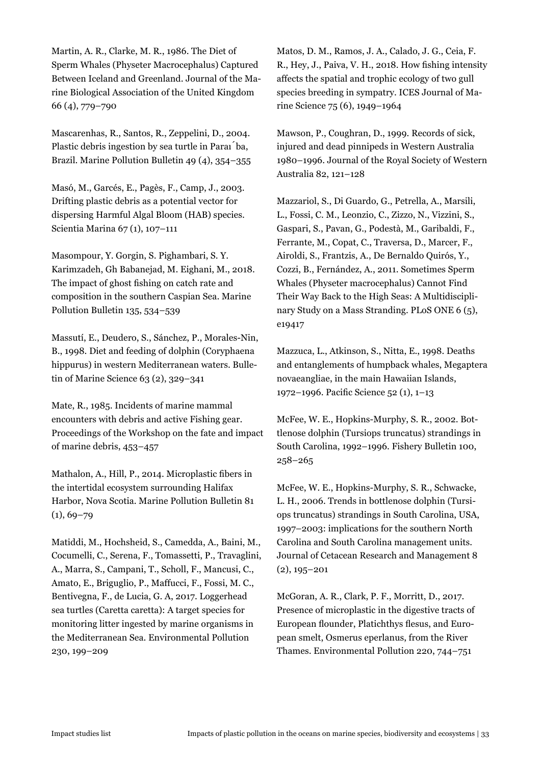Martin, A. R., Clarke, M. R., 1986. The Diet of Sperm Whales (Physeter Macrocephalus) Captured Between Iceland and Greenland. Journal of the Marine Biological Association of the United Kingdom 66 (4), 779–790

Mascarenhas, R., Santos, R., Zeppelini, D., 2004. Plastic debris ingestion by sea turtle in Paraı´ba, Brazil. Marine Pollution Bulletin 49 (4), 354–355

Masó, M., Garcés, E., Pagès, F., Camp, J., 2003. Drifting plastic debris as a potential vector for dispersing Harmful Algal Bloom (HAB) species. Scientia Marina 67 (1), 107–111

Masompour, Y. Gorgin, S. Pighambari, S. Y. Karimzadeh, Gh Babanejad, M. Eighani, M., 2018. The impact of ghost fishing on catch rate and composition in the southern Caspian Sea. Marine Pollution Bulletin 135, 534–539

Massutí, E., Deudero, S., Sánchez, P., Morales-Nin, B., 1998. Diet and feeding of dolphin (Coryphaena hippurus) in western Mediterranean waters. Bulletin of Marine Science 63 (2), 329–341

Mate, R., 1985. Incidents of marine mammal encounters with debris and active Fishing gear. Proceedings of the Workshop on the fate and impact of marine debris, 453–457

Mathalon, A., Hill, P., 2014. Microplastic fibers in the intertidal ecosystem surrounding Halifax Harbor, Nova Scotia. Marine Pollution Bulletin 81 (1), 69–79

Matiddi, M., Hochsheid, S., Camedda, A., Baini, M., Cocumelli, C., Serena, F., Tomassetti, P., Travaglini, A., Marra, S., Campani, T., Scholl, F., Mancusi, C., Amato, E., Briguglio, P., Maffucci, F., Fossi, M. C., Bentivegna, F., de Lucia, G. A, 2017. Loggerhead sea turtles (Caretta caretta): A target species for monitoring litter ingested by marine organisms in the Mediterranean Sea. Environmental Pollution 230, 199–209

Matos, D. M., Ramos, J. A., Calado, J. G., Ceia, F. R., Hey, J., Paiva, V. H., 2018. How fishing intensity affects the spatial and trophic ecology of two gull species breeding in sympatry. ICES Journal of Marine Science 75 (6), 1949–1964

Mawson, P., Coughran, D., 1999. Records of sick, injured and dead pinnipeds in Western Australia 1980–1996. Journal of the Royal Society of Western Australia 82, 121–128

Mazzariol, S., Di Guardo, G., Petrella, A., Marsili, L., Fossi, C. M., Leonzio, C., Zizzo, N., Vizzini, S., Gaspari, S., Pavan, G., Podestà, M., Garibaldi, F., Ferrante, M., Copat, C., Traversa, D., Marcer, F., Airoldi, S., Frantzis, A., De Bernaldo Quirós, Y., Cozzi, B., Fernández, A., 2011. Sometimes Sperm Whales (Physeter macrocephalus) Cannot Find Their Way Back to the High Seas: A Multidisciplinary Study on a Mass Stranding. PLoS ONE 6 (5), e19417

Mazzuca, L., Atkinson, S., Nitta, E., 1998. Deaths and entanglements of humpback whales, Megaptera novaeangliae, in the main Hawaiian Islands, 1972–1996. Pacific Science 52 (1), 1–13

McFee, W. E., Hopkins-Murphy, S. R., 2002. Bottlenose dolphin (Tursiops truncatus) strandings in South Carolina, 1992–1996. Fishery Bulletin 100, 258–265

McFee, W. E., Hopkins-Murphy, S. R., Schwacke, L. H., 2006. Trends in bottlenose dolphin (Tursiops truncatus) strandings in South Carolina, USA, 1997–2003: implications for the southern North Carolina and South Carolina management units. Journal of Cetacean Research and Management 8 (2), 195–201

McGoran, A. R., Clark, P. F., Morritt, D., 2017. Presence of microplastic in the digestive tracts of European flounder, Platichthys flesus, and European smelt, Osmerus eperlanus, from the River Thames. Environmental Pollution 220, 744–751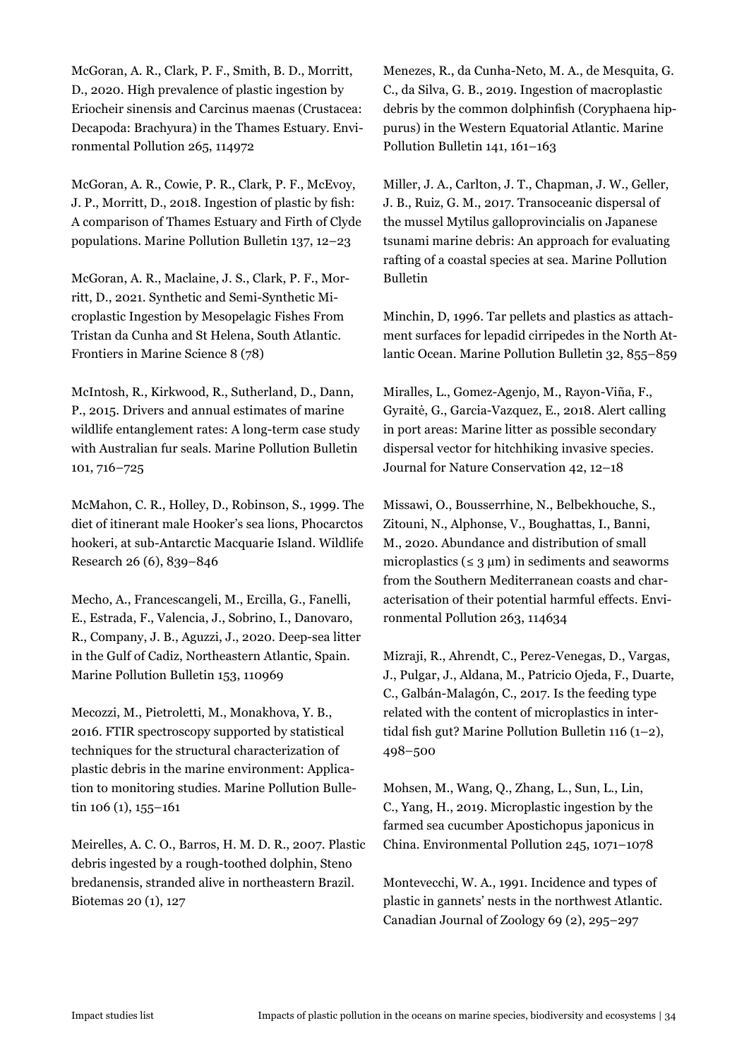McGoran, A. R., Clark, P. F., Smith, B. D., Morritt, D., 2020. High prevalence of plastic ingestion by Eriocheir sinensis and Carcinus maenas (Crustacea: Decapoda: Brachyura) in the Thames Estuary. Environmental Pollution 265, 114972

McGoran, A. R., Cowie, P. R., Clark, P. F., McEvoy, J. P., Morritt, D., 2018. Ingestion of plastic by fish: A comparison of Thames Estuary and Firth of Clyde populations. Marine Pollution Bulletin 137, 12–23

McGoran, A. R., Maclaine, J. S., Clark, P. F., Morritt, D., 2021. Synthetic and Semi-Synthetic Microplastic Ingestion by Mesopelagic Fishes From Tristan da Cunha and St Helena, South Atlantic. Frontiers in Marine Science 8 (78)

McIntosh, R., Kirkwood, R., Sutherland, D., Dann, P., 2015. Drivers and annual estimates of marine wildlife entanglement rates: A long-term case study with Australian fur seals. Marine Pollution Bulletin 101, 716–725

McMahon, C. R., Holley, D., Robinson, S., 1999. The diet of itinerant male Hooker's sea lions, Phocarctos hookeri, at sub-Antarctic Macquarie Island. Wildlife Research 26 (6), 839–846

Mecho, A., Francescangeli, M., Ercilla, G., Fanelli, E., Estrada, F., Valencia, J., Sobrino, I., Danovaro, R., Company, J. B., Aguzzi, J., 2020. Deep-sea litter in the Gulf of Cadiz, Northeastern Atlantic, Spain. Marine Pollution Bulletin 153, 110969

Mecozzi, M., Pietroletti, M., Monakhova, Y. B., 2016. FTIR spectroscopy supported by statistical techniques for the structural characterization of plastic debris in the marine environment: Application to monitoring studies. Marine Pollution Bulletin 106 (1), 155–161

Meirelles, A. C. O., Barros, H. M. D. R., 2007. Plastic debris ingested by a rough-toothed dolphin, Steno bredanensis, stranded alive in northeastern Brazil. Biotemas 20 (1), 127

Menezes, R., da Cunha-Neto, M. A., de Mesquita, G. C., da Silva, G. B., 2019. Ingestion of macroplastic debris by the common dolphinfish (Coryphaena hippurus) in the Western Equatorial Atlantic. Marine Pollution Bulletin 141, 161–163

Miller, J. A., Carlton, J. T., Chapman, J. W., Geller, J. B., Ruiz, G. M., 2017. Transoceanic dispersal of the mussel Mytilus galloprovincialis on Japanese tsunami marine debris: An approach for evaluating rafting of a coastal species at sea. Marine Pollution Bulletin

Minchin, D, 1996. Tar pellets and plastics as attachment surfaces for lepadid cirripedes in the North Atlantic Ocean. Marine Pollution Bulletin 32, 855–859

Miralles, L., Gomez-Agenjo, M., Rayon-Viña, F., Gyraitė, G., Garcia-Vazquez, E., 2018. Alert calling in port areas: Marine litter as possible secondary dispersal vector for hitchhiking invasive species. Journal for Nature Conservation 42, 12–18

Missawi, O., Bousserrhine, N., Belbekhouche, S., Zitouni, N., Alphonse, V., Boughattas, I., Banni, M., 2020. Abundance and distribution of small microplastics ($\leq 3$ µm) in sediments and seaworms from the Southern Mediterranean coasts and characterisation of their potential harmful effects. Environmental Pollution 263, 114634

Mizraji, R., Ahrendt, C., Perez-Venegas, D., Vargas, J., Pulgar, J., Aldana, M., Patricio Ojeda, F., Duarte, C., Galbán-Malagón, C., 2017. Is the feeding type related with the content of microplastics in intertidal fish gut? Marine Pollution Bulletin 116 (1–2), 498–500

Mohsen, M., Wang, Q., Zhang, L., Sun, L., Lin, C., Yang, H., 2019. Microplastic ingestion by the farmed sea cucumber Apostichopus japonicus in China. Environmental Pollution 245, 1071–1078

Montevecchi, W. A., 1991. Incidence and types of plastic in gannets' nests in the northwest Atlantic. Canadian Journal of Zoology 69 (2), 295–297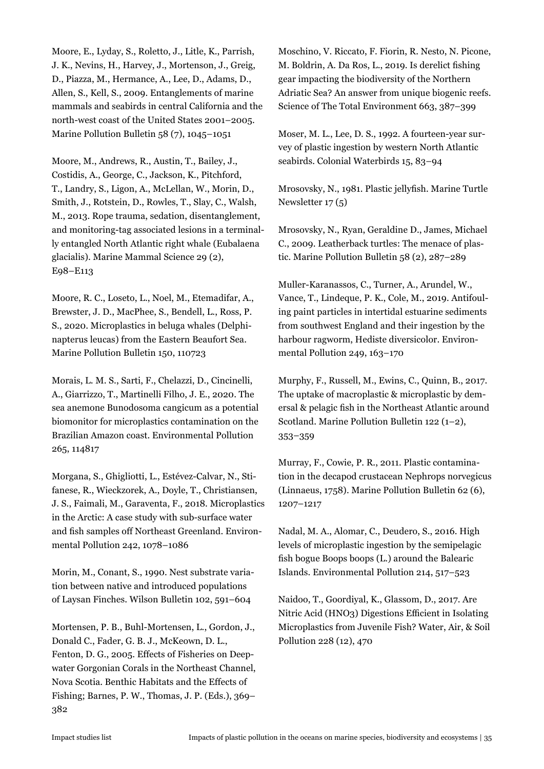Moore, E., Lyday, S., Roletto, J., Litle, K., Parrish, J. K., Nevins, H., Harvey, J., Mortenson, J., Greig, D., Piazza, M., Hermance, A., Lee, D., Adams, D., Allen, S., Kell, S., 2009. Entanglements of marine mammals and seabirds in central California and the north-west coast of the United States 2001–2005. Marine Pollution Bulletin 58 (7), 1045–1051

Moore, M., Andrews, R., Austin, T., Bailey, J., Costidis, A., George, C., Jackson, K., Pitchford, T., Landry, S., Ligon, A., McLellan, W., Morin, D., Smith, J., Rotstein, D., Rowles, T., Slay, C., Walsh, M., 2013. Rope trauma, sedation, disentanglement, and monitoring-tag associated lesions in a terminally entangled North Atlantic right whale (Eubalaena glacialis). Marine Mammal Science 29 (2), E98–E113

Moore, R. C., Loseto, L., Noel, M., Etemadifar, A., Brewster, J. D., MacPhee, S., Bendell, L., Ross, P. S., 2020. Microplastics in beluga whales (Delphinapterus leucas) from the Eastern Beaufort Sea. Marine Pollution Bulletin 150, 110723

Morais, L. M. S., Sarti, F., Chelazzi, D., Cincinelli, A., Giarrizzo, T., Martinelli Filho, J. E., 2020. The sea anemone Bunodosoma cangicum as a potential biomonitor for microplastics contamination on the Brazilian Amazon coast. Environmental Pollution 265, 114817

Morgana, S., Ghigliotti, L., Estévez-Calvar, N., Stifanese, R., Wieckzorek, A., Doyle, T., Christiansen, J. S., Faimali, M., Garaventa, F., 2018. Microplastics in the Arctic: A case study with sub-surface water and fish samples off Northeast Greenland. Environmental Pollution 242, 1078–1086

Morin, M., Conant, S., 1990. Nest substrate variation between native and introduced populations of Laysan Finches. Wilson Bulletin 102, 591–604

Mortensen, P. B., Buhl-Mortensen, L., Gordon, J., Donald C., Fader, G. B. J., McKeown, D. L., Fenton, D. G., 2005. Effects of Fisheries on Deepwater Gorgonian Corals in the Northeast Channel, Nova Scotia. Benthic Habitats and the Effects of Fishing; Barnes, P. W., Thomas, J. P. (Eds.), 369–382

Moschino, V. Riccato, F. Fiorin, R. Nesto, N. Picone, M. Boldrin, A. Da Ros, L., 2019. Is derelict fishing gear impacting the biodiversity of the Northern Adriatic Sea? An answer from unique biogenic reefs. Science of The Total Environment 663, 387–399

Moser, M. L., Lee, D. S., 1992. A fourteen-year survey of plastic ingestion by western North Atlantic seabirds. Colonial Waterbirds 15, 83–94

Mrosovsky, N., 1981. Plastic jellyfish. Marine Turtle Newsletter 17 (5)

Mrosovsky, N., Ryan, Geraldine D., James, Michael C., 2009. Leatherback turtles: The menace of plastic. Marine Pollution Bulletin 58 (2), 287–289

Muller-Karanassos, C., Turner, A., Arundel, W., Vance, T., Lindeque, P. K., Cole, M., 2019. Antifouling paint particles in intertidal estuarine sediments from southwest England and their ingestion by the harbour ragworm, Hediste diversicolor. Environmental Pollution 249, 163–170

Murphy, F., Russell, M., Ewins, C., Quinn, B., 2017. The uptake of macroplastic & microplastic by demersal & pelagic fish in the Northeast Atlantic around Scotland. Marine Pollution Bulletin 122 (1–2), 353–359

Murray, F., Cowie, P. R., 2011. Plastic contamination in the decapod crustacean Nephrops norvegicus (Linnaeus, 1758). Marine Pollution Bulletin 62 (6), 1207–1217

Nadal, M. A., Alomar, C., Deudero, S., 2016. High levels of microplastic ingestion by the semipelagic fish bogue Boops boops (L.) around the Balearic Islands. Environmental Pollution 214, 517–523

Naidoo, T., Goordiyal, K., Glassom, D., 2017. Are Nitric Acid ($HNO_3$) Digestions Efficient in Isolating Microplastics from Juvenile Fish? Water, Air, & Soil Pollution 228 (12), 470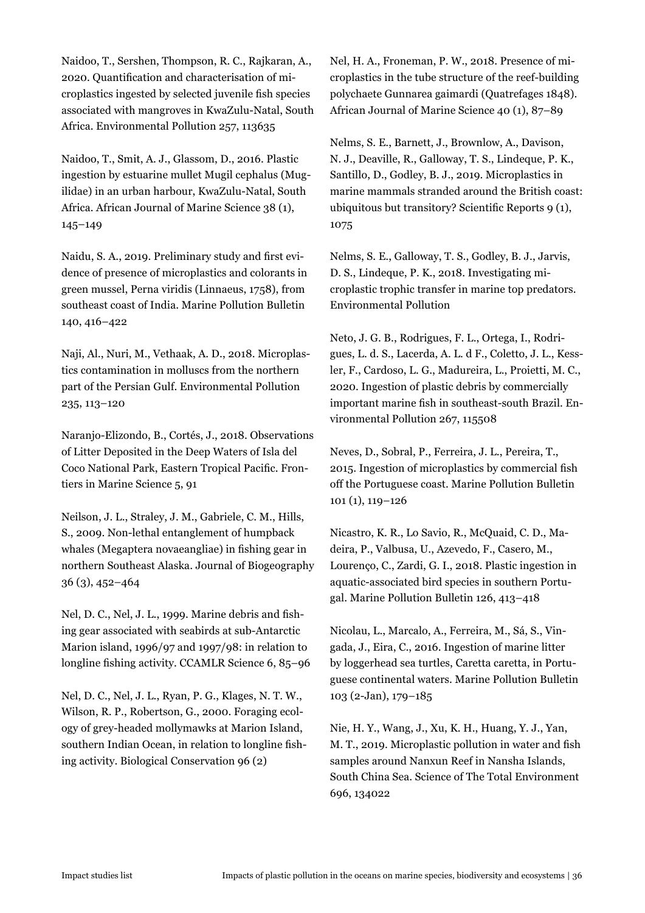Naidoo, T., Sershen, Thompson, R. C., Rajkaran, A., 2020. Quantification and characterisation of microplastics ingested by selected juvenile fish species associated with mangroves in KwaZulu-Natal, South Africa. Environmental Pollution 257, 113635

Naidoo, T., Smit, A. J., Glassom, D., 2016. Plastic ingestion by estuarine mullet Mugil cephalus (Mugilidae) in an urban harbour, KwaZulu-Natal, South Africa. African Journal of Marine Science 38 (1), 145–149

Naidu, S. A., 2019. Preliminary study and first evidence of presence of microplastics and colorants in green mussel, Perna viridis (Linnaeus, 1758), from southeast coast of India. Marine Pollution Bulletin 140, 416–422

Naji, Al., Nuri, M., Vethaak, A. D., 2018. Microplastics contamination in molluscs from the northern part of the Persian Gulf. Environmental Pollution 235, 113–120

Naranjo-Elizondo, B., Cortés, J., 2018. Observations of Litter Deposited in the Deep Waters of Isla del Coco National Park, Eastern Tropical Pacific. Frontiers in Marine Science 5, 91

Neilson, J. L., Straley, J. M., Gabriele, C. M., Hills, S., 2009. Non-lethal entanglement of humpback whales (Megaptera novaeangliae) in fishing gear in northern Southeast Alaska. Journal of Biogeography 36 (3), 452–464

Nel, D. C., Nel, J. L., 1999. Marine debris and fishing gear associated with seabirds at sub-Antarctic Marion island, 1996/97 and 1997/98: in relation to longline fishing activity. CCAMLR Science 6, 85–96

Nel, D. C., Nel, J. L., Ryan, P. G., Klages, N. T. W., Wilson, R. P., Robertson, G., 2000. Foraging ecology of grey-headed mollymawks at Marion Island, southern Indian Ocean, in relation to longline fishing activity. Biological Conservation 96 (2)

Nel, H. A., Froneman, P. W., 2018. Presence of microplastics in the tube structure of the reef-building polychaete Gunnarea gaimardi (Quatrefages 1848). African Journal of Marine Science 40 (1), 87–89

Nelms, S. E., Barnett, J., Brownlow, A., Davison, N. J., Deaville, R., Galloway, T. S., Lindeque, P. K., Santillo, D., Godley, B. J., 2019. Microplastics in marine mammals stranded around the British coast: ubiquitous but transitory? Scientific Reports 9 (1), 1075

Nelms, S. E., Galloway, T. S., Godley, B. J., Jarvis, D. S., Lindeque, P. K., 2018. Investigating microplastic trophic transfer in marine top predators. Environmental Pollution

Neto, J. G. B., Rodrigues, F. L., Ortega, I., Rodrigues, L. d. S., Lacerda, A. L. d F., Coletto, J. L., Kessler, F., Cardoso, L. G., Madureira, L., Proietti, M. C., 2020. Ingestion of plastic debris by commercially important marine fish in southeast-south Brazil. Environmental Pollution 267, 115508

Neves, D., Sobral, P., Ferreira, J. L., Pereira, T., 2015. Ingestion of microplastics by commercial fish off the Portuguese coast. Marine Pollution Bulletin 101 (1), 119–126

Nicastro, K. R., Lo Savio, R., McQuaid, C. D., Madeira, P., Valbusa, U., Azevedo, F., Casero, M., Lourenço, C., Zardi, G. I., 2018. Plastic ingestion in aquatic-associated bird species in southern Portugal. Marine Pollution Bulletin 126, 413–418

Nicolau, L., Marcalo, A., Ferreira, M., Sá, S., Vingada, J., Eira, C., 2016. Ingestion of marine litter by loggerhead sea turtles, Caretta caretta, in Portuguese continental waters. Marine Pollution Bulletin 103 (2-Jan), 179–185

Nie, H. Y., Wang, J., Xu, K. H., Huang, Y. J., Yan, M. T., 2019. Microplastic pollution in water and fish samples around Nanxun Reef in Nansha Islands, South China Sea. Science of The Total Environment 696, 134022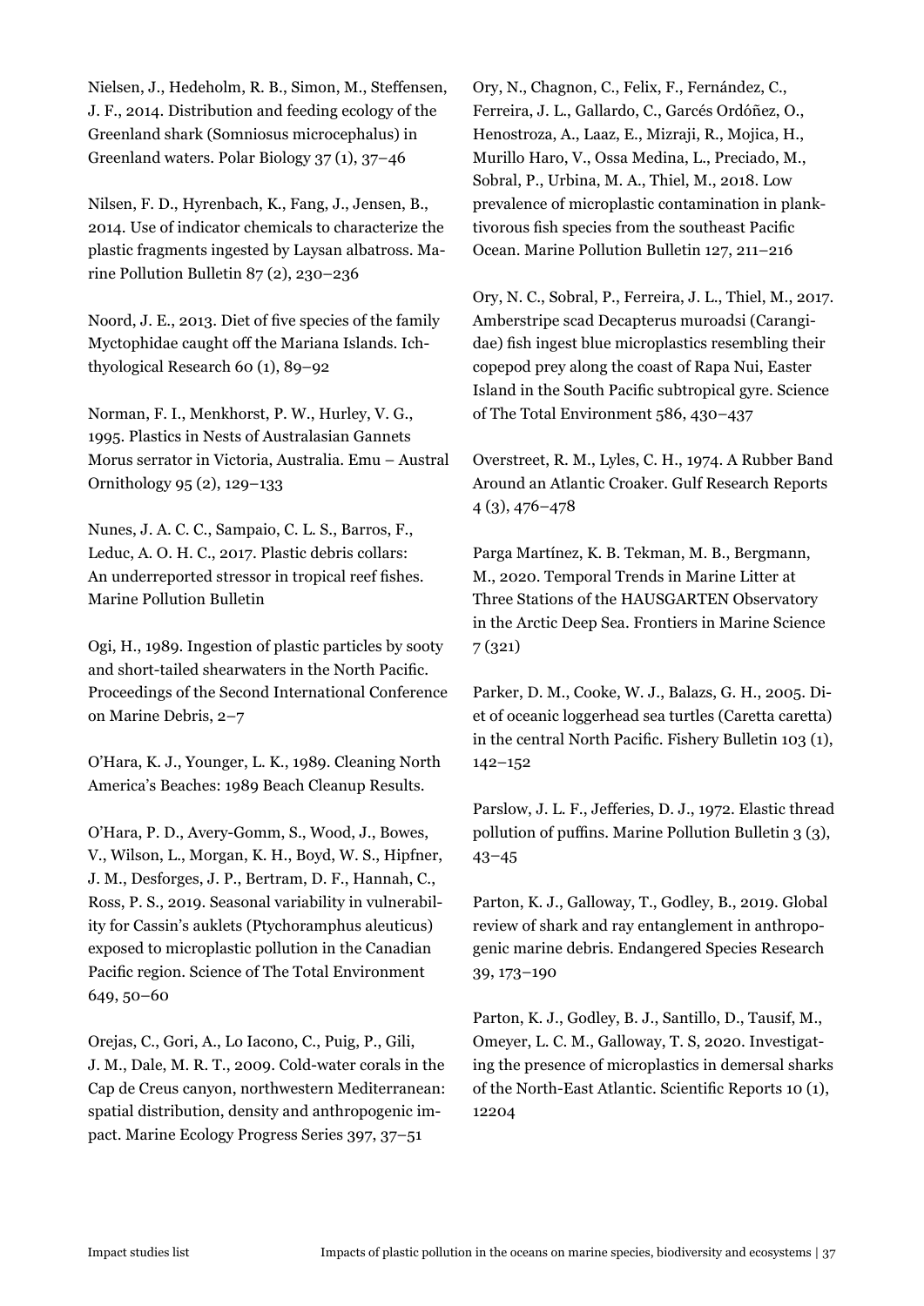Nielsen, J., Hedeholm, R. B., Simon, M., Steffensen, J. F., 2014. Distribution and feeding ecology of the Greenland shark (Somniosus microcephalus) in Greenland waters. Polar Biology 37 (1), 37–46

Nilsen, F. D., Hyrenbach, K., Fang, J., Jensen, B., 2014. Use of indicator chemicals to characterize the plastic fragments ingested by Laysan albatross. Marine Pollution Bulletin 87 (2), 230–236

Noord, J. E., 2013. Diet of five species of the family Myctophidae caught off the Mariana Islands. Ichthyological Research 60 (1), 89–92

Norman, F. I., Menkhorst, P. W., Hurley, V. G., 1995. Plastics in Nests of Australasian Gannets Morus serrator in Victoria, Australia. Emu – Austral Ornithology 95 (2), 129–133

Nunes, J. A. C. C., Sampaio, C. L. S., Barros, F., Leduc, A. O. H. C., 2017. Plastic debris collars: An underreported stressor in tropical reef fishes. Marine Pollution Bulletin

Ogi, H., 1989. Ingestion of plastic particles by sooty and short-tailed shearwaters in the North Pacific. Proceedings of the Second International Conference on Marine Debris, 2–7

O'Hara, K. J., Younger, L. K., 1989. Cleaning North America's Beaches: 1989 Beach Cleanup Results.

O'Hara, P. D., Avery-Gomm, S., Wood, J., Bowes, V., Wilson, L., Morgan, K. H., Boyd, W. S., Hipfner, J. M., Desforges, J. P., Bertram, D. F., Hannah, C., Ross, P. S., 2019. Seasonal variability in vulnerability for Cassin's auklets (Ptychoramphus aleuticus) exposed to microplastic pollution in the Canadian Pacific region. Science of The Total Environment 649, 50–60

Orejas, C., Gori, A., Lo Iacono, C., Puig, P., Gili, J. M., Dale, M. R. T., 2009. Cold-water corals in the Cap de Creus canyon, northwestern Mediterranean: spatial distribution, density and anthropogenic impact. Marine Ecology Progress Series 397, 37–51

Ory, N., Chagnon, C., Felix, F., Fernández, C., Ferreira, J. L., Gallardo, C., Garcés Ordóñez, O., Henostroza, A., Laaz, E., Mizraji, R., Mojica, H., Murillo Haro, V., Ossa Medina, L., Preciado, M., Sobral, P., Urbina, M. A., Thiel, M., 2018. Low prevalence of microplastic contamination in planktivorous fish species from the southeast Pacific Ocean. Marine Pollution Bulletin 127, 211–216

Ory, N. C., Sobral, P., Ferreira, J. L., Thiel, M., 2017. Amberstripe scad Decapterus muroadsi (Carangidae) fish ingest blue microplastics resembling their copepod prey along the coast of Rapa Nui, Easter Island in the South Pacific subtropical gyre. Science of The Total Environment 586, 430–437

Overstreet, R. M., Lyles, C. H., 1974. A Rubber Band Around an Atlantic Croaker. Gulf Research Reports 4 (3), 476–478

Parga Martínez, K. B. Tekman, M. B., Bergmann, M., 2020. Temporal Trends in Marine Litter at Three Stations of the HAUSGARTEN Observatory in the Arctic Deep Sea. Frontiers in Marine Science 7 (321)

Parker, D. M., Cooke, W. J., Balazs, G. H., 2005. Diet of oceanic loggerhead sea turtles (Caretta caretta) in the central North Pacific. Fishery Bulletin 103 (1), 142–152

Parslow, J. L. F., Jefferies, D. J., 1972. Elastic thread pollution of puffins. Marine Pollution Bulletin 3 (3), 43–45

Parton, K. J., Galloway, T., Godley, B., 2019. Global review of shark and ray entanglement in anthropogenic marine debris. Endangered Species Research 39, 173–190

Parton, K. J., Godley, B. J., Santillo, D., Tausif, M., Omeyer, L. C. M., Galloway, T. S, 2020. Investigating the presence of microplastics in demersal sharks of the North-East Atlantic. Scientific Reports 10 (1), 12204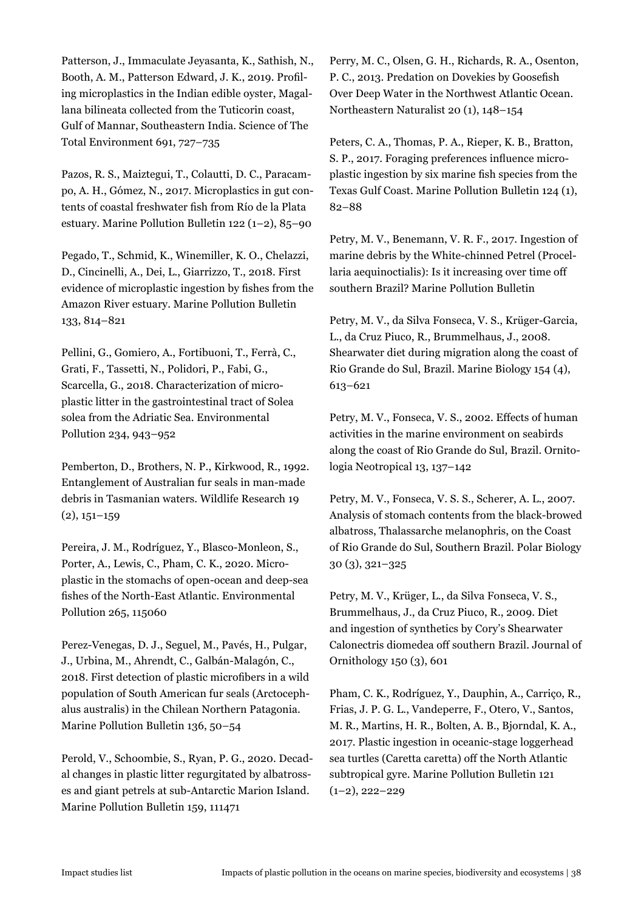Patterson, J., Immaculate Jeyasanta, K., Sathish, N., Booth, A. M., Patterson Edward, J. K., 2019. Profiling microplastics in the Indian edible oyster, Magallana bilineata collected from the Tuticorin coast, Gulf of Mannar, Southeastern India. Science of The Total Environment 691, 727–735

Pazos, R. S., Maiztegui, T., Colautti, D. C., Paracampo, A. H., Gómez, N., 2017. Microplastics in gut contents of coastal freshwater fish from Río de la Plata estuary. Marine Pollution Bulletin 122 (1–2), 85–90

Pegado, T., Schmid, K., Winemiller, K. O., Chelazzi, D., Cincinelli, A., Dei, L., Giarrizzo, T., 2018. First evidence of microplastic ingestion by fishes from the Amazon River estuary. Marine Pollution Bulletin 133, 814–821

Pellini, G., Gomiero, A., Fortibuoni, T., Ferrà, C., Grati, F., Tassetti, N., Polidori, P., Fabi, G., Scarcella, G., 2018. Characterization of microplastic litter in the gastrointestinal tract of Solea solea from the Adriatic Sea. Environmental Pollution 234, 943–952

Pemberton, D., Brothers, N. P., Kirkwood, R., 1992. Entanglement of Australian fur seals in man-made debris in Tasmanian waters. Wildlife Research 19 (2), 151–159

Pereira, J. M., Rodríguez, Y., Blasco-Monleon, S., Porter, A., Lewis, C., Pham, C. K., 2020. Microplastic in the stomachs of open-ocean and deep-sea fishes of the North-East Atlantic. Environmental Pollution 265, 115060

Perez-Venegas, D. J., Seguel, M., Pavés, H., Pulgar, J., Urbina, M., Ahrendt, C., Galbán-Malagón, C., 2018. First detection of plastic microfibers in a wild population of South American fur seals (Arctocephalus australis) in the Chilean Northern Patagonia. Marine Pollution Bulletin 136, 50–54

Perold, V., Schoombie, S., Ryan, P. G., 2020. Decadal changes in plastic litter regurgitated by albatrosses and giant petrels at sub-Antarctic Marion Island. Marine Pollution Bulletin 159, 111471

Perry, M. C., Olsen, G. H., Richards, R. A., Osenton, P. C., 2013. Predation on Dovekies by Goosefish Over Deep Water in the Northwest Atlantic Ocean. Northeastern Naturalist 20 (1), 148–154

Peters, C. A., Thomas, P. A., Rieper, K. B., Bratton, S. P., 2017. Foraging preferences influence microplastic ingestion by six marine fish species from the Texas Gulf Coast. Marine Pollution Bulletin 124 (1), 82–88

Petry, M. V., Benemann, V. R. F., 2017. Ingestion of marine debris by the White-chinned Petrel (Procellaria aequinoctialis): Is it increasing over time off southern Brazil? Marine Pollution Bulletin

Petry, M. V., da Silva Fonseca, V. S., Krüger-Garcia, L., da Cruz Piuco, R., Brummelhaus, J., 2008. Shearwater diet during migration along the coast of Rio Grande do Sul, Brazil. Marine Biology 154 (4), 613–621

Petry, M. V., Fonseca, V. S., 2002. Effects of human activities in the marine environment on seabirds along the coast of Rio Grande do Sul, Brazil. Ornitologia Neotropical 13, 137–142

Petry, M. V., Fonseca, V. S. S., Scherer, A. L., 2007. Analysis of stomach contents from the black-browed albatross, Thalassarche melanophris, on the Coast of Rio Grande do Sul, Southern Brazil. Polar Biology 30 (3), 321–325

Petry, M. V., Krüger, L., da Silva Fonseca, V. S., Brummelhaus, J., da Cruz Piuco, R., 2009. Diet and ingestion of synthetics by Cory's Shearwater Calonectris diomedea off southern Brazil. Journal of Ornithology 150 (3), 601

Pham, C. K., Rodríguez, Y., Dauphin, A., Carriço, R., Frias, J. P. G. L., Vandeperre, F., Otero, V., Santos, M. R., Martins, H. R., Bolten, A. B., Bjorndal, K. A., 2017. Plastic ingestion in oceanic-stage loggerhead sea turtles (Caretta caretta) off the North Atlantic subtropical gyre. Marine Pollution Bulletin 121 (1–2), 222–229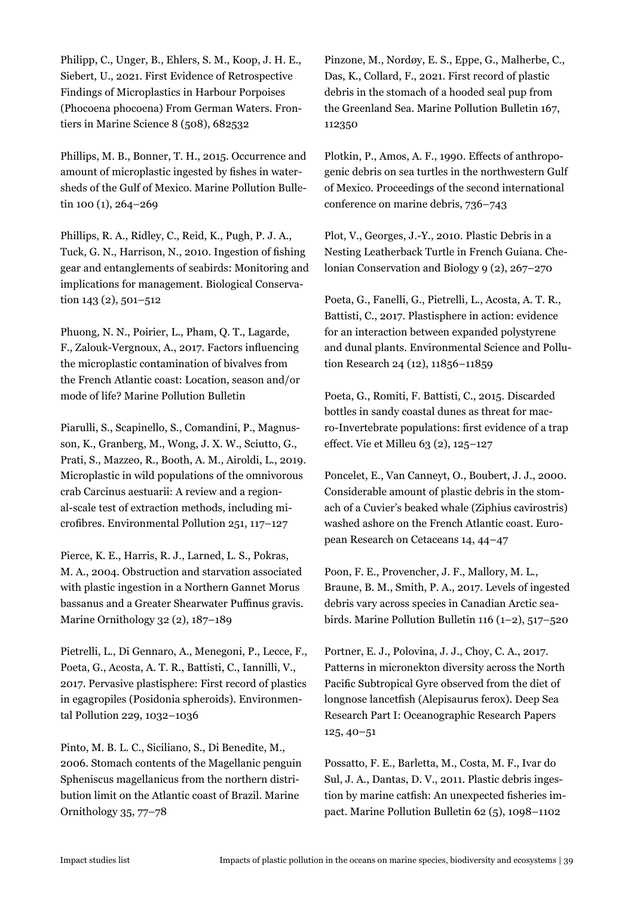Philipp, C., Unger, B., Ehlers, S. M., Koop, J. H. E., Siebert, U., 2021. First Evidence of Retrospective Findings of Microplastics in Harbour Porpoises (Phocoena phocoena) From German Waters. Frontiers in Marine Science 8 (508), 682532

Phillips, M. B., Bonner, T. H., 2015. Occurrence and amount of microplastic ingested by fishes in watersheds of the Gulf of Mexico. Marine Pollution Bulletin 100 (1), 264–269

Phillips, R. A., Ridley, C., Reid, K., Pugh, P. J. A., Tuck, G. N., Harrison, N., 2010. Ingestion of fishing gear and entanglements of seabirds: Monitoring and implications for management. Biological Conservation 143 (2), 501–512

Phuong, N. N., Poirier, L., Pham, Q. T., Lagarde, F., Zalouk-Vergnoux, A., 2017. Factors influencing the microplastic contamination of bivalves from the French Atlantic coast: Location, season and/or mode of life? Marine Pollution Bulletin

Piarulli, S., Scapinello, S., Comandini, P., Magnusson, K., Granberg, M., Wong, J. X. W., Sciutto, G., Prati, S., Mazzeo, R., Booth, A. M., Airoldi, L., 2019. Microplastic in wild populations of the omnivorous crab Carcinus aestuarii: A review and a regional-scale test of extraction methods, including microfibres. Environmental Pollution 251, 117–127

Pierce, K. E., Harris, R. J., Larned, L. S., Pokras, M. A., 2004. Obstruction and starvation associated with plastic ingestion in a Northern Gannet Morus bassanus and a Greater Shearwater Puffinus gravis. Marine Ornithology 32 (2), 187–189

Pietrelli, L., Di Gennaro, A., Menegoni, P., Lecce, F., Poeta, G., Acosta, A. T. R., Battisti, C., Iannilli, V., 2017. Pervasive plastisphere: First record of plastics in egagropiles (Posidonia spheroids). Environmental Pollution 229, 1032–1036

Pinto, M. B. L. C., Siciliano, S., Di Benedite, M., 2006. Stomach contents of the Magellanic penguin Spheniscus magellanicus from the northern distribution limit on the Atlantic coast of Brazil. Marine Ornithology 35, 77–78

Pinzone, M., Nordøy, E. S., Eppe, G., Malherbe, C., Das, K., Collard, F., 2021. First record of plastic debris in the stomach of a hooded seal pup from the Greenland Sea. Marine Pollution Bulletin 167, 112350

Plotkin, P., Amos, A. F., 1990. Effects of anthropogenic debris on sea turtles in the northwestern Gulf of Mexico. Proceedings of the second international conference on marine debris, 736–743

Plot, V., Georges, J.-Y., 2010. Plastic Debris in a Nesting Leatherback Turtle in French Guiana. Chelonian Conservation and Biology 9 (2), 267–270

Poeta, G., Fanelli, G., Pietrelli, L., Acosta, A. T. R., Battisti, C., 2017. Plastisphere in action: evidence for an interaction between expanded polystyrene and dunal plants. Environmental Science and Pollution Research 24 (12), 11856–11859

Poeta, G., Romiti, F. Battisti, C., 2015. Discarded bottles in sandy coastal dunes as threat for macro-Invertebrate populations: first evidence of a trap effect. Vie et Milleu 63 (2), 125–127

Poncelet, E., Van Canneyt, O., Boubert, J. J., 2000. Considerable amount of plastic debris in the stomach of a Cuvier's beaked whale (Ziphius cavirostris) washed ashore on the French Atlantic coast. European Research on Cetaceans 14, 44–47

Poon, F. E., Provencher, J. F., Mallory, M. L., Braune, B. M., Smith, P. A., 2017. Levels of ingested debris vary across species in Canadian Arctic seabirds. Marine Pollution Bulletin 116 (1–2), 517–520

Portner, E. J., Polovina, J. J., Choy, C. A., 2017. Patterns in micronekton diversity across the North Pacific Subtropical Gyre observed from the diet of longnose lancetfish (Alepisaurus ferox). Deep Sea Research Part I: Oceanographic Research Papers 125, 40–51

Possatto, F. E., Barletta, M., Costa, M. F., Ivar do Sul, J. A., Dantas, D. V., 2011. Plastic debris ingestion by marine catfish: An unexpected fisheries impact. Marine Pollution Bulletin 62 (5), 1098–1102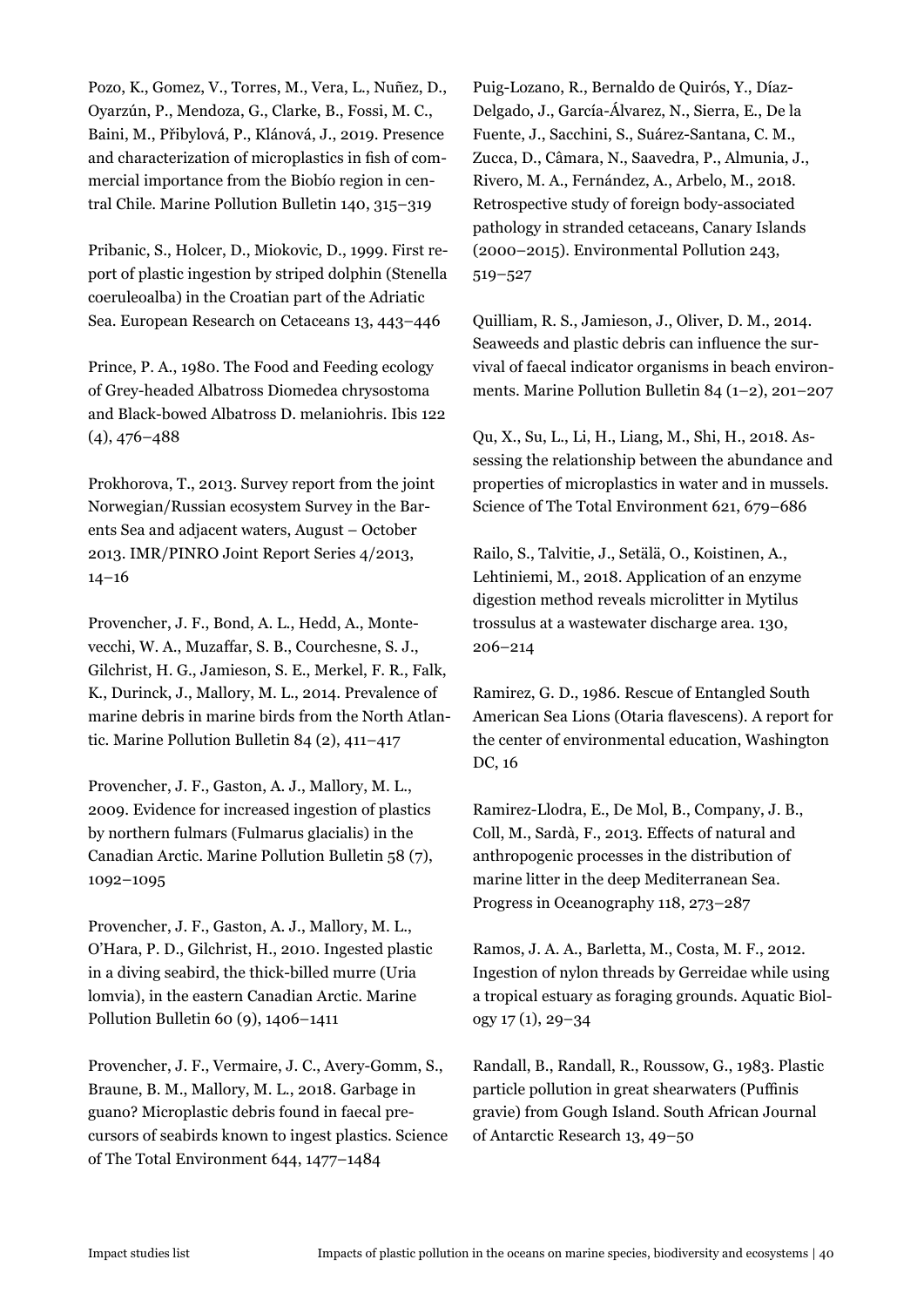Pozo, K., Gomez, V., Torres, M., Vera, L., Nuñez, D., Oyarzún, P., Mendoza, G., Clarke, B., Fossi, M. C., Baini, M., Přibylová, P., Klánová, J., 2019. Presence and characterization of microplastics in fish of commercial importance from the Biobío region in central Chile. Marine Pollution Bulletin 140, 315–319

Pribanic, S., Holcer, D., Miokovic, D., 1999. First report of plastic ingestion by striped dolphin (Stenella coeruleoalba) in the Croatian part of the Adriatic Sea. European Research on Cetaceans 13, 443–446

Prince, P. A., 1980. The Food and Feeding ecology of Grey-headed Albatross Diomedea chrysostoma and Black-bowed Albatross D. melaniohris. Ibis 122 (4), 476–488

Prokhorova, T., 2013. Survey report from the joint Norwegian/Russian ecosystem Survey in the Barents Sea and adjacent waters, August – October 2013. IMR/PINRO Joint Report Series 4/2013, 14–16

Provencher, J. F., Bond, A. L., Hedd, A., Montevecchi, W. A., Muzaffar, S. B., Courchesne, S. J., Gilchrist, H. G., Jamieson, S. E., Merkel, F. R., Falk, K., Durinck, J., Mallory, M. L., 2014. Prevalence of marine debris in marine birds from the North Atlantic. Marine Pollution Bulletin 84 (2), 411–417

Provencher, J. F., Gaston, A. J., Mallory, M. L., 2009. Evidence for increased ingestion of plastics by northern fulmars (Fulmarus glacialis) in the Canadian Arctic. Marine Pollution Bulletin 58 (7), 1092–1095

Provencher, J. F., Gaston, A. J., Mallory, M. L., O'Hara, P. D., Gilchrist, H., 2010. Ingested plastic in a diving seabird, the thick-billed murre (Uria lomvia), in the eastern Canadian Arctic. Marine Pollution Bulletin 60 (9), 1406–1411

Provencher, J. F., Vermaire, J. C., Avery-Gomm, S., Braune, B. M., Mallory, M. L., 2018. Garbage in guano? Microplastic debris found in faecal precursors of seabirds known to ingest plastics. Science of The Total Environment 644, 1477–1484

Puig-Lozano, R., Bernaldo de Quirós, Y., Díaz-Delgado, J., García-Álvarez, N., Sierra, E., De la Fuente, J., Sacchini, S., Suárez-Santana, C. M., Zucca, D., Câmara, N., Saavedra, P., Almunia, J., Rivero, M. A., Fernández, A., Arbelo, M., 2018. Retrospective study of foreign body-associated pathology in stranded cetaceans, Canary Islands (2000–2015). Environmental Pollution 243, 519–527

Quilliam, R. S., Jamieson, J., Oliver, D. M., 2014. Seaweeds and plastic debris can influence the survival of faecal indicator organisms in beach environments. Marine Pollution Bulletin 84 (1–2), 201–207

Qu, X., Su, L., Li, H., Liang, M., Shi, H., 2018. Assessing the relationship between the abundance and properties of microplastics in water and in mussels. Science of The Total Environment 621, 679–686

Railo, S., Talvitie, J., Setälä, O., Koistinen, A., Lehtiniemi, M., 2018. Application of an enzyme digestion method reveals microlitter in Mytilus trossulus at a wastewater discharge area. 130, 206–214

Ramirez, G. D., 1986. Rescue of Entangled South American Sea Lions (Otaria flavescens). A report for the center of environmental education, Washington DC, 16

Ramirez-Llodra, E., De Mol, B., Company, J. B., Coll, M., Sardà, F., 2013. Effects of natural and anthropogenic processes in the distribution of marine litter in the deep Mediterranean Sea. Progress in Oceanography 118, 273–287

Ramos, J. A. A., Barletta, M., Costa, M. F., 2012. Ingestion of nylon threads by Gerreidae while using a tropical estuary as foraging grounds. Aquatic Biology 17 (1), 29–34

Randall, B., Randall, R., Roussow, G., 1983. Plastic particle pollution in great shearwaters (Puffinis gravie) from Gough Island. South African Journal of Antarctic Research 13, 49–50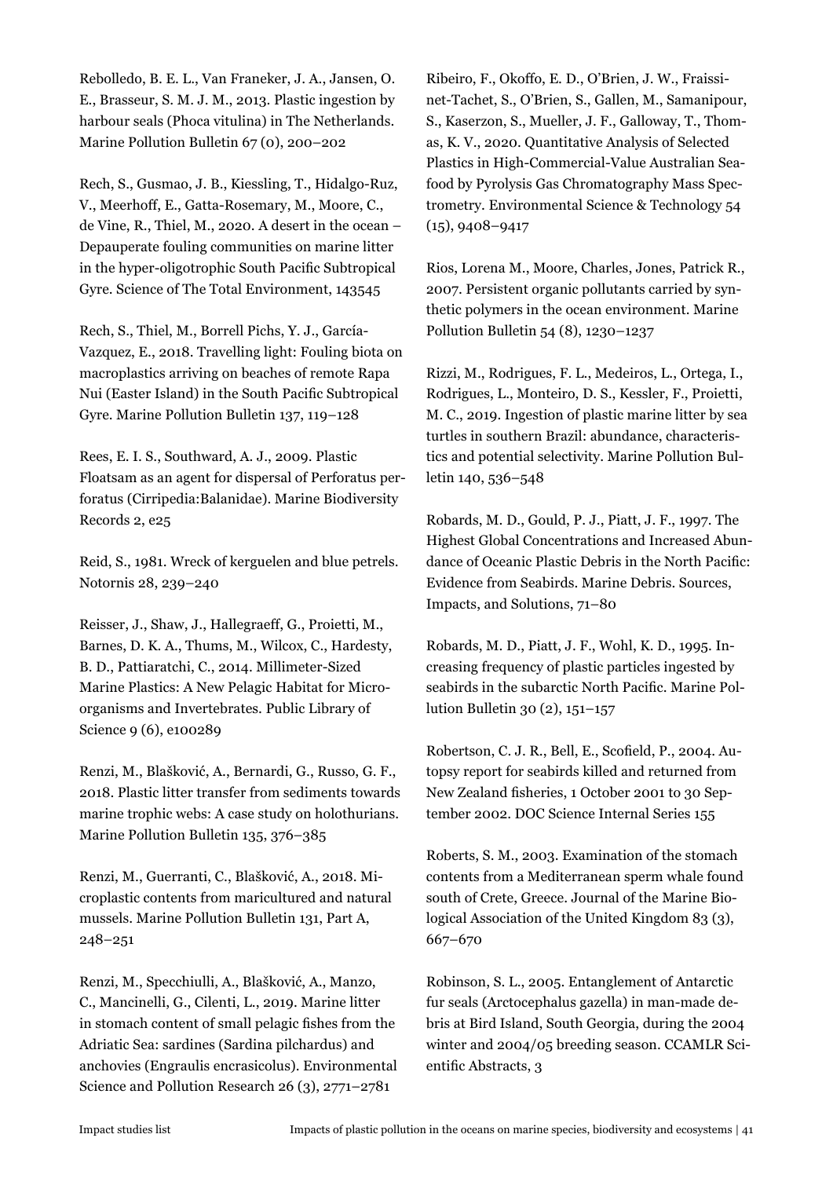Rebolledo, B. E. L., Van Franeker, J. A., Jansen, O. E., Brasseur, S. M. J. M., 2013. Plastic ingestion by harbour seals (Phoca vitulina) in The Netherlands. Marine Pollution Bulletin 67 (0), 200–202

Rech, S., Gusmao, J. B., Kiessling, T., Hidalgo-Ruz, V., Meerhoff, E., Gatta-Rosemary, M., Moore, C., de Vine, R., Thiel, M., 2020. A desert in the ocean – Depauperate fouling communities on marine litter in the hyper-oligotrophic South Pacific Subtropical Gyre. Science of The Total Environment, 143545

Rech, S., Thiel, M., Borrell Pichs, Y. J., García-Vazquez, E., 2018. Travelling light: Fouling biota on macroplastics arriving on beaches of remote Rapa Nui (Easter Island) in the South Pacific Subtropical Gyre. Marine Pollution Bulletin 137, 119–128

Rees, E. I. S., Southward, A. J., 2009. Plastic Floatsam as an agent for dispersal of Perforatus perforatus (Cirripedia:Balanidae). Marine Biodiversity Records 2, e25

Reid, S., 1981. Wreck of kerguelen and blue petrels. Notornis 28, 239–240

Reisser, J., Shaw, J., Hallegraeff, G., Proietti, M., Barnes, D. K. A., Thums, M., Wilcox, C., Hardesty, B. D., Pattiaratchi, C., 2014. Millimeter-Sized Marine Plastics: A New Pelagic Habitat for Microorganisms and Invertebrates. Public Library of Science 9 (6), e100289

Renzi, M., Blašković, A., Bernardi, G., Russo, G. F., 2018. Plastic litter transfer from sediments towards marine trophic webs: A case study on holothurians. Marine Pollution Bulletin 135, 376–385

Renzi, M., Guerranti, C., Blašković, A., 2018. Microplastic contents from maricultured and natural mussels. Marine Pollution Bulletin 131, Part A, 248–251

Renzi, M., Specchiulli, A., Blašković, A., Manzo, C., Mancinelli, G., Cilenti, L., 2019. Marine litter in stomach content of small pelagic fishes from the Adriatic Sea: sardines (Sardina pilchardus) and anchovies (Engraulis encrasicolus). Environmental Science and Pollution Research 26 (3), 2771–2781

Ribeiro, F., Okoffo, E. D., O'Brien, J. W., Fraissinet-Tachet, S., O'Brien, S., Gallen, M., Samanipour, S., Kaserzon, S., Mueller, J. F., Galloway, T., Thomas, K. V., 2020. Quantitative Analysis of Selected Plastics in High-Commercial-Value Australian Seafood by Pyrolysis Gas Chromatography Mass Spectrometry. Environmental Science & Technology 54 (15), 9408–9417

Rios, Lorena M., Moore, Charles, Jones, Patrick R., 2007. Persistent organic pollutants carried by synthetic polymers in the ocean environment. Marine Pollution Bulletin 54 (8), 1230–1237

Rizzi, M., Rodrigues, F. L., Medeiros, L., Ortega, I., Rodrigues, L., Monteiro, D. S., Kessler, F., Proietti, M. C., 2019. Ingestion of plastic marine litter by sea turtles in southern Brazil: abundance, characteristics and potential selectivity. Marine Pollution Bulletin 140, 536–548

Robards, M. D., Gould, P. J., Piatt, J. F., 1997. The Highest Global Concentrations and Increased Abundance of Oceanic Plastic Debris in the North Pacific: Evidence from Seabirds. Marine Debris. Sources, Impacts, and Solutions, 71–80

Robards, M. D., Piatt, J. F., Wohl, K. D., 1995. Increasing frequency of plastic particles ingested by seabirds in the subarctic North Pacific. Marine Pollution Bulletin 30 (2), 151–157

Robertson, C. J. R., Bell, E., Scofield, P., 2004. Autopsy report for seabirds killed and returned from New Zealand fisheries, 1 October 2001 to 30 September 2002. DOC Science Internal Series 155

Roberts, S. M., 2003. Examination of the stomach contents from a Mediterranean sperm whale found south of Crete, Greece. Journal of the Marine Biological Association of the United Kingdom 83 (3), 667–670

Robinson, S. L., 2005. Entanglement of Antarctic fur seals (Arctocephalus gazella) in man-made debris at Bird Island, South Georgia, during the 2004 winter and 2004/05 breeding season. CCAMLR Scientific Abstracts, 3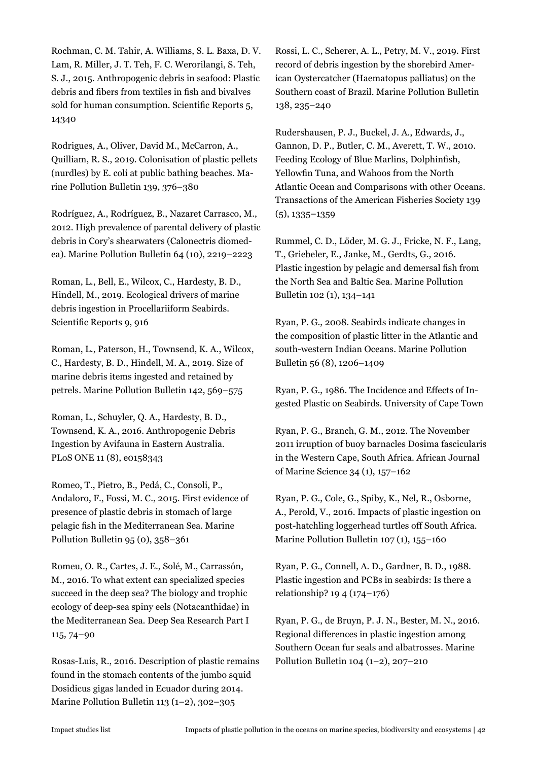Rochman, C. M. Tahir, A. Williams, S. L. Baxa, D. V. Lam, R. Miller, J. T. Teh, F. C. Werorilangi, S. Teh, S. J., 2015. Anthropogenic debris in seafood: Plastic debris and fibers from textiles in fish and bivalves sold for human consumption. Scientific Reports 5, 14340

Rodrigues, A., Oliver, David M., McCarron, A., Quilliam, R. S., 2019. Colonisation of plastic pellets (nurdles) by E. coli at public bathing beaches. Marine Pollution Bulletin 139, 376–380

Rodríguez, A., Rodríguez, B., Nazaret Carrasco, M., 2012. High prevalence of parental delivery of plastic debris in Cory's shearwaters (Calonectris diomedea). Marine Pollution Bulletin 64 (10), 2219–2223

Roman, L., Bell, E., Wilcox, C., Hardesty, B. D., Hindell, M., 2019. Ecological drivers of marine debris ingestion in Procellariiform Seabirds. Scientific Reports 9, 916

Roman, L., Paterson, H., Townsend, K. A., Wilcox, C., Hardesty, B. D., Hindell, M. A., 2019. Size of marine debris items ingested and retained by petrels. Marine Pollution Bulletin 142, 569–575

Roman, L., Schuyler, Q. A., Hardesty, B. D., Townsend, K. A., 2016. Anthropogenic Debris Ingestion by Avifauna in Eastern Australia. PLoS ONE 11 (8), e0158343

Romeo, T., Pietro, B., Pedá, C., Consoli, P., Andaloro, F., Fossi, M. C., 2015. First evidence of presence of plastic debris in stomach of large pelagic fish in the Mediterranean Sea. Marine Pollution Bulletin 95 (0), 358–361

Romeu, O. R., Cartes, J. E., Solé, M., Carrassón, M., 2016. To what extent can specialized species succeed in the deep sea? The biology and trophic ecology of deep-sea spiny eels (Notacanthidae) in the Mediterranean Sea. Deep Sea Research Part I 115, 74–90

Rosas-Luis, R., 2016. Description of plastic remains found in the stomach contents of the jumbo squid Dosidicus gigas landed in Ecuador during 2014. Marine Pollution Bulletin 113 (1–2), 302–305

Rossi, L. C., Scherer, A. L., Petry, M. V., 2019. First record of debris ingestion by the shorebird American Oystercatcher (Haematopus palliatus) on the Southern coast of Brazil. Marine Pollution Bulletin 138, 235–240

Rudershausen, P. J., Buckel, J. A., Edwards, J., Gannon, D. P., Butler, C. M., Averett, T. W., 2010. Feeding Ecology of Blue Marlins, Dolphinfish, Yellowfin Tuna, and Wahoos from the North Atlantic Ocean and Comparisons with other Oceans. Transactions of the American Fisheries Society 139 (5), 1335–1359

Rummel, C. D., Löder, M. G. J., Fricke, N. F., Lang, T., Griebeler, E., Janke, M., Gerdts, G., 2016. Plastic ingestion by pelagic and demersal fish from the North Sea and Baltic Sea. Marine Pollution Bulletin 102 (1), 134–141

Ryan, P. G., 2008. Seabirds indicate changes in the composition of plastic litter in the Atlantic and south-western Indian Oceans. Marine Pollution Bulletin 56 (8), 1206–1409

Ryan, P. G., 1986. The Incidence and Effects of Ingested Plastic on Seabirds. University of Cape Town

Ryan, P. G., Branch, G. M., 2012. The November 2011 irruption of buoy barnacles Dosima fascicularis in the Western Cape, South Africa. African Journal of Marine Science 34 (1), 157–162

Ryan, P. G., Cole, G., Spiby, K., Nel, R., Osborne, A., Perold, V., 2016. Impacts of plastic ingestion on post-hatchling loggerhead turtles off South Africa. Marine Pollution Bulletin 107 (1), 155–160

Ryan, P. G., Connell, A. D., Gardner, B. D., 1988. Plastic ingestion and PCBs in seabirds: Is there a relationship? 19 4 (174–176)

Ryan, P. G., de Bruyn, P. J. N., Bester, M. N., 2016. Regional differences in plastic ingestion among Southern Ocean fur seals and albatrosses. Marine Pollution Bulletin 104 (1–2), 207–210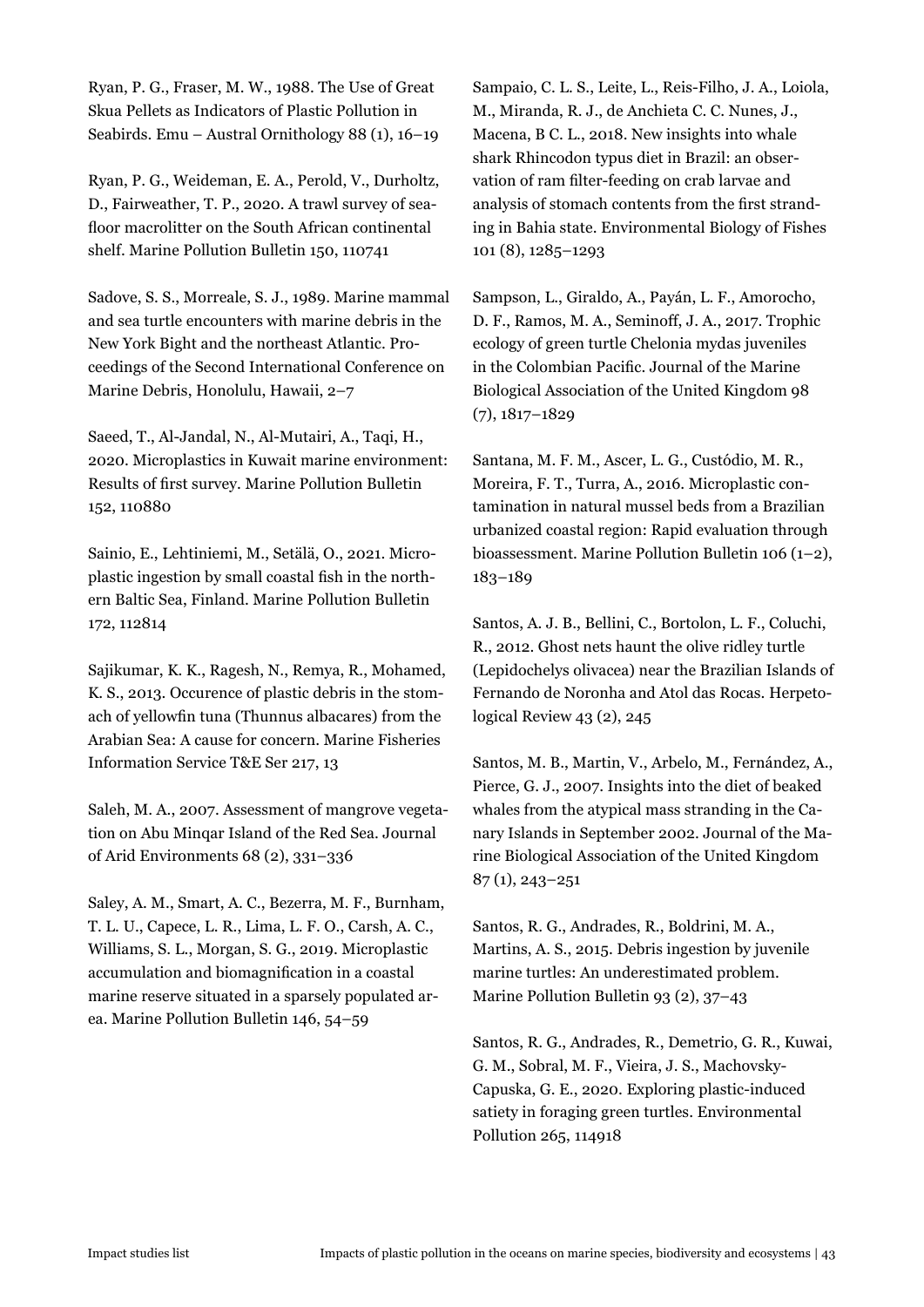Ryan, P. G., Fraser, M. W., 1988. The Use of Great Skua Pellets as Indicators of Plastic Pollution in Seabirds. Emu – Austral Ornithology 88 (1), 16–19

Ryan, P. G., Weideman, E. A., Perold, V., Durholtz, D., Fairweather, T. P., 2020. A trawl survey of seafloor macrolitter on the South African continental shelf. Marine Pollution Bulletin 150, 110741

Sadove, S. S., Morreale, S. J., 1989. Marine mammal and sea turtle encounters with marine debris in the New York Bight and the northeast Atlantic. Proceedings of the Second International Conference on Marine Debris, Honolulu, Hawaii, 2–7

Saeed, T., Al-Jandal, N., Al-Mutairi, A., Taqi, H., 2020. Microplastics in Kuwait marine environment: Results of first survey. Marine Pollution Bulletin 152, 110880

Sainio, E., Lehtiniemi, M., Setälä, O., 2021. Microplastic ingestion by small coastal fish in the northern Baltic Sea, Finland. Marine Pollution Bulletin 172, 112814

Sajikumar, K. K., Ragesh, N., Remya, R., Mohamed, K. S., 2013. Occurence of plastic debris in the stomach of yellowfin tuna (Thunnus albacares) from the Arabian Sea: A cause for concern. Marine Fisheries Information Service T&E Ser 217, 13

Saleh, M. A., 2007. Assessment of mangrove vegetation on Abu Minqar Island of the Red Sea. Journal of Arid Environments 68 (2), 331–336

Saley, A. M., Smart, A. C., Bezerra, M. F., Burnham, T. L. U., Capece, L. R., Lima, L. F. O., Carsh, A. C., Williams, S. L., Morgan, S. G., 2019. Microplastic accumulation and biomagnification in a coastal marine reserve situated in a sparsely populated area. Marine Pollution Bulletin 146, 54–59

Sampaio, C. L. S., Leite, L., Reis-Filho, J. A., Loiola, M., Miranda, R. J., de Anchieta C. C. Nunes, J., Macena, B C. L., 2018. New insights into whale shark Rhincodon typus diet in Brazil: an observation of ram filter-feeding on crab larvae and analysis of stomach contents from the first stranding in Bahia state. Environmental Biology of Fishes 101 (8), 1285–1293

Sampson, L., Giraldo, A., Payán, L. F., Amorocho, D. F., Ramos, M. A., Seminoff, J. A., 2017. Trophic ecology of green turtle Chelonia mydas juveniles in the Colombian Pacific. Journal of the Marine Biological Association of the United Kingdom 98 (7), 1817–1829

Santana, M. F. M., Ascer, L. G., Custódio, M. R., Moreira, F. T., Turra, A., 2016. Microplastic contamination in natural mussel beds from a Brazilian urbanized coastal region: Rapid evaluation through bioassessment. Marine Pollution Bulletin 106 (1–2), 183–189

Santos, A. J. B., Bellini, C., Bortolon, L. F., Coluchi, R., 2012. Ghost nets haunt the olive ridley turtle (Lepidochelys olivacea) near the Brazilian Islands of Fernando de Noronha and Atol das Rocas. Herpetological Review 43 (2), 245

Santos, M. B., Martin, V., Arbelo, M., Fernández, A., Pierce, G. J., 2007. Insights into the diet of beaked whales from the atypical mass stranding in the Canary Islands in September 2002. Journal of the Marine Biological Association of the United Kingdom 87 (1), 243–251

Santos, R. G., Andrades, R., Boldrini, M. A., Martins, A. S., 2015. Debris ingestion by juvenile marine turtles: An underestimated problem. Marine Pollution Bulletin 93 (2), 37–43

Santos, R. G., Andrades, R., Demetrio, G. R., Kuwai, G. M., Sobral, M. F., Vieira, J. S., Machovsky-Capuska, G. E., 2020. Exploring plastic-induced satiety in foraging green turtles. Environmental Pollution 265, 114918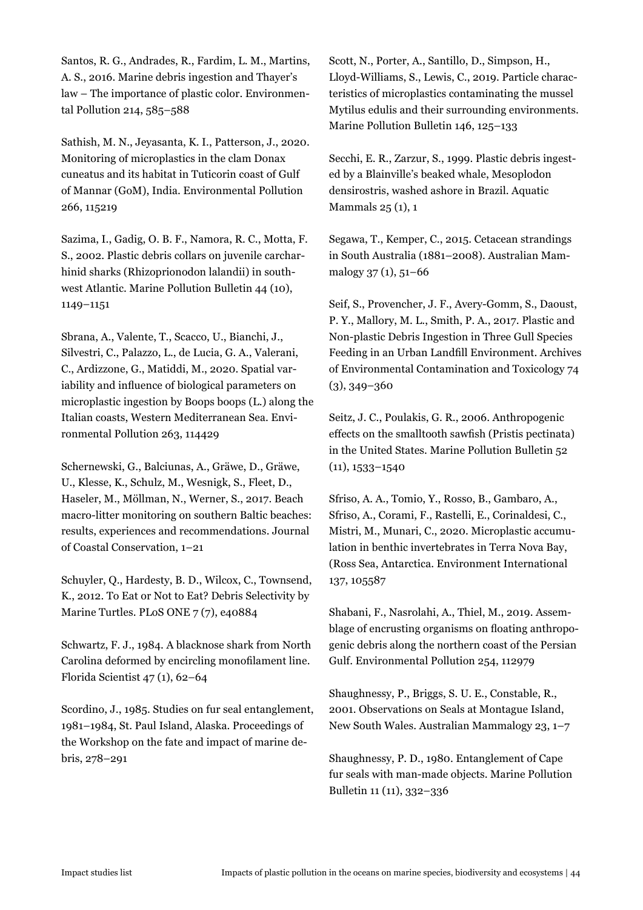Santos, R. G., Andrades, R., Fardim, L. M., Martins, A. S., 2016. Marine debris ingestion and Thayer's law – The importance of plastic color. Environmental Pollution 214, 585–588

Sathish, M. N., Jeyasanta, K. I., Patterson, J., 2020. Monitoring of microplastics in the clam Donax cuneatus and its habitat in Tuticorin coast of Gulf of Mannar (GoM), India. Environmental Pollution 266, 115219

Sazima, I., Gadig, O. B. F., Namora, R. C., Motta, F. S., 2002. Plastic debris collars on juvenile carcharhinid sharks (Rhizoprionodon lalandii) in southwest Atlantic. Marine Pollution Bulletin 44 (10), 1149–1151

Sbrana, A., Valente, T., Scacco, U., Bianchi, J., Silvestri, C., Palazzo, L., de Lucia, G. A., Valerani, C., Ardizzone, G., Matiddi, M., 2020. Spatial variability and influence of biological parameters on microplastic ingestion by Boops boops (L.) along the Italian coasts, Western Mediterranean Sea. Environmental Pollution 263, 114429

Schernewski, G., Balciunas, A., Gräwe, D., Gräwe, U., Klesse, K., Schulz, M., Wesnigk, S., Fleet, D., Haseler, M., Möllman, N., Werner, S., 2017. Beach macro-litter monitoring on southern Baltic beaches: results, experiences and recommendations. Journal of Coastal Conservation, 1–21

Schuyler, Q., Hardesty, B. D., Wilcox, C., Townsend, K., 2012. To Eat or Not to Eat? Debris Selectivity by Marine Turtles. PLoS ONE 7 (7), e40884

Schwartz, F. J., 1984. A blacknose shark from North Carolina deformed by encircling monofilament line. Florida Scientist 47 (1), 62–64

Scordino, J., 1985. Studies on fur seal entanglement, 1981–1984, St. Paul Island, Alaska. Proceedings of the Workshop on the fate and impact of marine debris, 278–291

Scott, N., Porter, A., Santillo, D., Simpson, H., Lloyd-Williams, S., Lewis, C., 2019. Particle characteristics of microplastics contaminating the mussel Mytilus edulis and their surrounding environments. Marine Pollution Bulletin 146, 125–133

Secchi, E. R., Zarzur, S., 1999. Plastic debris ingested by a Blainville's beaked whale, Mesoplodon densirostris, washed ashore in Brazil. Aquatic Mammals 25 (1), 1

Segawa, T., Kemper, C., 2015. Cetacean strandings in South Australia (1881–2008). Australian Mammalogy 37 (1), 51–66

Seif, S., Provencher, J. F., Avery-Gomm, S., Daoust, P. Y., Mallory, M. L., Smith, P. A., 2017. Plastic and Non-plastic Debris Ingestion in Three Gull Species Feeding in an Urban Landfill Environment. Archives of Environmental Contamination and Toxicology 74 (3), 349–360

Seitz, J. C., Poulakis, G. R., 2006. Anthropogenic effects on the smalltooth sawfish (Pristis pectinata) in the United States. Marine Pollution Bulletin 52 (11), 1533–1540

Sfriso, A. A., Tomio, Y., Rosso, B., Gambaro, A., Sfriso, A., Corami, F., Rastelli, E., Corinaldesi, C., Mistri, M., Munari, C., 2020. Microplastic accumulation in benthic invertebrates in Terra Nova Bay, (Ross Sea, Antarctica. Environment International 137, 105587

Shabani, F., Nasrolahi, A., Thiel, M., 2019. Assemblage of encrusting organisms on floating anthropogenic debris along the northern coast of the Persian Gulf. Environmental Pollution 254, 112979

Shaughnessy, P., Briggs, S. U. E., Constable, R., 2001. Observations on Seals at Montague Island, New South Wales. Australian Mammalogy 23, 1–7

Shaughnessy, P. D., 1980. Entanglement of Cape fur seals with man-made objects. Marine Pollution Bulletin 11 (11), 332–336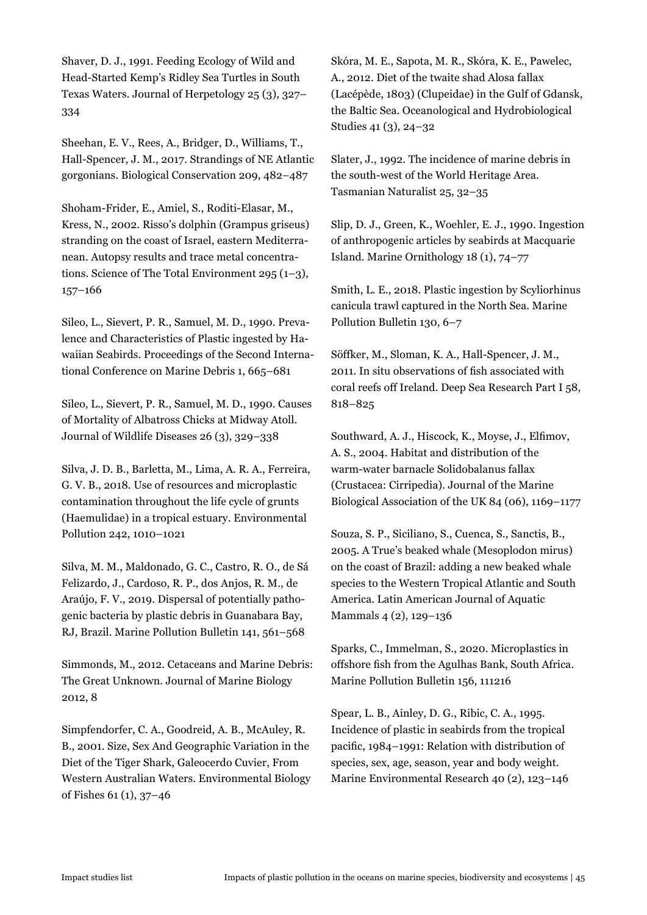Shaver, D. J., 1991. Feeding Ecology of Wild and Head-Started Kemp's Ridley Sea Turtles in South Texas Waters. Journal of Herpetology 25 (3), 327–334

Sheehan, E. V., Rees, A., Bridger, D., Williams, T., Hall-Spencer, J. M., 2017. Strandings of NE Atlantic gorgonians. Biological Conservation 209, 482–487

Shoham-Frider, E., Amiel, S., Roditi-Elasar, M., Kress, N., 2002. Risso's dolphin (Grampus griseus) stranding on the coast of Israel, eastern Mediterranean. Autopsy results and trace metal concentrations. Science of The Total Environment 295 (1–3), 157–166

Sileo, L., Sievert, P. R., Samuel, M. D., 1990. Prevalence and Characteristics of Plastic ingested by Hawaiian Seabirds. Proceedings of the Second International Conference on Marine Debris 1, 665–681

Sileo, L., Sievert, P. R., Samuel, M. D., 1990. Causes of Mortality of Albatross Chicks at Midway Atoll. Journal of Wildlife Diseases 26 (3), 329–338

Silva, J. D. B., Barletta, M., Lima, A. R. A., Ferreira, G. V. B., 2018. Use of resources and microplastic contamination throughout the life cycle of grunts (Haemulidae) in a tropical estuary. Environmental Pollution 242, 1010–1021

Silva, M. M., Maldonado, G. C., Castro, R. O., de Sá Felizardo, J., Cardoso, R. P., dos Anjos, R. M., de Araújo, F. V., 2019. Dispersal of potentially pathogenic bacteria by plastic debris in Guanabara Bay, RJ, Brazil. Marine Pollution Bulletin 141, 561–568

Simmonds, M., 2012. Cetaceans and Marine Debris: The Great Unknown. Journal of Marine Biology 2012, 8

Simpfendorfer, C. A., Goodreid, A. B., McAuley, R. B., 2001. Size, Sex And Geographic Variation in the Diet of the Tiger Shark, Galeocerdo Cuvier, From Western Australian Waters. Environmental Biology of Fishes 61 (1), 37–46

Skóra, M. E., Sapota, M. R., Skóra, K. E., Pawelec, A., 2012. Diet of the twaite shad Alosa fallax (Lacépède, 1803) (Clupeidae) in the Gulf of Gdansk, the Baltic Sea. Oceanological and Hydrobiological Studies 41 (3), 24–32

Slater, J., 1992. The incidence of marine debris in the south-west of the World Heritage Area. Tasmanian Naturalist 25, 32–35

Slip, D. J., Green, K., Woehler, E. J., 1990. Ingestion of anthropogenic articles by seabirds at Macquarie Island. Marine Ornithology 18 (1), 74–77

Smith, L. E., 2018. Plastic ingestion by Scyliorhinus canicula trawl captured in the North Sea. Marine Pollution Bulletin 130, 6–7

Söffker, M., Sloman, K. A., Hall-Spencer, J. M., 2011. In situ observations of fish associated with coral reefs off Ireland. Deep Sea Research Part I 58, 818–825

Southward, A. J., Hiscock, K., Moyse, J., Elfimov, A. S., 2004. Habitat and distribution of the warm-water barnacle Solidobalanus fallax (Crustacea: Cirripedia). Journal of the Marine Biological Association of the UK 84 (06), 1169–1177

Souza, S. P., Siciliano, S., Cuenca, S., Sanctis, B., 2005. A True's beaked whale (Mesoplodon mirus) on the coast of Brazil: adding a new beaked whale species to the Western Tropical Atlantic and South America. Latin American Journal of Aquatic Mammals 4 (2), 129–136

Sparks, C., Immelman, S., 2020. Microplastics in offshore fish from the Agulhas Bank, South Africa. Marine Pollution Bulletin 156, 111216

Spear, L. B., Ainley, D. G., Ribic, C. A., 1995. Incidence of plastic in seabirds from the tropical pacific, 1984–1991: Relation with distribution of species, sex, age, season, year and body weight. Marine Environmental Research 40 (2), 123–146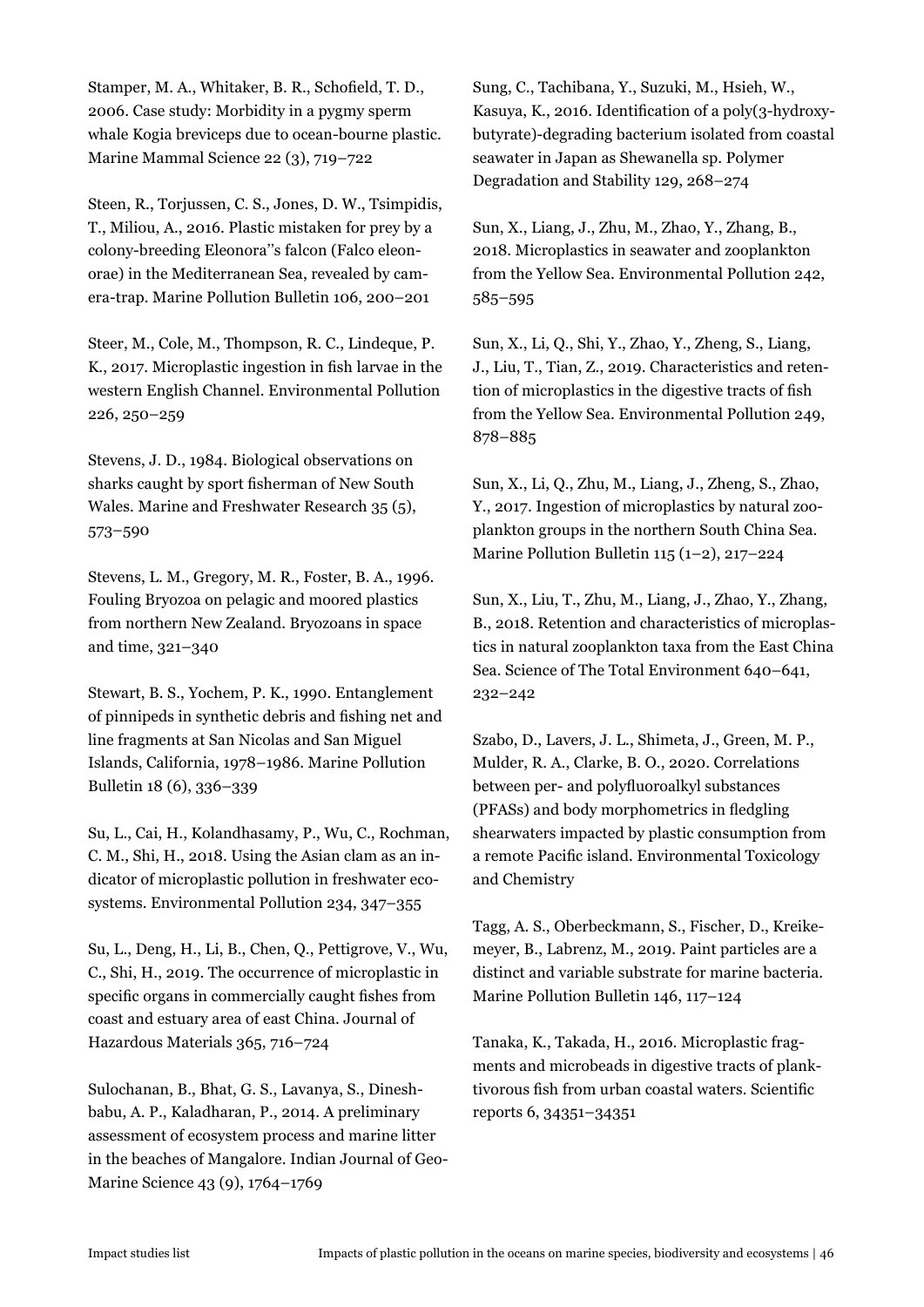Stamper, M. A., Whitaker, B. R., Schofield, T. D., 2006. Case study: Morbidity in a pygmy sperm whale Kogia breviceps due to ocean-bourne plastic. Marine Mammal Science 22 (3), 719–722

Steen, R., Torjussen, C. S., Jones, D. W., Tsimpidis, T., Miliou, A., 2016. Plastic mistaken for prey by a colony-breeding Eleonora''s falcon (Falco eleonorae) in the Mediterranean Sea, revealed by camera-trap. Marine Pollution Bulletin 106, 200–201

Steer, M., Cole, M., Thompson, R. C., Lindeque, P. K., 2017. Microplastic ingestion in fish larvae in the western English Channel. Environmental Pollution 226, 250–259

Stevens, J. D., 1984. Biological observations on sharks caught by sport fisherman of New South Wales. Marine and Freshwater Research 35 (5), 573–590

Stevens, L. M., Gregory, M. R., Foster, B. A., 1996. Fouling Bryozoa on pelagic and moored plastics from northern New Zealand. Bryozoans in space and time, 321–340

Stewart, B. S., Yochem, P. K., 1990. Entanglement of pinnipeds in synthetic debris and fishing net and line fragments at San Nicolas and San Miguel Islands, California, 1978–1986. Marine Pollution Bulletin 18 (6), 336–339

Su, L., Cai, H., Kolandhasamy, P., Wu, C., Rochman, C. M., Shi, H., 2018. Using the Asian clam as an indicator of microplastic pollution in freshwater ecosystems. Environmental Pollution 234, 347–355

Su, L., Deng, H., Li, B., Chen, Q., Pettigrove, V., Wu, C., Shi, H., 2019. The occurrence of microplastic in specific organs in commercially caught fishes from coast and estuary area of east China. Journal of Hazardous Materials 365, 716–724

Sulochanan, B., Bhat, G. S., Lavanya, S., Dineshbabu, A. P., Kaladharan, P., 2014. A preliminary assessment of ecosystem process and marine litter in the beaches of Mangalore. Indian Journal of Geo-Marine Science 43 (9), 1764–1769

Sung, C., Tachibana, Y., Suzuki, M., Hsieh, W., Kasuya, K., 2016. Identification of a poly(3-hydroxybutyrate)-degrading bacterium isolated from coastal seawater in Japan as Shewanella sp. Polymer Degradation and Stability 129, 268–274

Sun, X., Liang, J., Zhu, M., Zhao, Y., Zhang, B., 2018. Microplastics in seawater and zooplankton from the Yellow Sea. Environmental Pollution 242, 585–595

Sun, X., Li, Q., Shi, Y., Zhao, Y., Zheng, S., Liang, J., Liu, T., Tian, Z., 2019. Characteristics and retention of microplastics in the digestive tracts of fish from the Yellow Sea. Environmental Pollution 249, 878–885

Sun, X., Li, Q., Zhu, M., Liang, J., Zheng, S., Zhao, Y., 2017. Ingestion of microplastics by natural zooplankton groups in the northern South China Sea. Marine Pollution Bulletin 115 (1–2), 217–224

Sun, X., Liu, T., Zhu, M., Liang, J., Zhao, Y., Zhang, B., 2018. Retention and characteristics of microplastics in natural zooplankton taxa from the East China Sea. Science of The Total Environment 640–641, 232–242

Szabo, D., Lavers, J. L., Shimeta, J., Green, M. P., Mulder, R. A., Clarke, B. O., 2020. Correlations between per- and polyfluoroalkyl substances (PFASs) and body morphometrics in fledgling shearwaters impacted by plastic consumption from a remote Pacific island. Environmental Toxicology and Chemistry

Tagg, A. S., Oberbeckmann, S., Fischer, D., Kreikemeyer, B., Labrenz, M., 2019. Paint particles are a distinct and variable substrate for marine bacteria. Marine Pollution Bulletin 146, 117–124

Tanaka, K., Takada, H., 2016. Microplastic fragments and microbeads in digestive tracts of planktivorous fish from urban coastal waters. Scientific reports 6, 34351–34351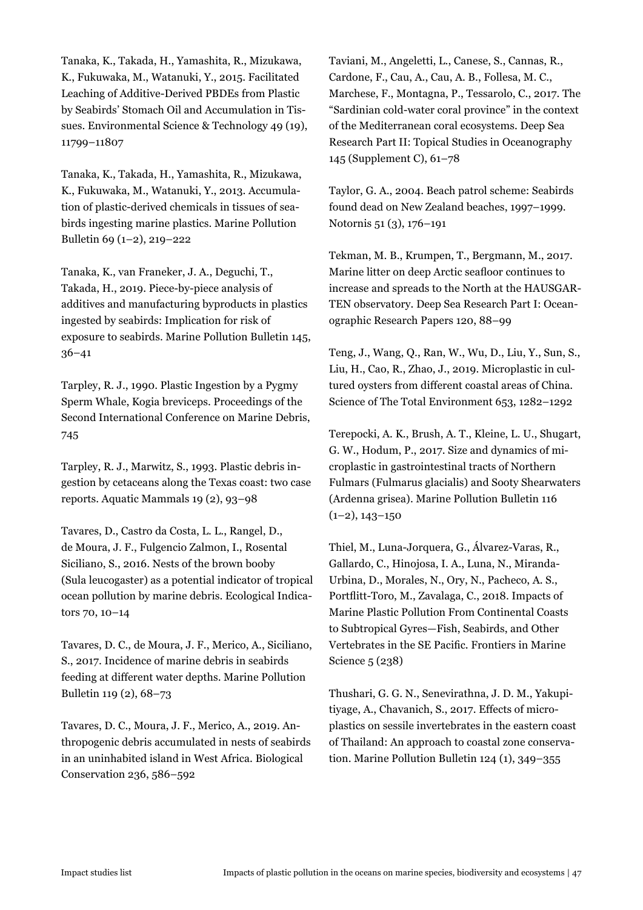Tanaka, K., Takada, H., Yamashita, R., Mizukawa, K., Fukuwaka, M., Watanuki, Y., 2015. Facilitated Leaching of Additive-Derived PBDEs from Plastic by Seabirds' Stomach Oil and Accumulation in Tissues. Environmental Science & Technology 49 (19), 11799–11807

Tanaka, K., Takada, H., Yamashita, R., Mizukawa, K., Fukuwaka, M., Watanuki, Y., 2013. Accumulation of plastic-derived chemicals in tissues of seabirds ingesting marine plastics. Marine Pollution Bulletin 69 (1–2), 219–222

Tanaka, K., van Franeker, J. A., Deguchi, T., Takada, H., 2019. Piece-by-piece analysis of additives and manufacturing byproducts in plastics ingested by seabirds: Implication for risk of exposure to seabirds. Marine Pollution Bulletin 145, 36–41

Tarpley, R. J., 1990. Plastic Ingestion by a Pygmy Sperm Whale, Kogia breviceps. Proceedings of the Second International Conference on Marine Debris, 745

Tarpley, R. J., Marwitz, S., 1993. Plastic debris ingestion by cetaceans along the Texas coast: two case reports. Aquatic Mammals 19 (2), 93–98

Tavares, D., Castro da Costa, L. L., Rangel, D., de Moura, J. F., Fulgencio Zalmon, I., Rosental Siciliano, S., 2016. Nests of the brown booby (Sula leucogaster) as a potential indicator of tropical ocean pollution by marine debris. Ecological Indicators 70, 10–14

Tavares, D. C., de Moura, J. F., Merico, A., Siciliano, S., 2017. Incidence of marine debris in seabirds feeding at different water depths. Marine Pollution Bulletin 119 (2), 68–73

Tavares, D. C., Moura, J. F., Merico, A., 2019. Anthropogenic debris accumulated in nests of seabirds in an uninhabited island in West Africa. Biological Conservation 236, 586–592

Taviani, M., Angeletti, L., Canese, S., Cannas, R., Cardone, F., Cau, A., Cau, A. B., Follesa, M. C., Marchese, F., Montagna, P., Tessarolo, C., 2017. The "Sardinian cold-water coral province" in the context of the Mediterranean coral ecosystems. Deep Sea Research Part II: Topical Studies in Oceanography 145 (Supplement C), 61–78

Taylor, G. A., 2004. Beach patrol scheme: Seabirds found dead on New Zealand beaches, 1997–1999. Notornis 51 (3), 176–191

Tekman, M. B., Krumpen, T., Bergmann, M., 2017. Marine litter on deep Arctic seafloor continues to increase and spreads to the North at the HAUSGARTEN observatory. Deep Sea Research Part I: Oceanographic Research Papers 120, 88–99

Teng, J., Wang, Q., Ran, W., Wu, D., Liu, Y., Sun, S., Liu, H., Cao, R., Zhao, J., 2019. Microplastic in cultured oysters from different coastal areas of China. Science of The Total Environment 653, 1282–1292

Terepocki, A. K., Brush, A. T., Kleine, L. U., Shugart, G. W., Hodum, P., 2017. Size and dynamics of microplastic in gastrointestinal tracts of Northern Fulmars (Fulmarus glacialis) and Sooty Shearwaters (Ardenna grisea). Marine Pollution Bulletin 116 (1–2), 143–150

Thiel, M., Luna-Jorquera, G., Álvarez-Varas, R., Gallardo, C., Hinojosa, I. A., Luna, N., Miranda-Urbina, D., Morales, N., Ory, N., Pacheco, A. S., Portflitt-Toro, M., Zavalaga, C., 2018. Impacts of Marine Plastic Pollution From Continental Coasts to Subtropical Gyres—Fish, Seabirds, and Other Vertebrates in the SE Pacific. Frontiers in Marine Science 5 (238)

Thushari, G. G. N., Senevirathna, J. D. M., Yakupitiyage, A., Chavanich, S., 2017. Effects of microplastics on sessile invertebrates in the eastern coast of Thailand: An approach to coastal zone conservation. Marine Pollution Bulletin 124 (1), 349–355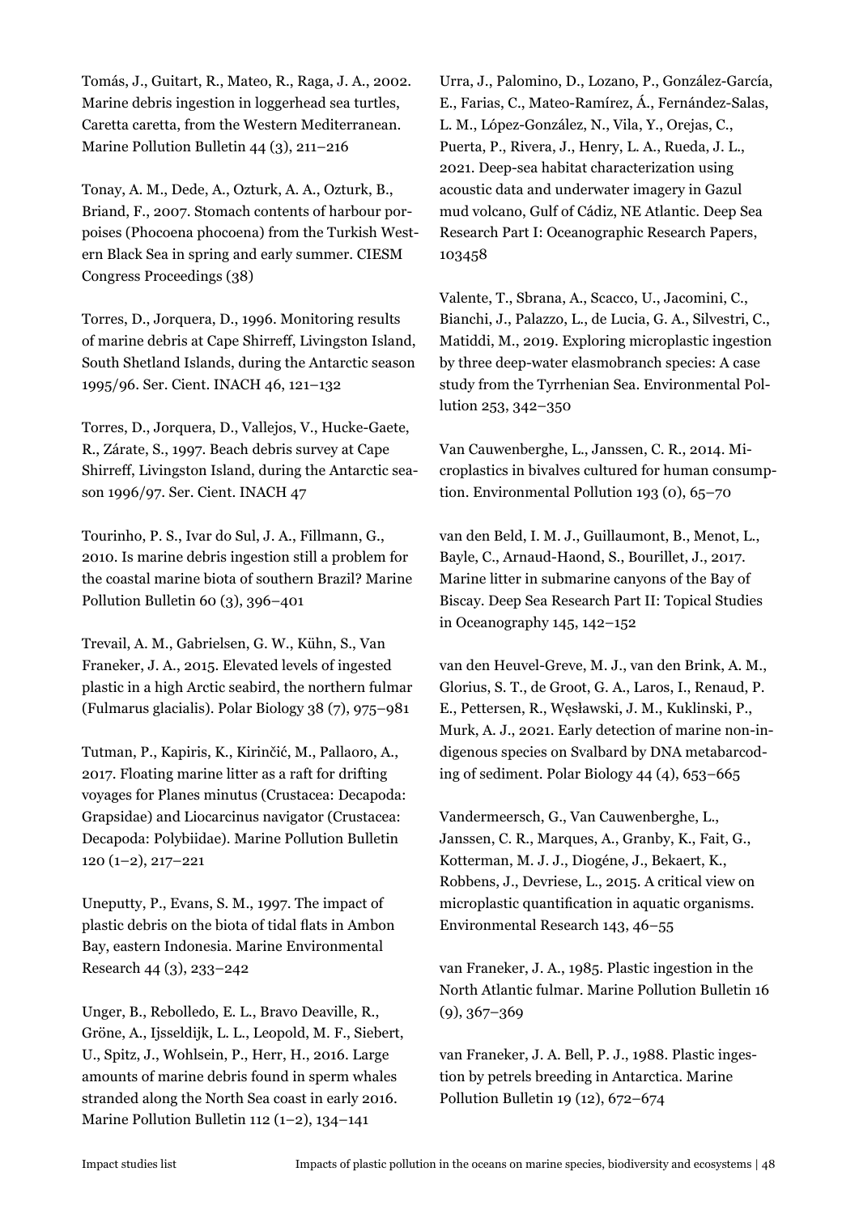Tomás, J., Guitart, R., Mateo, R., Raga, J. A., 2002. Marine debris ingestion in loggerhead sea turtles, Caretta caretta, from the Western Mediterranean. Marine Pollution Bulletin 44 (3), 211–216

Tonay, A. M., Dede, A., Ozturk, A. A., Ozturk, B., Briand, F., 2007. Stomach contents of harbour porpoises (Phocoena phocoena) from the Turkish Western Black Sea in spring and early summer. CIESM Congress Proceedings (38)

Torres, D., Jorquera, D., 1996. Monitoring results of marine debris at Cape Shirreff, Livingston Island, South Shetland Islands, during the Antarctic season 1995/96. Ser. Cient. INACH 46, 121–132

Torres, D., Jorquera, D., Vallejos, V., Hucke-Gaete, R., Zárate, S., 1997. Beach debris survey at Cape Shirreff, Livingston Island, during the Antarctic season 1996/97. Ser. Cient. INACH 47

Tourinho, P. S., Ivar do Sul, J. A., Fillmann, G., 2010. Is marine debris ingestion still a problem for the coastal marine biota of southern Brazil? Marine Pollution Bulletin 60 (3), 396–401

Trevail, A. M., Gabrielsen, G. W., Kühn, S., Van Franeker, J. A., 2015. Elevated levels of ingested plastic in a high Arctic seabird, the northern fulmar (Fulmarus glacialis). Polar Biology 38 (7), 975–981

Tutman, P., Kapiris, K., Kirinčić, M., Pallaoro, A., 2017. Floating marine litter as a raft for drifting voyages for Planes minutus (Crustacea: Decapoda: Grapsidae) and Liocarcinus navigator (Crustacea: Decapoda: Polybiidae). Marine Pollution Bulletin 120 (1–2), 217–221

Uneputty, P., Evans, S. M., 1997. The impact of plastic debris on the biota of tidal flats in Ambon Bay, eastern Indonesia. Marine Environmental Research 44 (3), 233–242

Unger, B., Rebolledo, E. L., Bravo Deaville, R., Gröne, A., Ijsseldijk, L. L., Leopold, M. F., Siebert, U., Spitz, J., Wohlsein, P., Herr, H., 2016. Large amounts of marine debris found in sperm whales stranded along the North Sea coast in early 2016. Marine Pollution Bulletin 112 (1–2), 134–141

Urra, J., Palomino, D., Lozano, P., González-García, E., Farias, C., Mateo-Ramírez, Á., Fernández-Salas, L. M., López-González, N., Vila, Y., Orejas, C., Puerta, P., Rivera, J., Henry, L. A., Rueda, J. L., 2021. Deep-sea habitat characterization using acoustic data and underwater imagery in Gazul mud volcano, Gulf of Cádiz, NE Atlantic. Deep Sea Research Part I: Oceanographic Research Papers, 103458

Valente, T., Sbrana, A., Scacco, U., Jacomini, C., Bianchi, J., Palazzo, L., de Lucia, G. A., Silvestri, C., Matiddi, M., 2019. Exploring microplastic ingestion by three deep-water elasmobranch species: A case study from the Tyrrhenian Sea. Environmental Pollution 253, 342–350

Van Cauwenberghe, L., Janssen, C. R., 2014. Microplastics in bivalves cultured for human consumption. Environmental Pollution 193 (0), 65–70

van den Beld, I. M. J., Guillaumont, B., Menot, L., Bayle, C., Arnaud-Haond, S., Bourillet, J., 2017. Marine litter in submarine canyons of the Bay of Biscay. Deep Sea Research Part II: Topical Studies in Oceanography 145, 142–152

van den Heuvel-Greve, M. J., van den Brink, A. M., Glorius, S. T., de Groot, G. A., Laros, I., Renaud, P. E., Pettersen, R., Węsławski, J. M., Kuklinski, P., Murk, A. J., 2021. Early detection of marine non-indigenous species on Svalbard by DNA metabarcoding of sediment. Polar Biology 44 (4), 653–665

Vandermeersch, G., Van Cauwenberghe, L., Janssen, C. R., Marques, A., Granby, K., Fait, G., Kotterman, M. J. J., Diogéne, J., Bekaert, K., Robbens, J., Devriese, L., 2015. A critical view on microplastic quantification in aquatic organisms. Environmental Research 143, 46–55

van Franeker, J. A., 1985. Plastic ingestion in the North Atlantic fulmar. Marine Pollution Bulletin 16 (9), 367–369

van Franeker, J. A. Bell, P. J., 1988. Plastic ingestion by petrels breeding in Antarctica. Marine Pollution Bulletin 19 (12), 672–674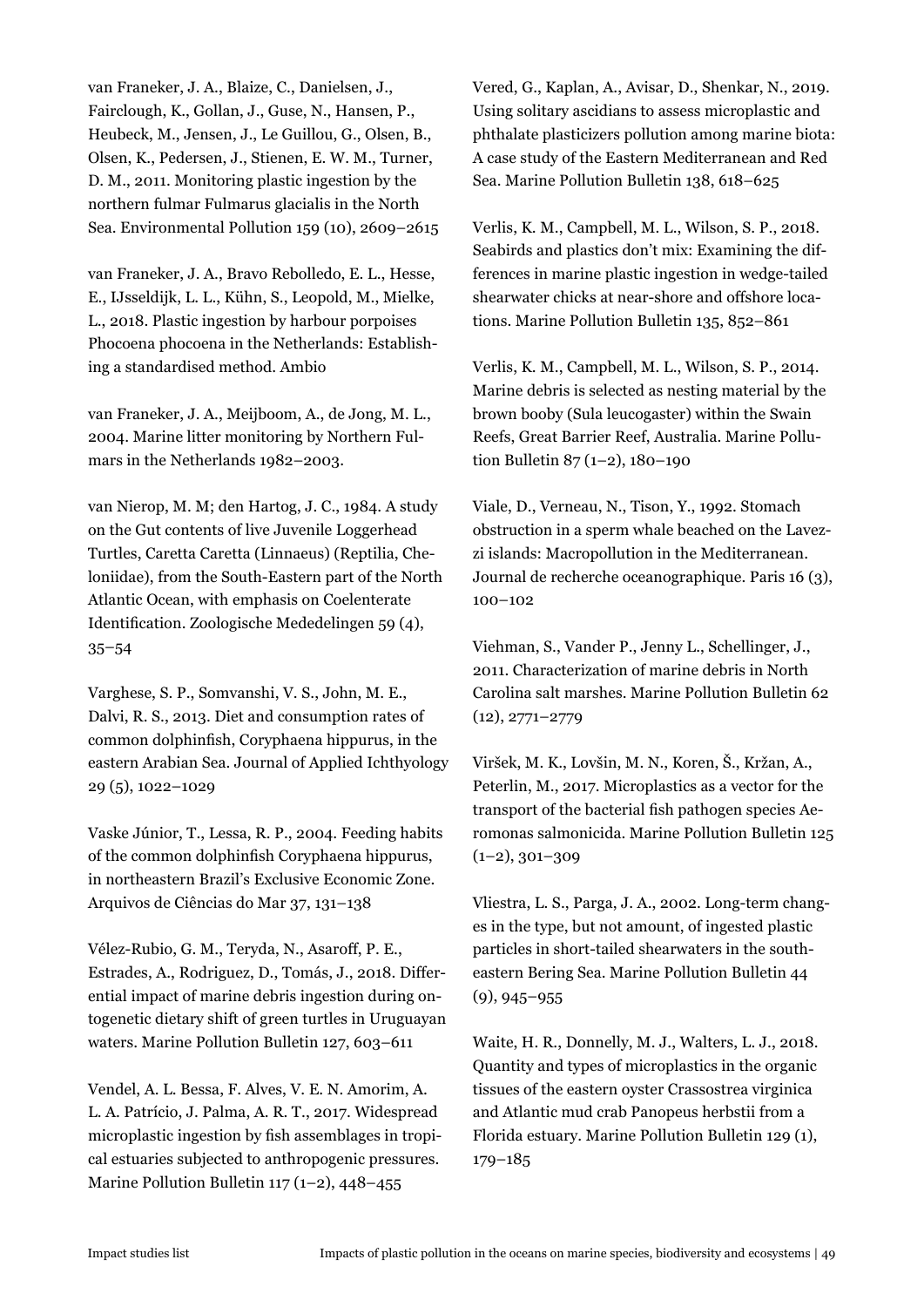van Franeker, J. A., Blaize, C., Danielsen, J., Fairclough, K., Gollan, J., Guse, N., Hansen, P., Heubeck, M., Jensen, J., Le Guillou, G., Olsen, B., Olsen, K., Pedersen, J., Stienen, E. W. M., Turner, D. M., 2011. Monitoring plastic ingestion by the northern fulmar Fulmarus glacialis in the North Sea. Environmental Pollution 159 (10), 2609–2615

van Franeker, J. A., Bravo Rebolledo, E. L., Hesse, E., IJsseldijk, L. L., Kühn, S., Leopold, M., Mielke, L., 2018. Plastic ingestion by harbour porpoises Phocoena phocoena in the Netherlands: Establishing a standardised method. Ambio

van Franeker, J. A., Meijboom, A., de Jong, M. L., 2004. Marine litter monitoring by Northern Fulmars in the Netherlands 1982–2003.

van Nierop, M. M; den Hartog, J. C., 1984. A study on the Gut contents of live Juvenile Loggerhead Turtles, Caretta Caretta (Linnaeus) (Reptilia, Cheloniidae), from the South-Eastern part of the North Atlantic Ocean, with emphasis on Coelenterate Identification. Zoologische Mededelingen 59 (4), 35–54

Varghese, S. P., Somvanshi, V. S., John, M. E., Dalvi, R. S., 2013. Diet and consumption rates of common dolphinfish, Coryphaena hippurus, in the eastern Arabian Sea. Journal of Applied Ichthyology 29 (5), 1022–1029

Vaske Júnior, T., Lessa, R. P., 2004. Feeding habits of the common dolphinfish Coryphaena hippurus, in northeastern Brazil's Exclusive Economic Zone. Arquivos de Ciências do Mar 37, 131–138

Vélez-Rubio, G. M., Teryda, N., Asaroff, P. E., Estrades, A., Rodriguez, D., Tomás, J., 2018. Differential impact of marine debris ingestion during ontogenetic dietary shift of green turtles in Uruguayan waters. Marine Pollution Bulletin 127, 603–611

Vendel, A. L. Bessa, F. Alves, V. E. N. Amorim, A. L. A. Patrício, J. Palma, A. R. T., 2017. Widespread microplastic ingestion by fish assemblages in tropical estuaries subjected to anthropogenic pressures. Marine Pollution Bulletin 117 (1–2), 448–455

Vered, G., Kaplan, A., Avisar, D., Shenkar, N., 2019. Using solitary ascidians to assess microplastic and phthalate plasticizers pollution among marine biota: A case study of the Eastern Mediterranean and Red Sea. Marine Pollution Bulletin 138, 618–625

Verlis, K. M., Campbell, M. L., Wilson, S. P., 2018. Seabirds and plastics don't mix: Examining the differences in marine plastic ingestion in wedge-tailed shearwater chicks at near-shore and offshore locations. Marine Pollution Bulletin 135, 852–861

Verlis, K. M., Campbell, M. L., Wilson, S. P., 2014. Marine debris is selected as nesting material by the brown booby (Sula leucogaster) within the Swain Reefs, Great Barrier Reef, Australia. Marine Pollution Bulletin 87 (1–2), 180–190

Viale, D., Verneau, N., Tison, Y., 1992. Stomach obstruction in a sperm whale beached on the Lavezzi islands: Macropollution in the Mediterranean. Journal de recherche oceanographique. Paris 16 (3), 100–102

Viehman, S., Vander P., Jenny L., Schellinger, J., 2011. Characterization of marine debris in North Carolina salt marshes. Marine Pollution Bulletin 62 (12), 2771–2779

Viršek, M. K., Lovšin, M. N., Koren, Š., Kržan, A., Peterlin, M., 2017. Microplastics as a vector for the transport of the bacterial fish pathogen species Aeromonas salmonicida. Marine Pollution Bulletin 125 (1–2), 301–309

Vliestra, L. S., Parga, J. A., 2002. Long-term changes in the type, but not amount, of ingested plastic particles in short-tailed shearwaters in the southeastern Bering Sea. Marine Pollution Bulletin 44 (9), 945–955

Waite, H. R., Donnelly, M. J., Walters, L. J., 2018. Quantity and types of microplastics in the organic tissues of the eastern oyster Crassostrea virginica and Atlantic mud crab Panopeus herbstii from a Florida estuary. Marine Pollution Bulletin 129 (1), 179–185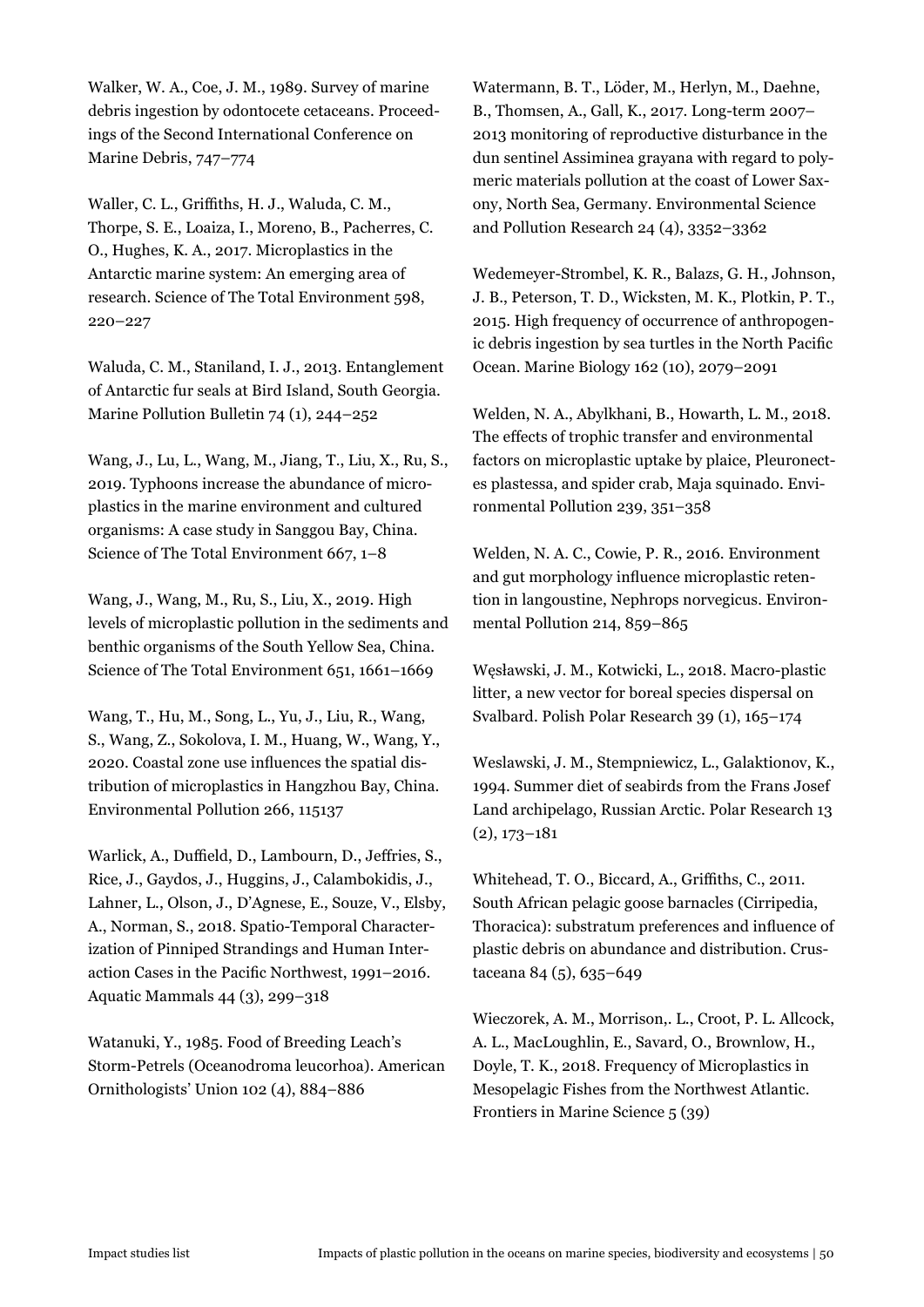Walker, W. A., Coe, J. M., 1989. Survey of marine debris ingestion by odontocete cetaceans. Proceedings of the Second International Conference on Marine Debris, 747–774

Waller, C. L., Griffiths, H. J., Waluda, C. M., Thorpe, S. E., Loaiza, I., Moreno, B., Pacherres, C. O., Hughes, K. A., 2017. Microplastics in the Antarctic marine system: An emerging area of research. Science of The Total Environment 598, 220–227

Waluda, C. M., Staniland, I. J., 2013. Entanglement of Antarctic fur seals at Bird Island, South Georgia. Marine Pollution Bulletin 74 (1), 244–252

Wang, J., Lu, L., Wang, M., Jiang, T., Liu, X., Ru, S., 2019. Typhoons increase the abundance of microplastics in the marine environment and cultured organisms: A case study in Sanggou Bay, China. Science of The Total Environment 667, 1–8

Wang, J., Wang, M., Ru, S., Liu, X., 2019. High levels of microplastic pollution in the sediments and benthic organisms of the South Yellow Sea, China. Science of The Total Environment 651, 1661–1669

Wang, T., Hu, M., Song, L., Yu, J., Liu, R., Wang, S., Wang, Z., Sokolova, I. M., Huang, W., Wang, Y., 2020. Coastal zone use influences the spatial distribution of microplastics in Hangzhou Bay, China. Environmental Pollution 266, 115137

Warlick, A., Duffield, D., Lambourn, D., Jeffries, S., Rice, J., Gaydos, J., Huggins, J., Calambokidis, J., Lahner, L., Olson, J., D'Agnese, E., Souze, V., Elsby, A., Norman, S., 2018. Spatio-Temporal Characterization of Pinniped Strandings and Human Interaction Cases in the Pacific Northwest, 1991–2016. Aquatic Mammals 44 (3), 299–318

Watanuki, Y., 1985. Food of Breeding Leach's Storm-Petrels (Oceanodroma leucorhoa). American Ornithologists' Union 102 (4), 884–886

Watermann, B. T., Löder, M., Herlyn, M., Daehne, B., Thomsen, A., Gall, K., 2017. Long-term 2007–2013 monitoring of reproductive disturbance in the dun sentinel Assiminea grayana with regard to polymeric materials pollution at the coast of Lower Saxony, North Sea, Germany. Environmental Science and Pollution Research 24 (4), 3352–3362

Wedemeyer-Strombel, K. R., Balazs, G. H., Johnson, J. B., Peterson, T. D., Wicksten, M. K., Plotkin, P. T., 2015. High frequency of occurrence of anthropogenic debris ingestion by sea turtles in the North Pacific Ocean. Marine Biology 162 (10), 2079–2091

Welden, N. A., Abylkhani, B., Howarth, L. M., 2018. The effects of trophic transfer and environmental factors on microplastic uptake by plaice, Pleuronectes plastessa, and spider crab, Maja squinado. Environmental Pollution 239, 351–358

Welden, N. A. C., Cowie, P. R., 2016. Environment and gut morphology influence microplastic retention in langoustine, Nephrops norvegicus. Environmental Pollution 214, 859–865

Węsławski, J. M., Kotwicki, L., 2018. Macro-plastic litter, a new vector for boreal species dispersal on Svalbard. Polish Polar Research 39 (1), 165–174

Weslawski, J. M., Stempniewicz, L., Galaktionov, K., 1994. Summer diet of seabirds from the Frans Josef Land archipelago, Russian Arctic. Polar Research 13 (2), 173–181

Whitehead, T. O., Biccard, A., Griffiths, C., 2011. South African pelagic goose barnacles (Cirripedia, Thoracica): substratum preferences and influence of plastic debris on abundance and distribution. Crustaceana 84 (5), 635–649

Wieczorek, A. M., Morrison,. L., Croot, P. L. Allcock, A. L., MacLoughlin, E., Savard, O., Brownlow, H., Doyle, T. K., 2018. Frequency of Microplastics in Mesopelagic Fishes from the Northwest Atlantic. Frontiers in Marine Science 5 (39)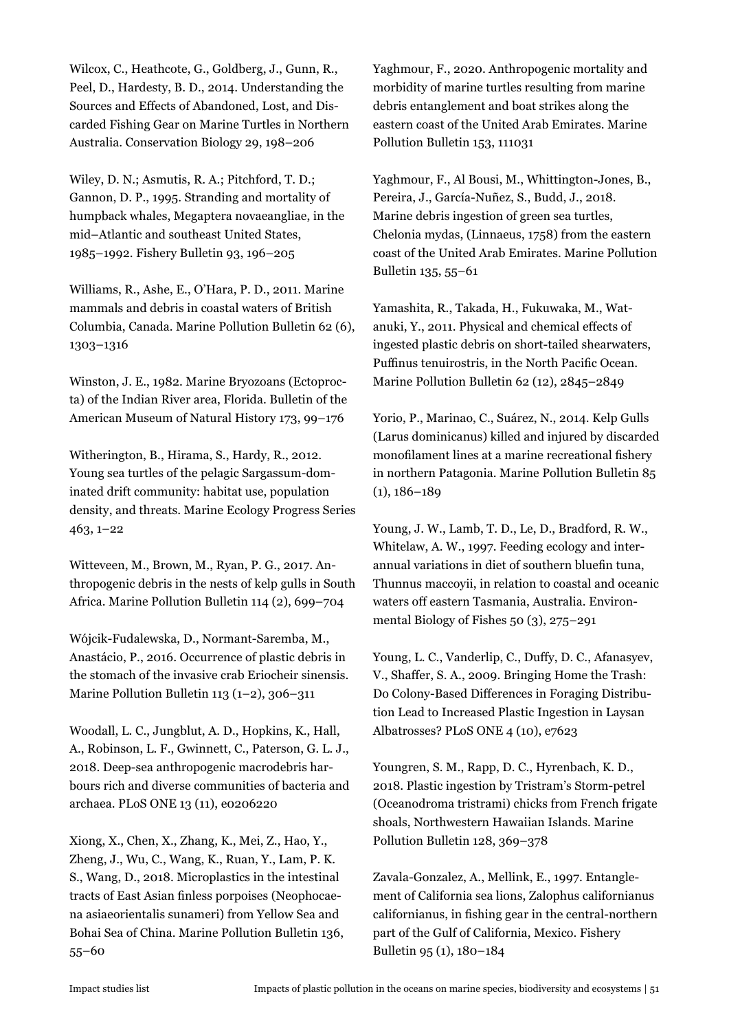Wilcox, C., Heathcote, G., Goldberg, J., Gunn, R., Peel, D., Hardesty, B. D., 2014. Understanding the Sources and Effects of Abandoned, Lost, and Discarded Fishing Gear on Marine Turtles in Northern Australia. Conservation Biology 29, 198–206

Wiley, D. N.; Asmutis, R. A.; Pitchford, T. D.; Gannon, D. P., 1995. Stranding and mortality of humpback whales, Megaptera novaeangliae, in the mid–Atlantic and southeast United States, 1985–1992. Fishery Bulletin 93, 196–205

Williams, R., Ashe, E., O'Hara, P. D., 2011. Marine mammals and debris in coastal waters of British Columbia, Canada. Marine Pollution Bulletin 62 (6), 1303–1316

Winston, J. E., 1982. Marine Bryozoans (Ectoprocta) of the Indian River area, Florida. Bulletin of the American Museum of Natural History 173, 99–176

Witherington, B., Hirama, S., Hardy, R., 2012. Young sea turtles of the pelagic Sargassum-dominated drift community: habitat use, population density, and threats. Marine Ecology Progress Series 463, 1–22

Witteveen, M., Brown, M., Ryan, P. G., 2017. Anthropogenic debris in the nests of kelp gulls in South Africa. Marine Pollution Bulletin 114 (2), 699–704

Wójcik-Fudalewska, D., Normant-Saremba, M., Anastácio, P., 2016. Occurrence of plastic debris in the stomach of the invasive crab Eriocheir sinensis. Marine Pollution Bulletin 113 (1–2), 306–311

Woodall, L. C., Jungblut, A. D., Hopkins, K., Hall, A., Robinson, L. F., Gwinnett, C., Paterson, G. L. J., 2018. Deep-sea anthropogenic macrodebris harbours rich and diverse communities of bacteria and archaea. PLoS ONE 13 (11), e0206220

Xiong, X., Chen, X., Zhang, K., Mei, Z., Hao, Y., Zheng, J., Wu, C., Wang, K., Ruan, Y., Lam, P. K. S., Wang, D., 2018. Microplastics in the intestinal tracts of East Asian finless porpoises (Neophocaena asiaeorientalis sunameri) from Yellow Sea and Bohai Sea of China. Marine Pollution Bulletin 136, 55–60

Yaghmour, F., 2020. Anthropogenic mortality and morbidity of marine turtles resulting from marine debris entanglement and boat strikes along the eastern coast of the United Arab Emirates. Marine Pollution Bulletin 153, 111031

Yaghmour, F., Al Bousi, M., Whittington-Jones, B., Pereira, J., García-Nuñez, S., Budd, J., 2018. Marine debris ingestion of green sea turtles, Chelonia mydas, (Linnaeus, 1758) from the eastern coast of the United Arab Emirates. Marine Pollution Bulletin 135, 55–61

Yamashita, R., Takada, H., Fukuwaka, M., Watanuki, Y., 2011. Physical and chemical effects of ingested plastic debris on short-tailed shearwaters, Puffinus tenuirostris, in the North Pacific Ocean. Marine Pollution Bulletin 62 (12), 2845–2849

Yorio, P., Marinao, C., Suárez, N., 2014. Kelp Gulls (Larus dominicanus) killed and injured by discarded monofilament lines at a marine recreational fishery in northern Patagonia. Marine Pollution Bulletin 85 (1), 186–189

Young, J. W., Lamb, T. D., Le, D., Bradford, R. W., Whitelaw, A. W., 1997. Feeding ecology and interannual variations in diet of southern bluefin tuna, Thunnus maccoyii, in relation to coastal and oceanic waters off eastern Tasmania, Australia. Environmental Biology of Fishes 50 (3), 275–291

Young, L. C., Vanderlip, C., Duffy, D. C., Afanasyev, V., Shaffer, S. A., 2009. Bringing Home the Trash: Do Colony-Based Differences in Foraging Distribution Lead to Increased Plastic Ingestion in Laysan Albatrosses? PLoS ONE 4 (10), e7623

Youngren, S. M., Rapp, D. C., Hyrenbach, K. D., 2018. Plastic ingestion by Tristram's Storm-petrel (Oceanodroma tristrami) chicks from French frigate shoals, Northwestern Hawaiian Islands. Marine Pollution Bulletin 128, 369–378

Zavala-Gonzalez, A., Mellink, E., 1997. Entanglement of California sea lions, Zalophus californianus californianus, in fishing gear in the central-northern part of the Gulf of California, Mexico. Fishery Bulletin 95 (1), 180–184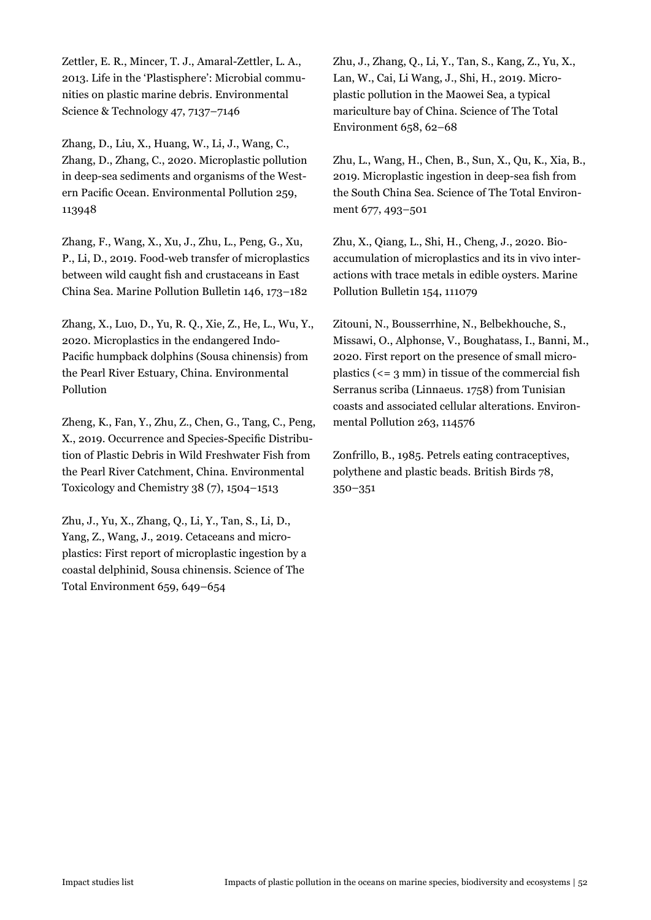Zettler, E. R., Mincer, T. J., Amaral-Zettler, L. A., 2013. Life in the 'Plastisphere': Microbial communities on plastic marine debris. Environmental Science & Technology 47, 7137–7146

Zhang, D., Liu, X., Huang, W., Li, J., Wang, C., Zhang, D., Zhang, C., 2020. Microplastic pollution in deep-sea sediments and organisms of the Western Pacific Ocean. Environmental Pollution 259, 113948

Zhang, F., Wang, X., Xu, J., Zhu, L., Peng, G., Xu, P., Li, D., 2019. Food-web transfer of microplastics between wild caught fish and crustaceans in East China Sea. Marine Pollution Bulletin 146, 173–182

Zhang, X., Luo, D., Yu, R. Q., Xie, Z., He, L., Wu, Y., 2020. Microplastics in the endangered Indo-Pacific humpback dolphins (Sousa chinensis) from the Pearl River Estuary, China. Environmental Pollution

Zheng, K., Fan, Y., Zhu, Z., Chen, G., Tang, C., Peng, X., 2019. Occurrence and Species-Specific Distribution of Plastic Debris in Wild Freshwater Fish from the Pearl River Catchment, China. Environmental Toxicology and Chemistry 38 (7), 1504–1513

Zhu, J., Yu, X., Zhang, Q., Li, Y., Tan, S., Li, D., Yang, Z., Wang, J., 2019. Cetaceans and microplastics: First report of microplastic ingestion by a coastal delphinid, Sousa chinensis. Science of The Total Environment 659, 649–654

Zhu, J., Zhang, Q., Li, Y., Tan, S., Kang, Z., Yu, X., Lan, W., Cai, Li Wang, J., Shi, H., 2019. Microplastic pollution in the Maowei Sea, a typical mariculture bay of China. Science of The Total Environment 658, 62–68

Zhu, L., Wang, H., Chen, B., Sun, X., Qu, K., Xia, B., 2019. Microplastic ingestion in deep-sea fish from the South China Sea. Science of The Total Environment 677, 493–501

Zhu, X., Qiang, L., Shi, H., Cheng, J., 2020. Bioaccumulation of microplastics and its in vivo interactions with trace metals in edible oysters. Marine Pollution Bulletin 154, 111079

Zitouni, N., Bousserrhine, N., Belbekhouche, S., Missawi, O., Alphonse, V., Boughatass, I., Banni, M., 2020. First report on the presence of small microplastics (<= 3 mm) in tissue of the commercial fish Serranus scriba (Linnaeus. 1758) from Tunisian coasts and associated cellular alterations. Environmental Pollution 263, 114576

Zonfrillo, B., 1985. Petrels eating contraceptives, polythene and plastic beads. British Birds 78, 350–351